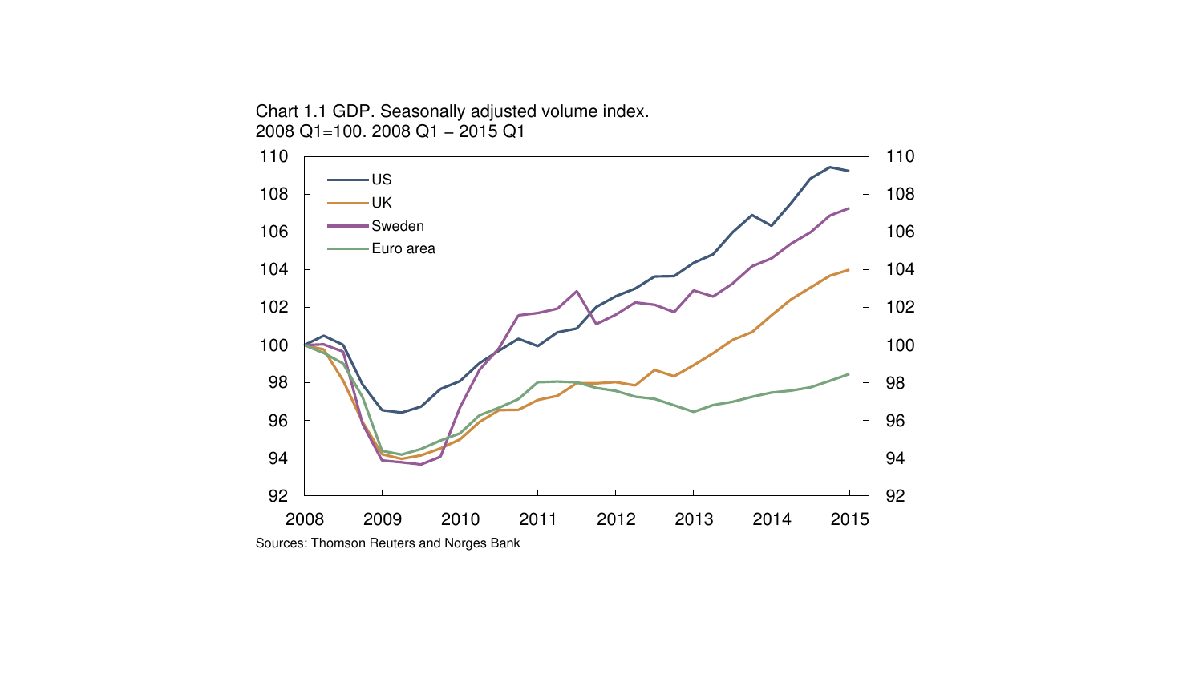Chart 1.1 GDP. Seasonally adjusted volume index.
2008 Q1=100. 2008 Q1 – 2015 Q1

Sources: Thomson Reuters and Norges Bank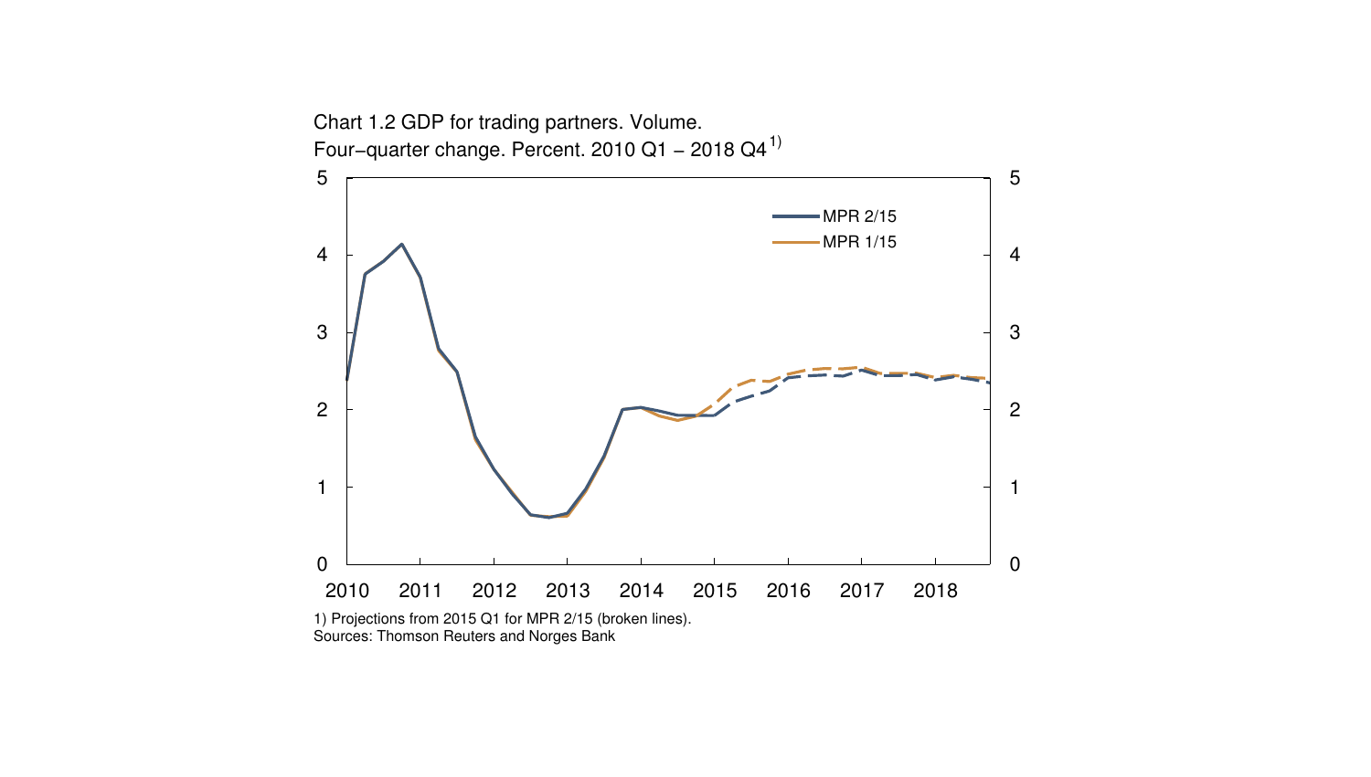Chart 1.2 GDP for trading partners. Volume.
Four-quarter change. Percent. 2010 Q1 – 2018 Q4[1)]

MPR 2/15
MPR 1/15

1) Projections from 2015 Q1 for MPR 2/15 (broken lines).
Sources: Thomson Reuters and Norges Bank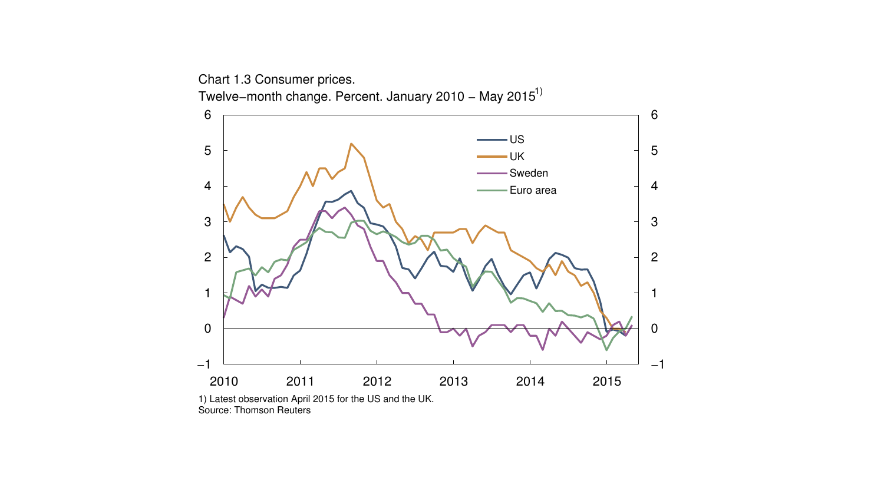Chart 1.3 Consumer prices.
Twelve−month change. Percent. January 2010 − May 2015[1)]

1) Latest observation April 2015 for the US and the UK.
Source: Thomson Reuters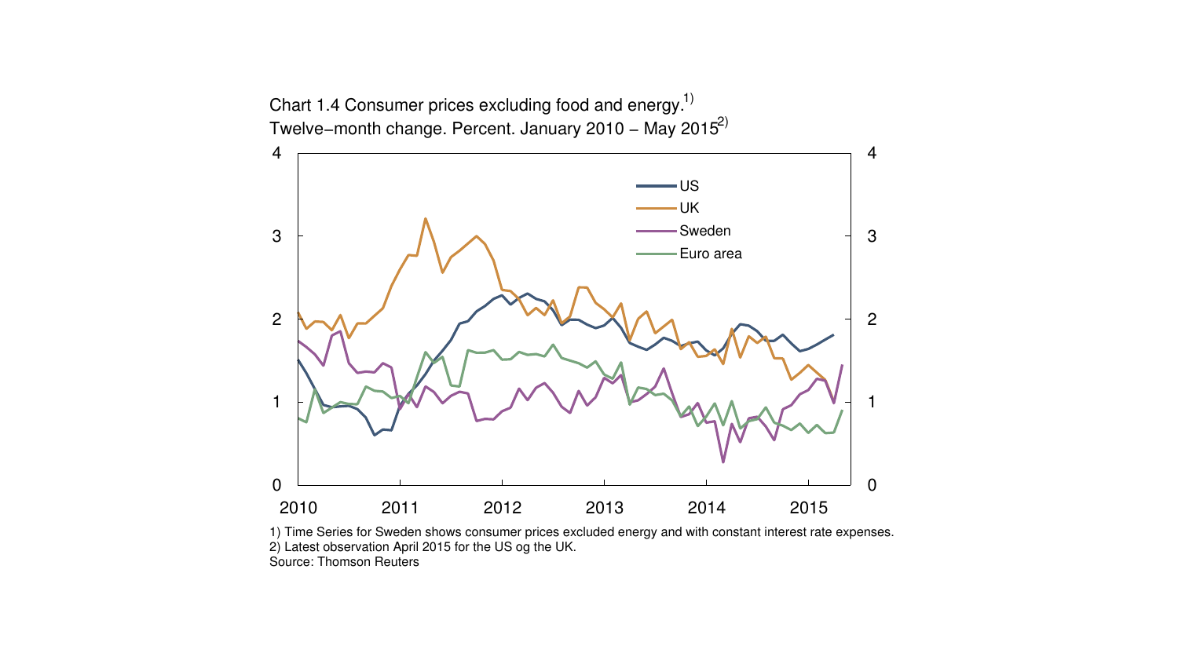Chart 1.4 Consumer prices excluding food and energy.[1)]
Twelve−month change. Percent. January 2010 − May 2015[2)]

1) Time Series for Sweden shows consumer prices excluded energy and with constant interest rate expenses.
2) Latest observation April 2015 for the US og the UK.
Source: Thomson Reuters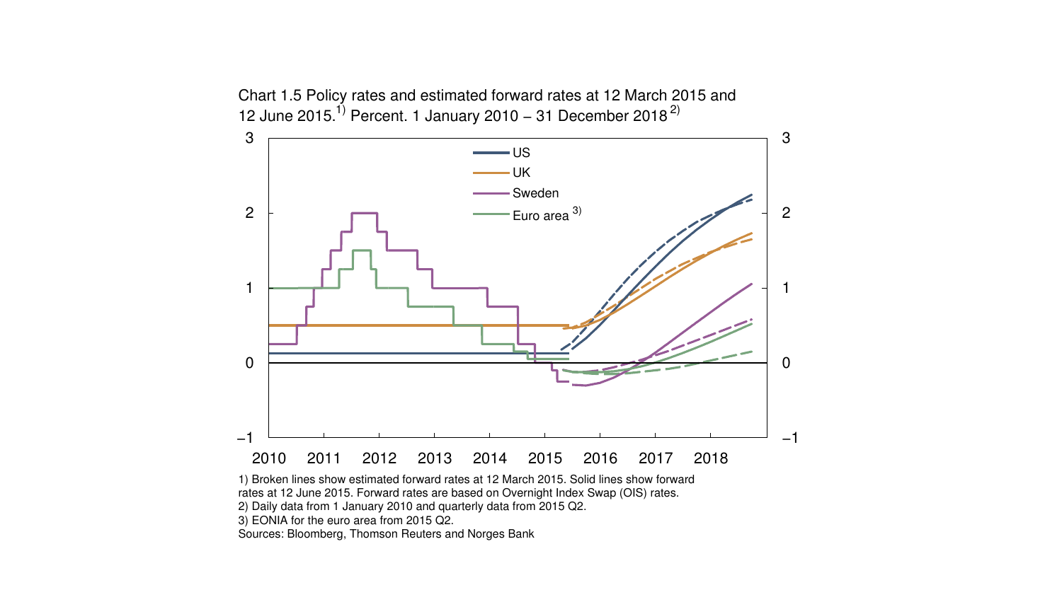Chart 1.5 Policy rates and estimated forward rates at 12 March 2015 and 12 June 2015.[1)] Percent. 1 January 2010 – 31 December 2018[2)]

1) Broken lines show estimated forward rates at 12 March 2015. Solid lines show forward rates at 12 June 2015. Forward rates are based on Overnight Index Swap (OIS) rates.
2) Daily data from 1 January 2010 and quarterly data from 2015 Q2.
3) EONIA for the euro area from 2015 Q2.
Sources: Bloomberg, Thomson Reuters and Norges Bank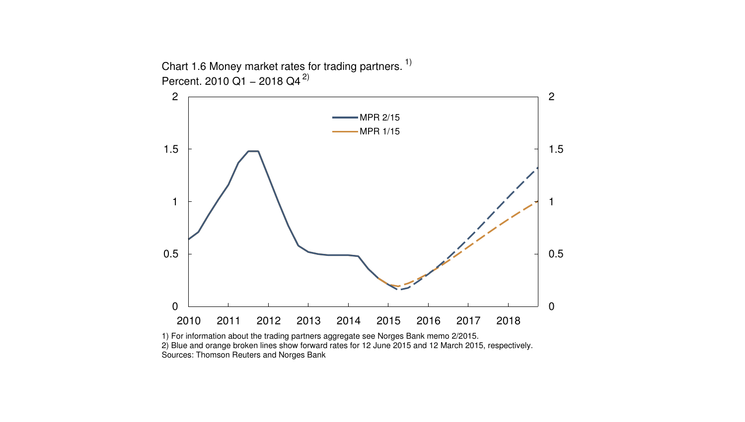Chart 1.6 Money market rates for trading partners.[1)]
Percent. 2010 Q1 – 2018 Q4[2)]

MPR 2/15
MPR 1/15

1) For information about the trading partners aggregate see Norges Bank memo 2/2015.
2) Blue and orange broken lines show forward rates for 12 June 2015 and 12 March 2015, respectively.
Sources: Thomson Reuters and Norges Bank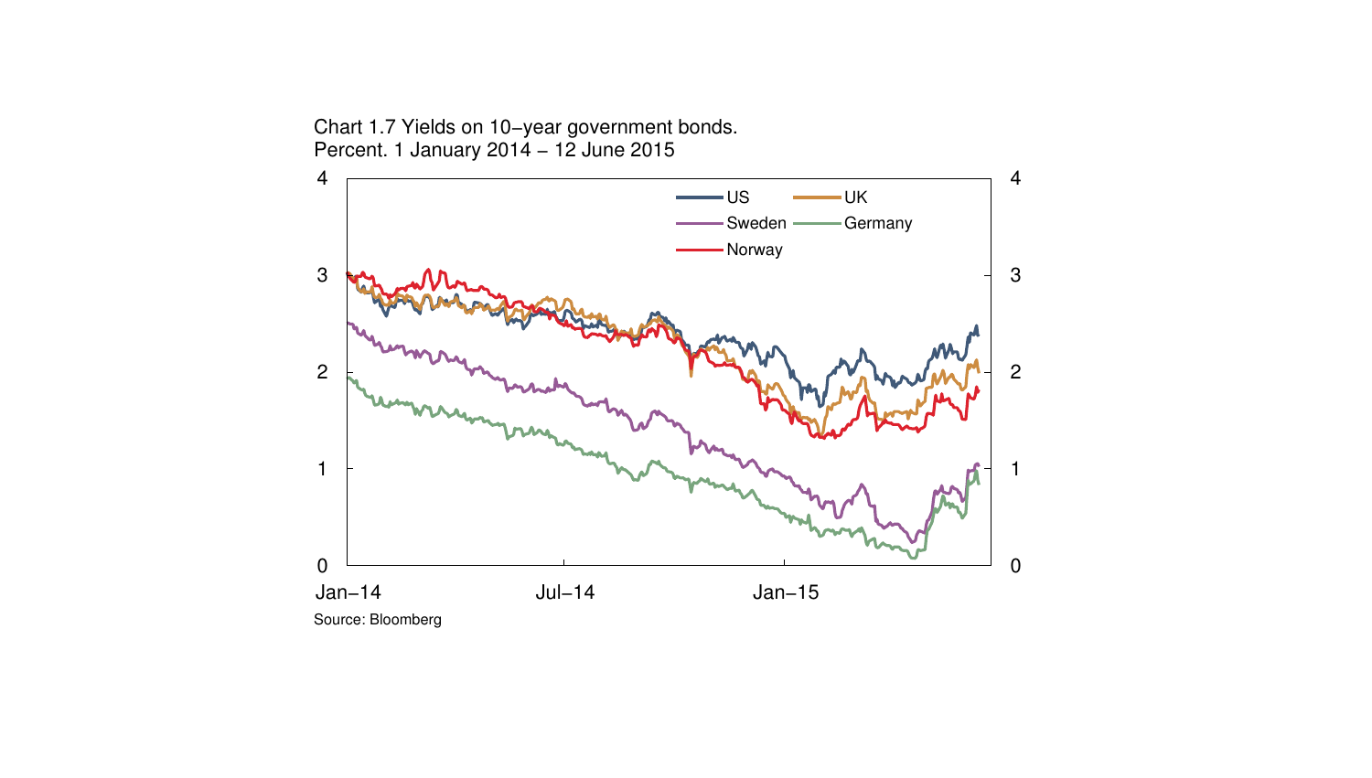Chart 1.7 Yields on 10-year government bonds.
Percent. 1 January 2014 – 12 June 2015

Source: Bloomberg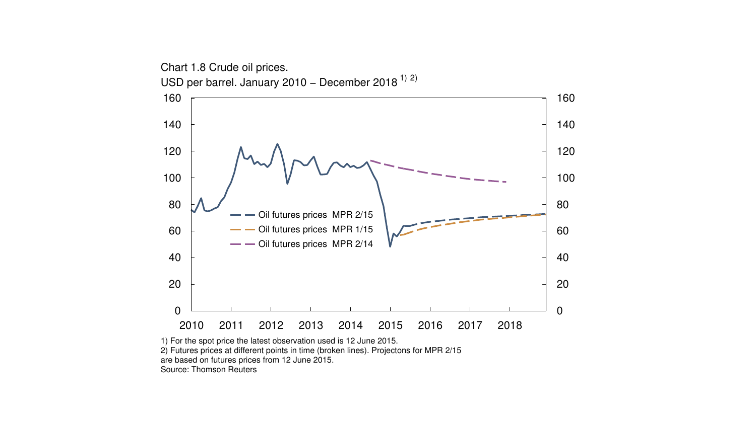Chart 1.8 Crude oil prices.
USD per barrel. January 2010 – December 2018 [1) 2)]

1) For the spot price the latest observation used is 12 June 2015.
2) Futures prices at different points in time (broken lines). Projectons for MPR 2/15 are based on futures prices from 12 June 2015.
Source: Thomson Reuters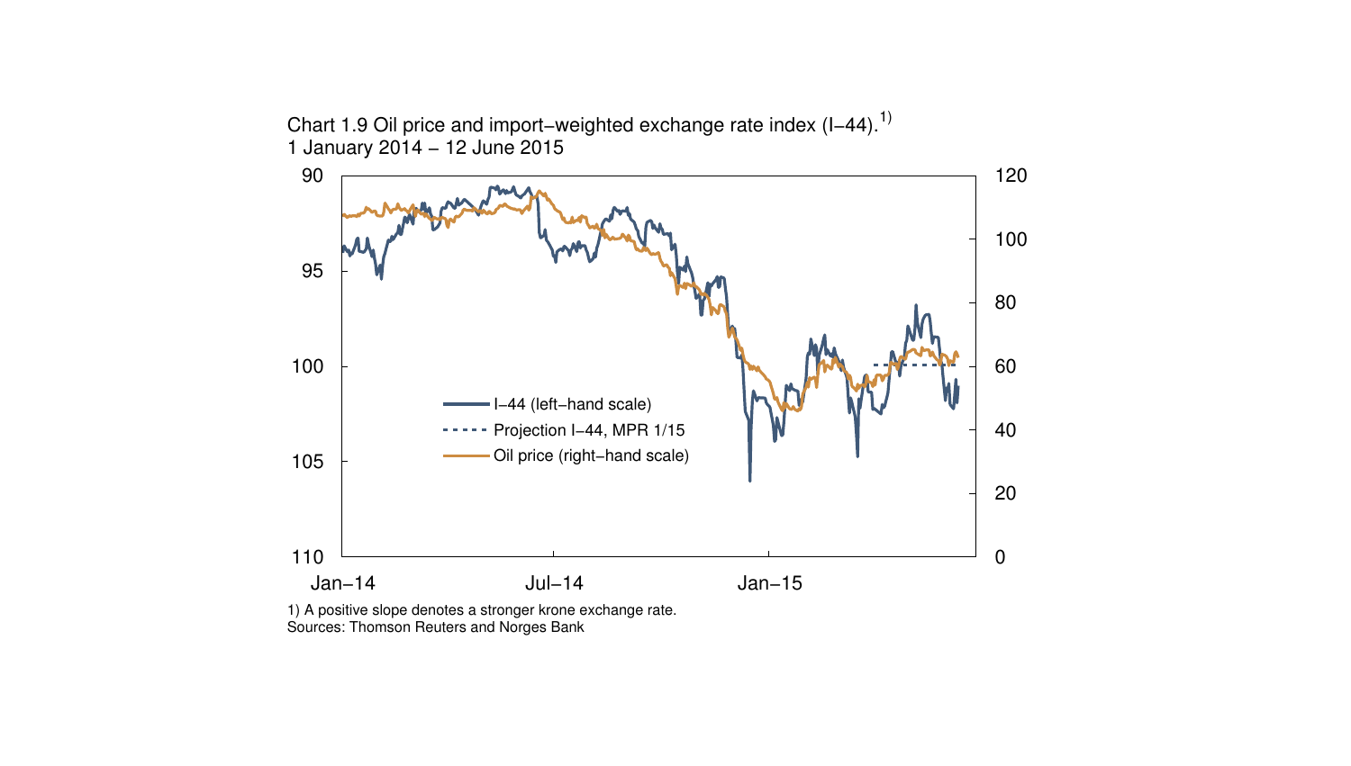Chart 1.9 Oil price and import−weighted exchange rate index (I−44).[1]
1 January 2014 – 12 June 2015

1) A positive slope denotes a stronger krone exchange rate.
Sources: Thomson Reuters and Norges Bank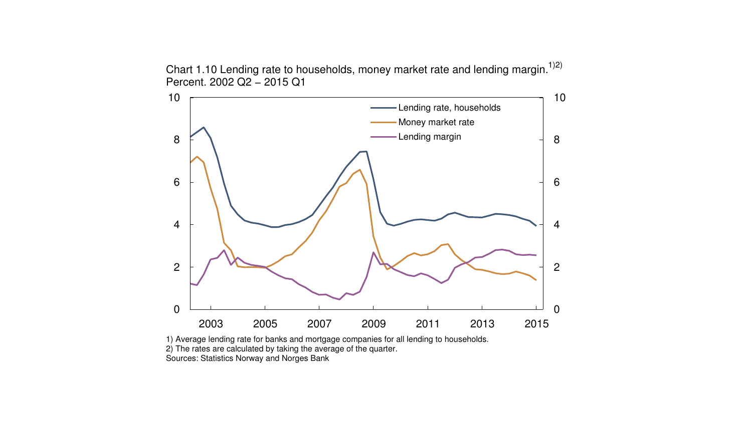Chart 1.10 Lending rate to households, money market rate and lending margin.[1)2)]
Percent. 2002 Q2 – 2015 Q1

1) Average lending rate for banks and mortgage companies for all lending to households.
2) The rates are calculated by taking the average of the quarter.
Sources: Statistics Norway and Norges Bank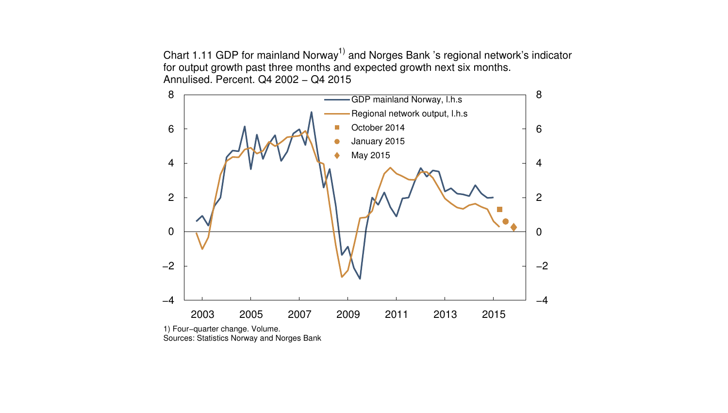Chart 1.11 GDP for mainland Norway[1)] and Norges Bank 's regional network's indicator for output growth past three months and expected growth next six months. Annualised. Percent. Q4 2002 – Q4 2015

1) Four−quarter change. Volume.
Sources: Statistics Norway and Norges Bank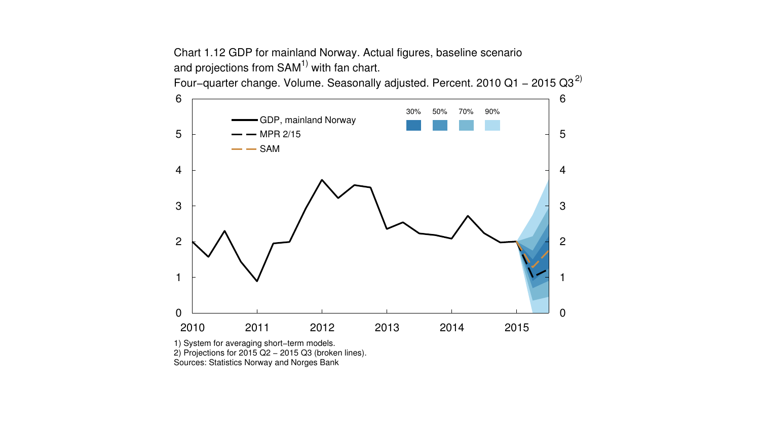Chart 1.12 GDP for mainland Norway. Actual figures, baseline scenario and projections from SAM[1)] with fan chart.
Four−quarter change. Volume. Seasonally adjusted. Percent. 2010 Q1 – 2015 Q3[2)]

1) System for averaging short−term models.
2) Projections for 2015 Q2 – 2015 Q3 (broken lines).
Sources: Statistics Norway and Norges Bank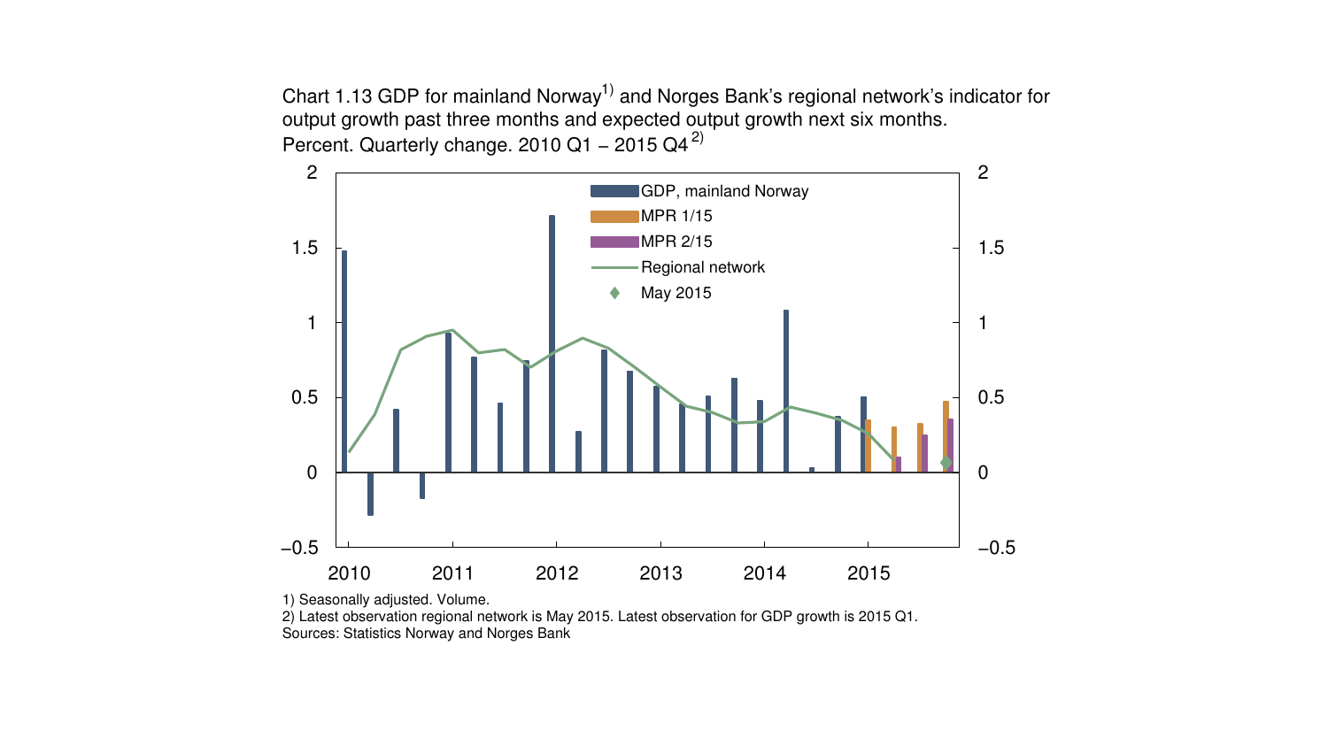Chart 1.13 GDP for mainland Norway[1)] and Norges Bank's regional network's indicator for output growth past three months and expected output growth next six months. Percent. Quarterly change. 2010 Q1 – 2015 Q4[2)]

1) Seasonally adjusted. Volume.

2) Latest observation regional network is May 2015. Latest observation for GDP growth is 2015 Q1.

Sources: Statistics Norway and Norges Bank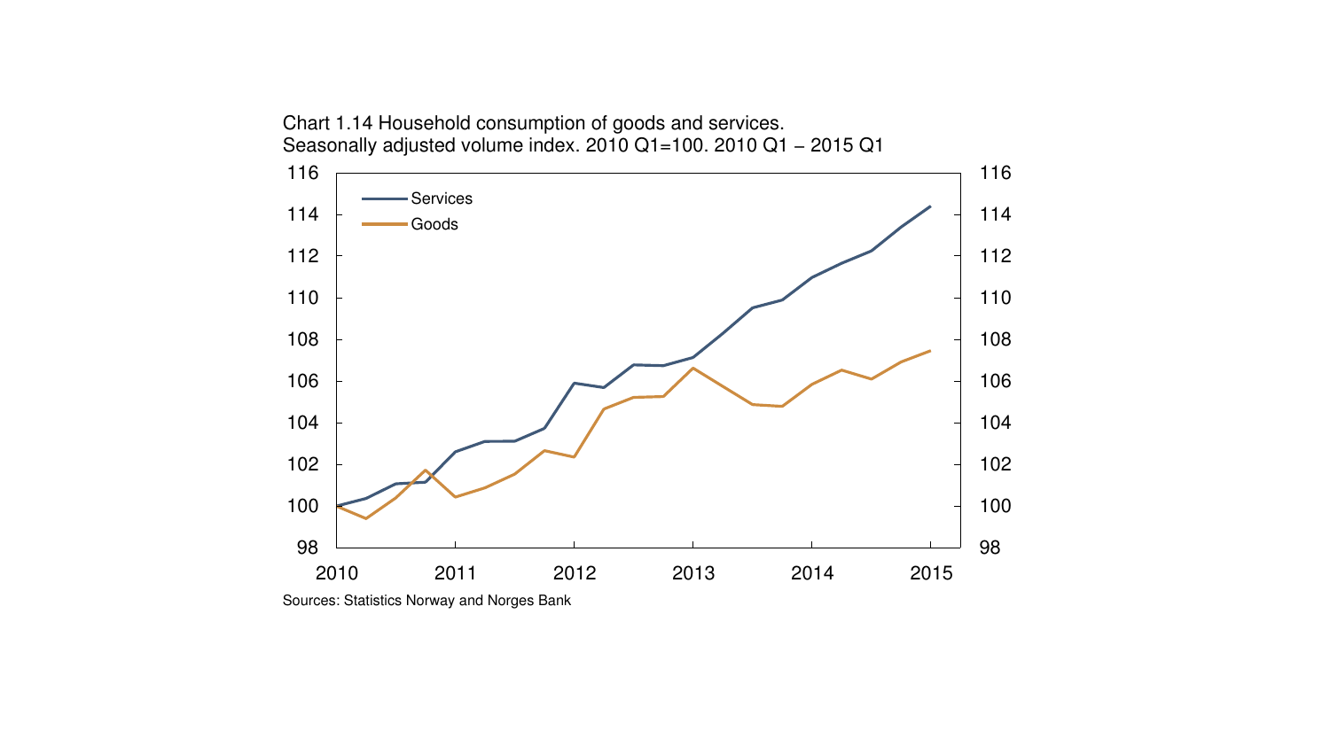Chart 1.14 Household consumption of goods and services.
Seasonally adjusted volume index. 2010 Q1=100. 2010 Q1 – 2015 Q1

Sources: Statistics Norway and Norges Bank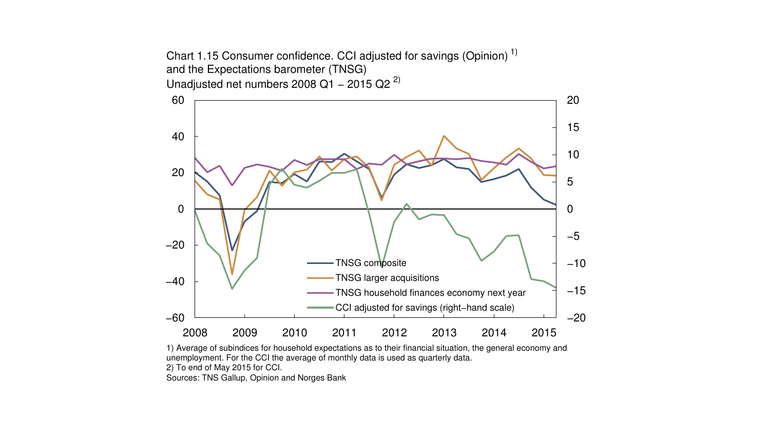Chart 1.15 Consumer confidence. CCI adjusted for savings (Opinion) [1] and the Expectations barometer (TNSG)
Unadjusted net numbers 2008 Q1 – 2015 Q2 [2]

1) Average of subindices for household expectations as to their financial situation, the general economy and unemployment. For the CCI the average of monthly data is used as quarterly data.
2) To end of May 2015 for CCI.
Sources: TNS Gallup, Opinion and Norges Bank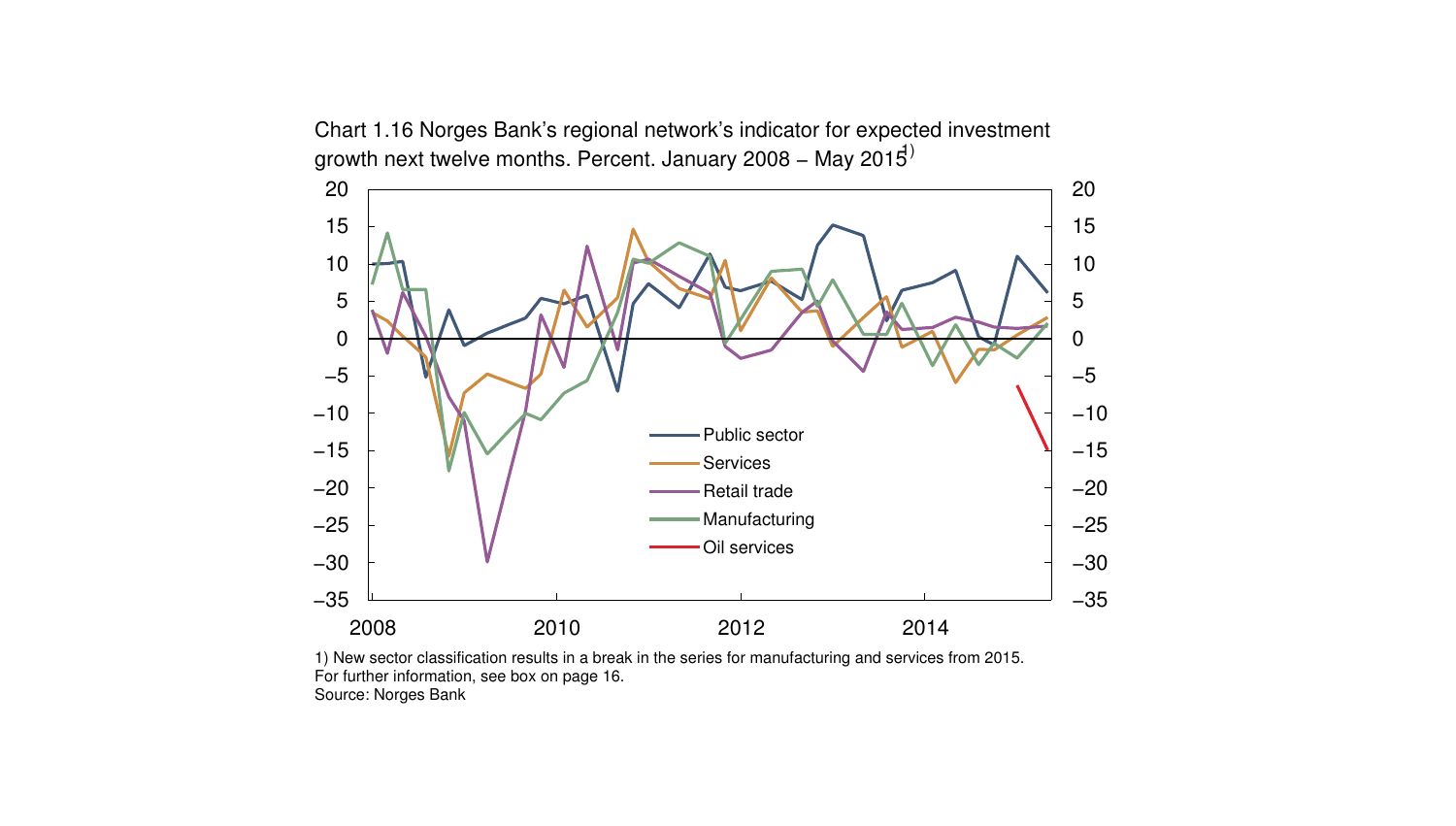Chart 1.16 Norges Bank's regional network's indicator for expected investment growth next twelve months. Percent. January 2008 – May 2015[1)]

1) New sector classification results in a break in the series for manufacturing and services from 2015. For further information, see box on page 16.

Source: Norges Bank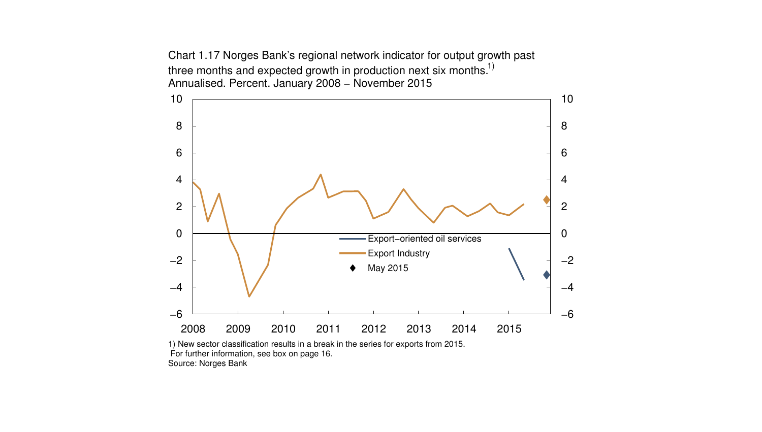Chart 1.17 Norges Bank's regional network indicator for output growth past three months and expected growth in production next six months.[1)] Annualised. Percent. January 2008 – November 2015

Export−oriented oil services

Export Industry

May 2015

1) New sector classification results in a break in the series for exports from 2015. For further information, see box on page 16.

Source: Norges Bank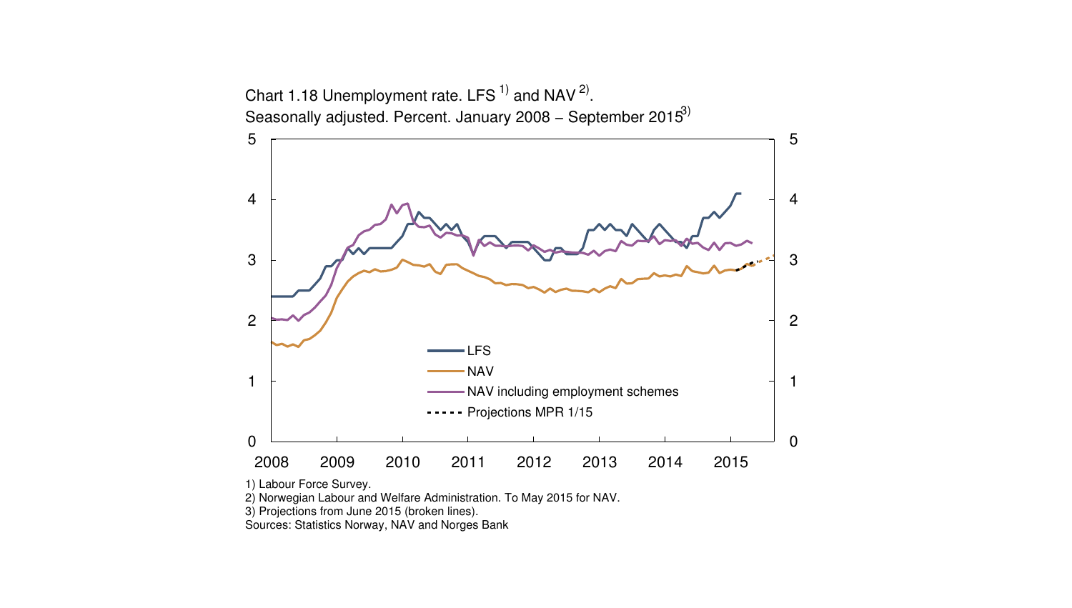Chart 1.18 Unemployment rate. LFS [1] and NAV [2].
Seasonally adjusted. Percent. January 2008 – September 2015[3]

1) Labour Force Survey.
2) Norwegian Labour and Welfare Administration. To May 2015 for NAV.
3) Projections from June 2015 (broken lines).
Sources: Statistics Norway, NAV and Norges Bank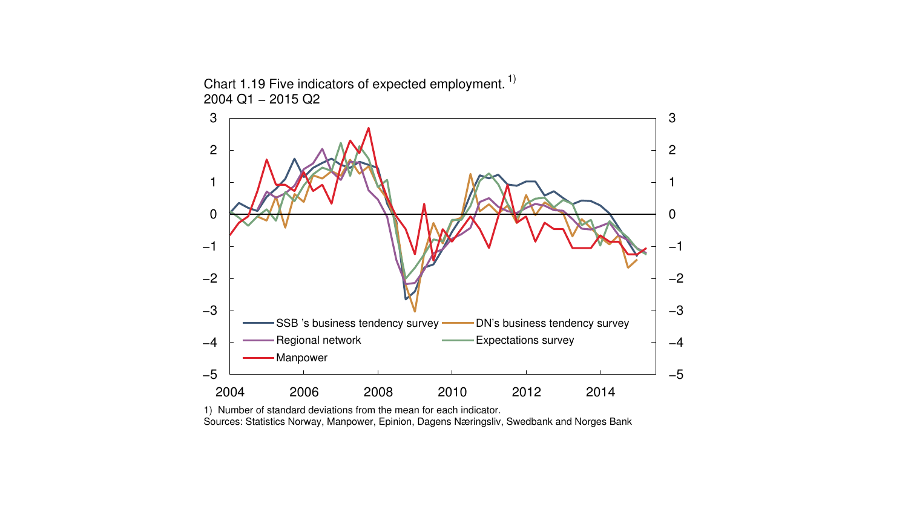Chart 1.19 Five indicators of expected employment.[1)]
2004 Q1 – 2015 Q2

1) Number of standard deviations from the mean for each indicator.
Sources: Statistics Norway, Manpower, Epinion, Dagens Næringsliv, Swedbank and Norges Bank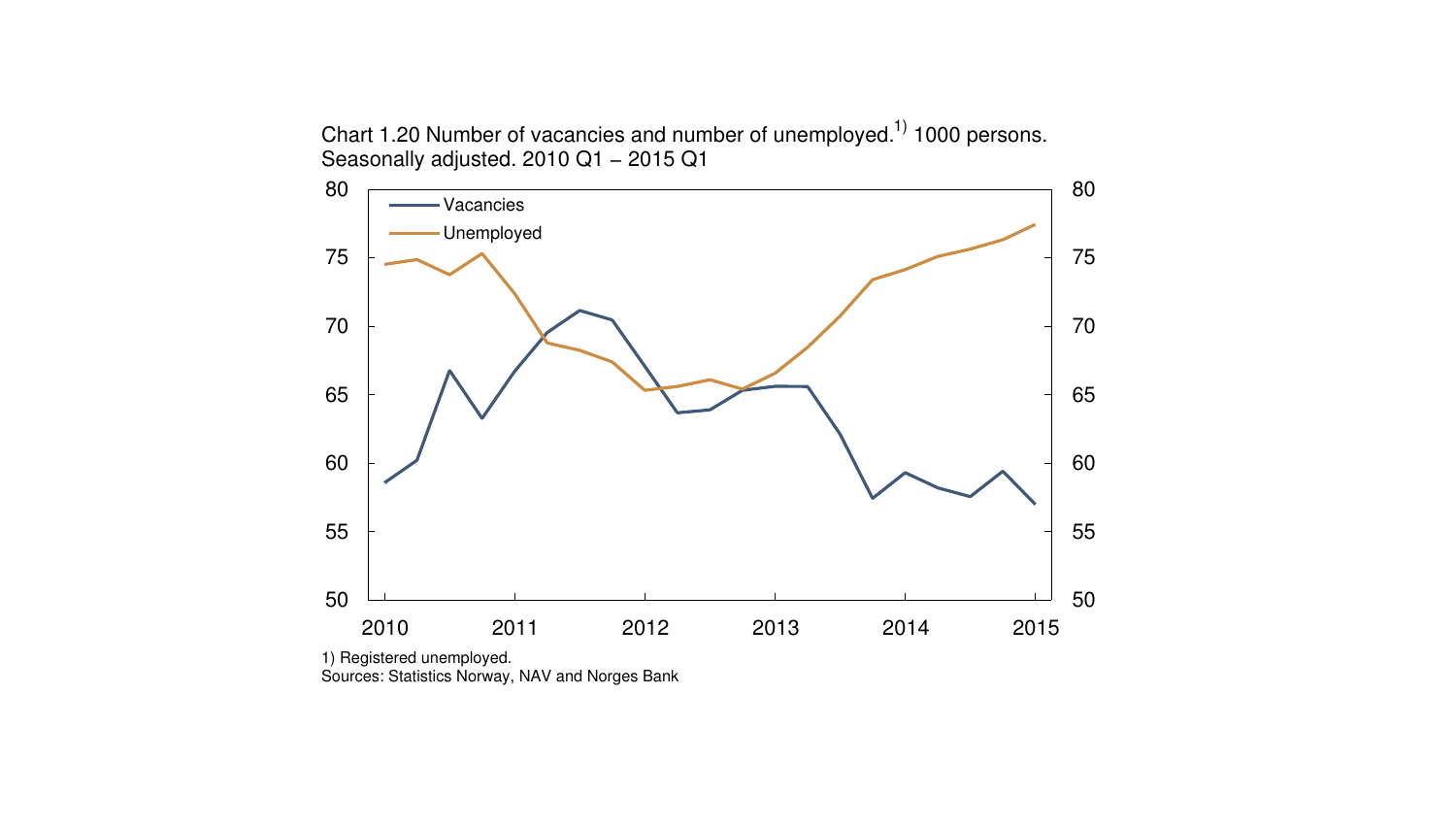Chart 1.20 Number of vacancies and number of unemployed.[1] 1000 persons. Seasonally adjusted. 2010 Q1 – 2015 Q1

1) Registered unemployed.
Sources: Statistics Norway, NAV and Norges Bank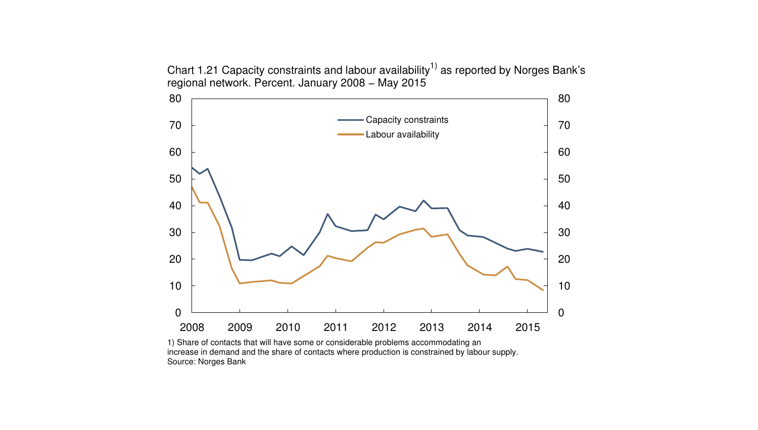Chart 1.21 Capacity constraints and labour availability[1] as reported by Norges Bank's regional network. Percent. January 2008 – May 2015

1) Share of contacts that will have some or considerable problems accommodating an increase in demand and the share of contacts where production is constrained by labour supply.
Source: Norges Bank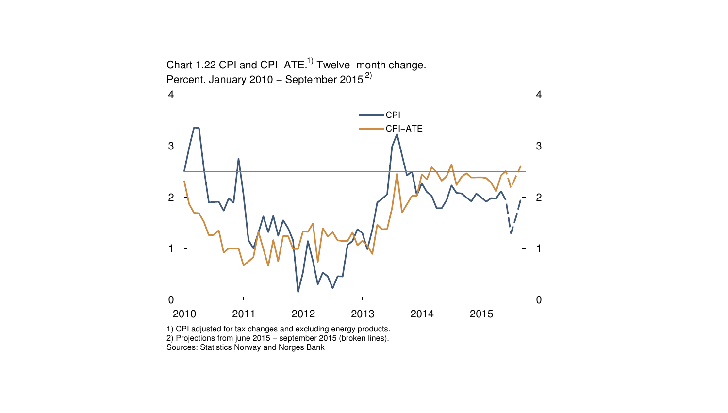Chart 1.22 CPI and CPI–ATE.[1)] Twelve–month change. Percent. January 2010 – September 2015[2)]

1) CPI adjusted for tax changes and excluding energy products.
2) Projections from june 2015 – september 2015 (broken lines).
Sources: Statistics Norway and Norges Bank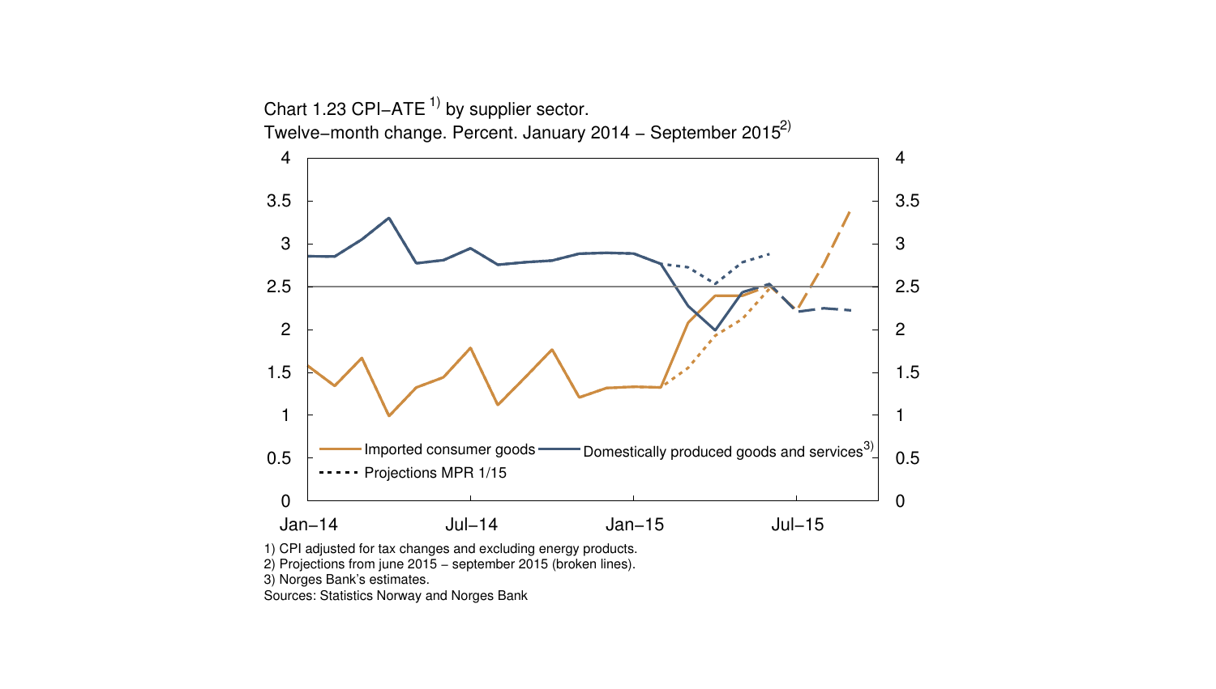Chart 1.23 CPI–ATE [1)] by supplier sector.
Twelve–month change. Percent. January 2014 – September 2015[2)]

4 3.5 3 2.5 2 1.5 1 0.5 0

Jan–14 Jul–14 Jan–15 Jul–15

Imported consumer goods
Domestically produced goods and services[3)]
Projections MPR 1/15

1) CPI adjusted for tax changes and excluding energy products.
2) Projections from june 2015 – september 2015 (broken lines).
3) Norges Bank's estimates.
Sources: Statistics Norway and Norges Bank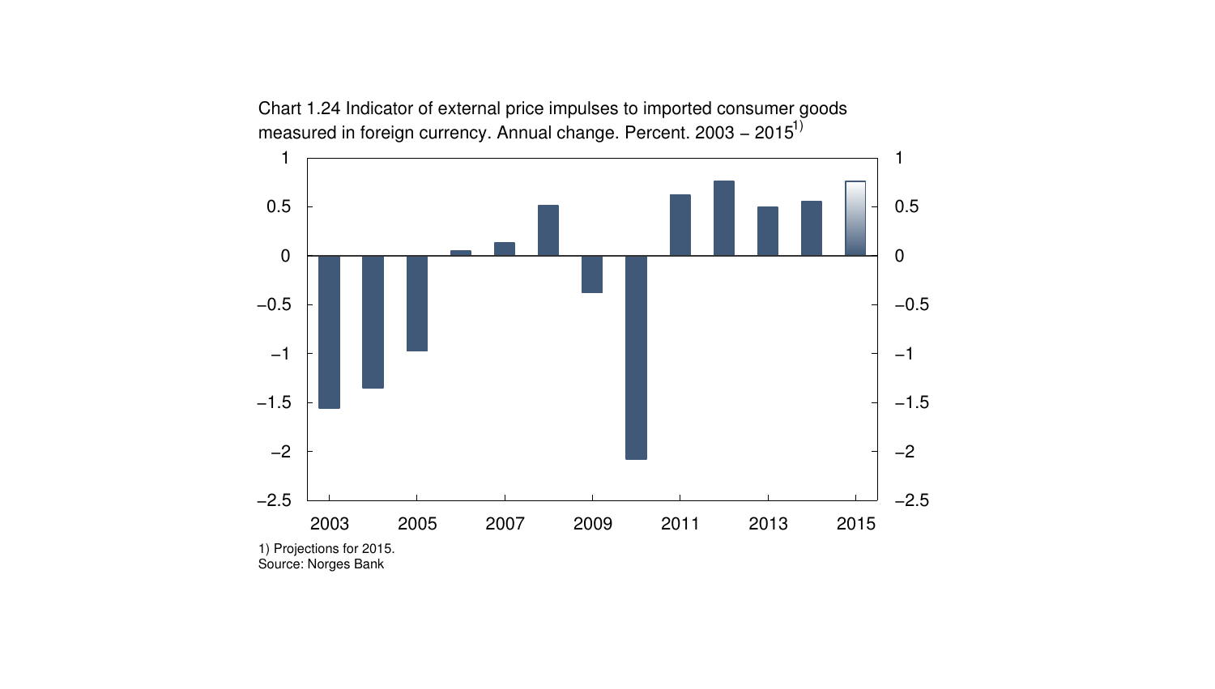Chart 1.24 Indicator of external price impulses to imported consumer goods measured in foreign currency. Annual change. Percent. 2003 – 2015[1)]

1) Projections for 2015.

Source: Norges Bank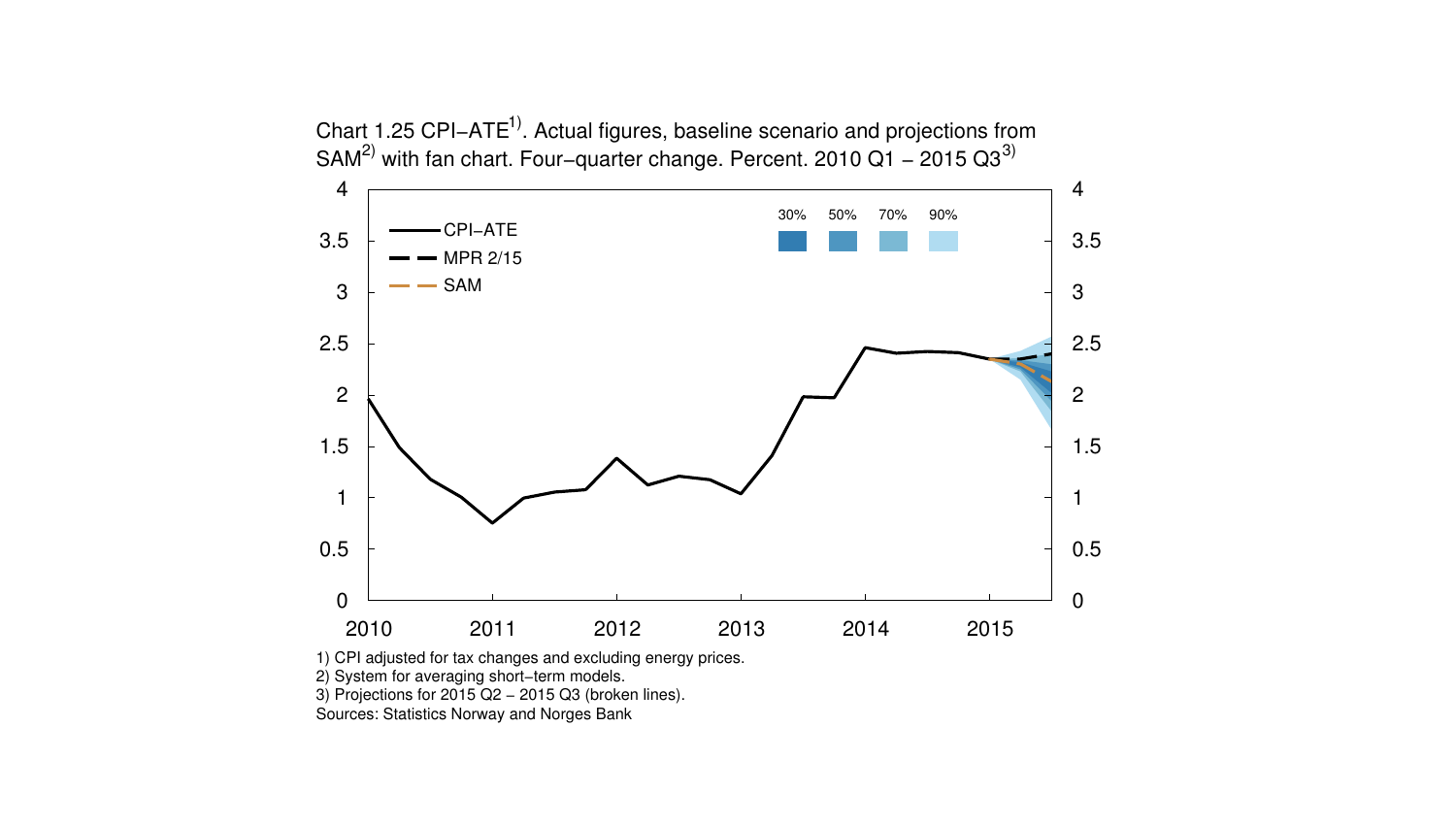Chart 1.25 CPI–ATE[1)]. Actual figures, baseline scenario and projections from SAM[2)] with fan chart. Four–quarter change. Percent. 2010 Q1 – 2015 Q3[3)]

1) CPI adjusted for tax changes and excluding energy prices.
2) System for averaging short–term models.
3) Projections for 2015 Q2 – 2015 Q3 (broken lines).
Sources: Statistics Norway and Norges Bank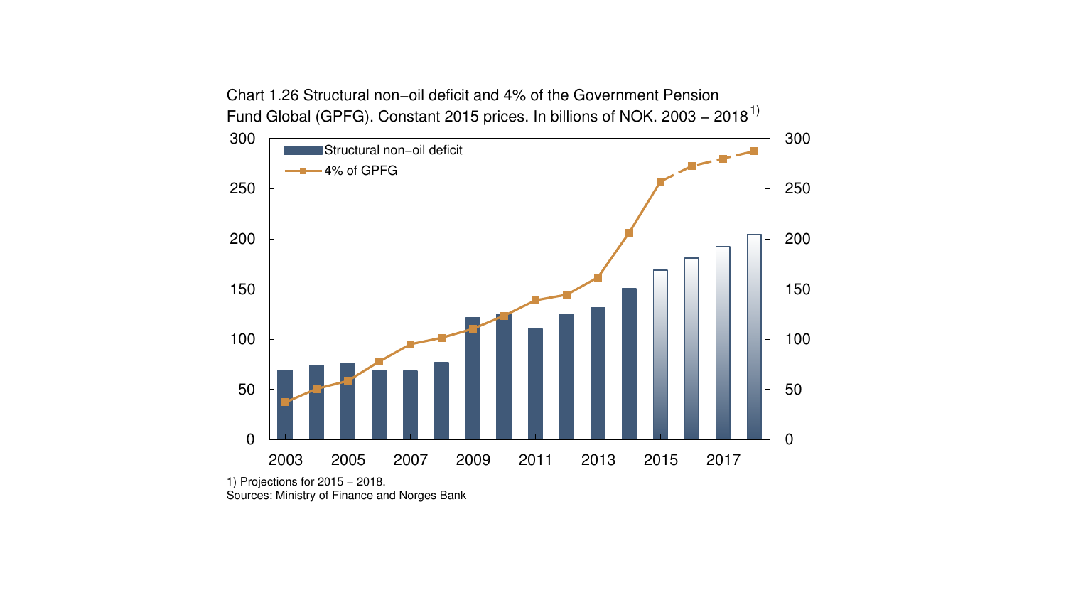Chart 1.26 Structural non−oil deficit and 4% of the Government Pension Fund Global (GPFG). Constant 2015 prices. In billions of NOK. 2003 – 2018[1)]

1) Projections for 2015 – 2018.

Sources: Ministry of Finance and Norges Bank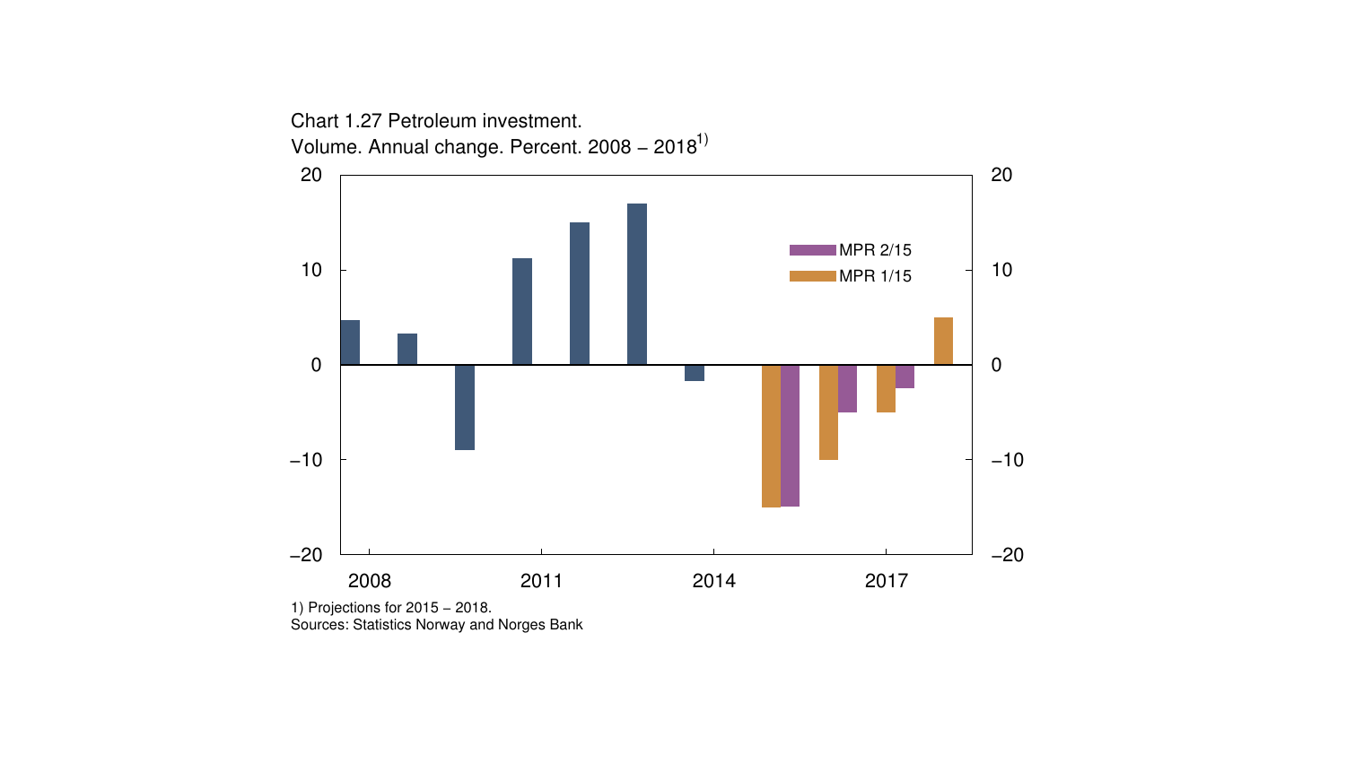Chart 1.27 Petroleum investment.

Volume. Annual change. Percent. 2008 – 2018[1)]

1) Projections for 2015 – 2018.

Sources: Statistics Norway and Norges Bank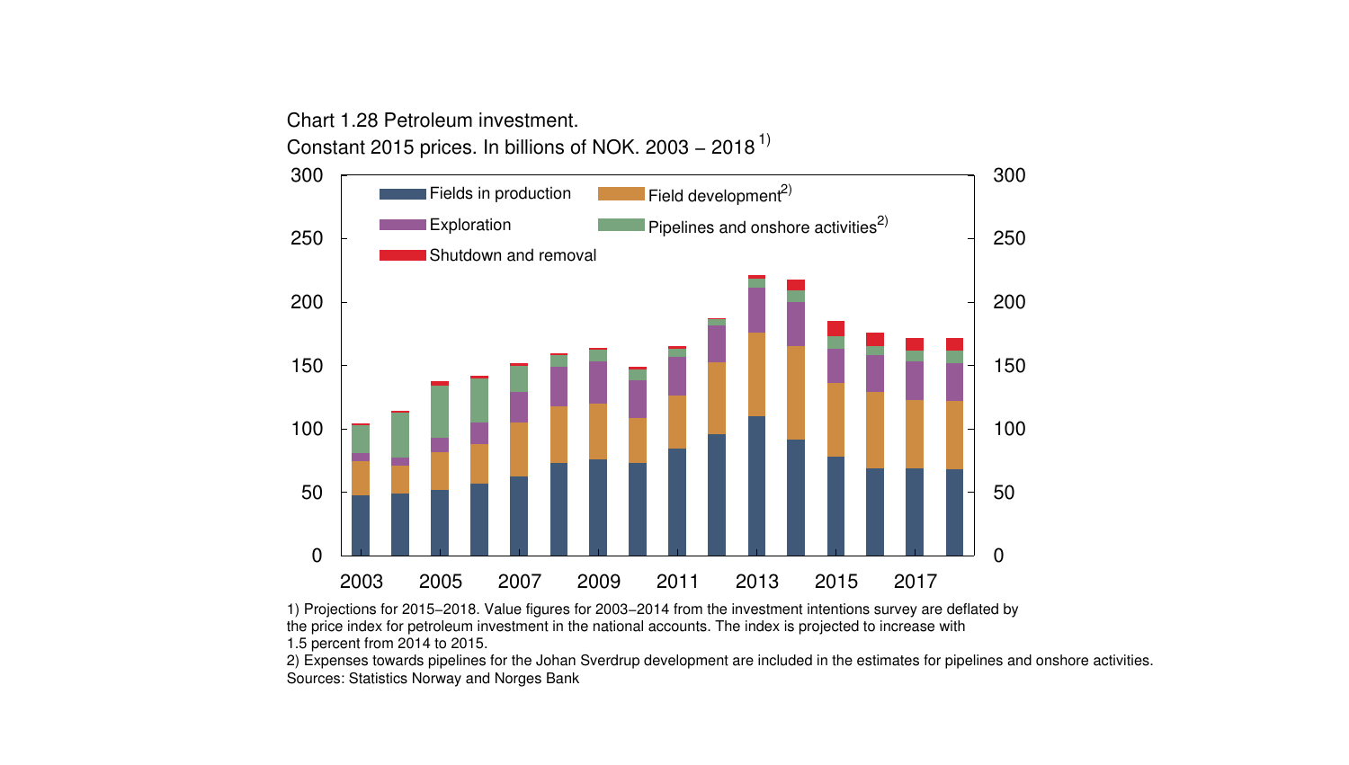Chart 1.28 Petroleum investment.
Constant 2015 prices. In billions of NOK. 2003 – 2018 [1)]

Fields in production | Field development[2)] | Exploration | Pipelines and onshore activities[2)] | Shutdown and removal

1) Projections for 2015–2018. Value figures for 2003–2014 from the investment intentions survey are deflated by the price index for petroleum investment in the national accounts. The index is projected to increase with 1.5 percent from 2014 to 2015.
2) Expenses towards pipelines for the Johan Sverdrup development are included in the estimates for pipelines and onshore activities.
Sources: Statistics Norway and Norges Bank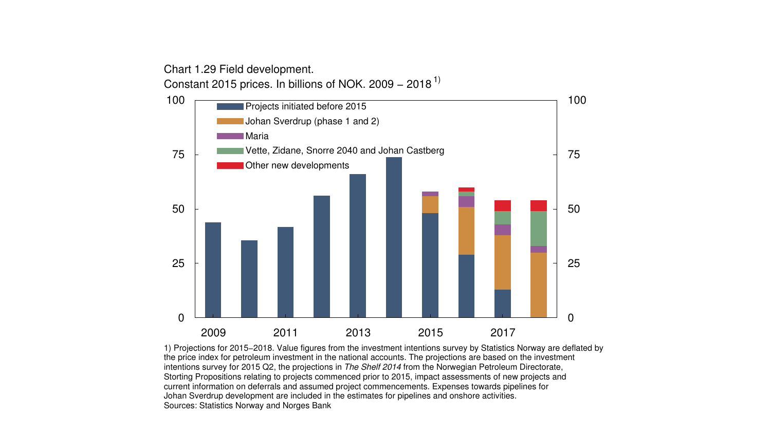Chart 1.29 Field development.
Constant 2015 prices. In billions of NOK. 2009 – 2018 [1)]

1) Projections for 2015–2018. Value figures from the investment intentions survey by Statistics Norway are deflated by the price index for petroleum investment in the national accounts. The projections are based on the investment intentions survey for 2015 Q2, the projections in *The Shelf 2014* from the Norwegian Petroleum Directorate, Storting Propositions relating to projects commenced prior to 2015, impact assessments of new projects and current information on deferrals and assumed project commencements. Expenses towards pipelines for Johan Sverdrup development are included in the estimates for pipelines and onshore activities.
Sources: Statistics Norway and Norges Bank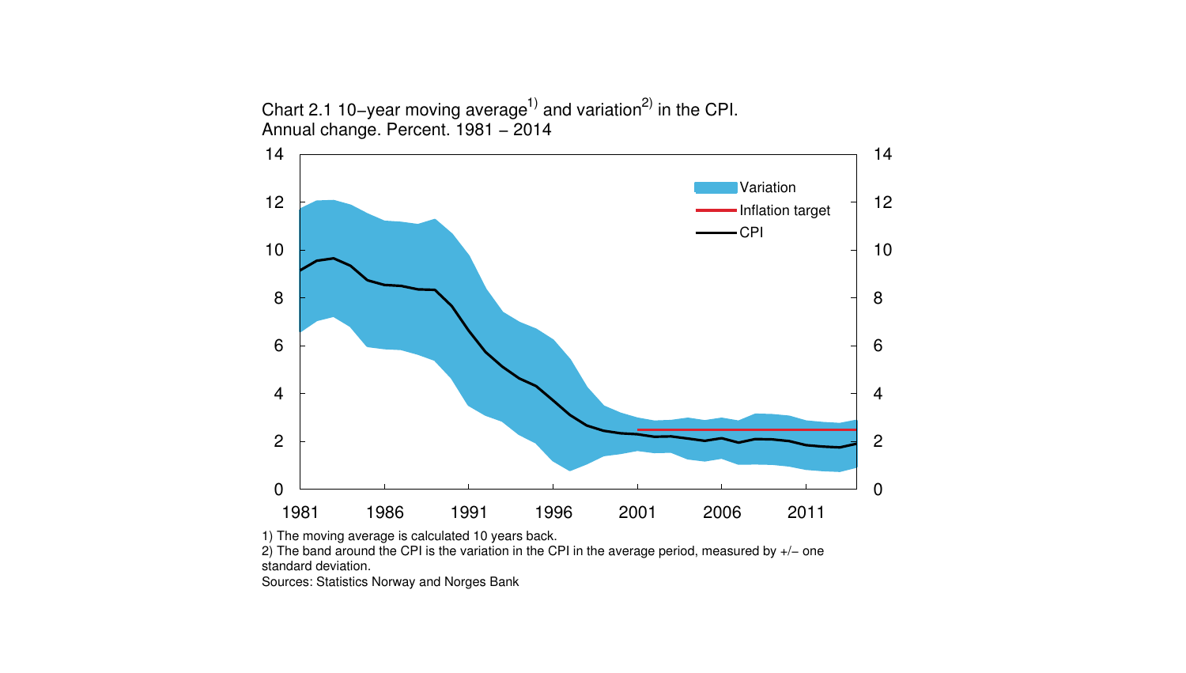Chart 2.1 10−year moving average[1] and variation[2] in the CPI.
Annual change. Percent. 1981 − 2014

1) The moving average is calculated 10 years back.
2) The band around the CPI is the variation in the CPI in the average period, measured by +/− one standard deviation.
Sources: Statistics Norway and Norges Bank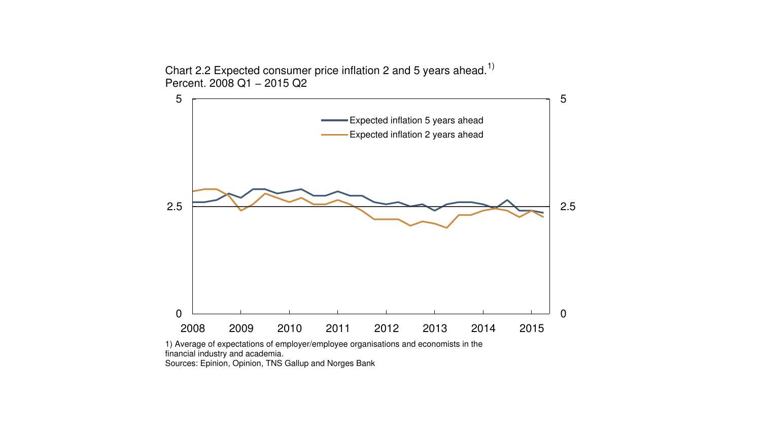Chart 2.2 Expected consumer price inflation 2 and 5 years ahead.[1)]
Percent. 2008 Q1 – 2015 Q2

1) Average of expectations of employer/employee organisations and economists in the financial industry and academia.
Sources: Epinion, Opinion, TNS Gallup and Norges Bank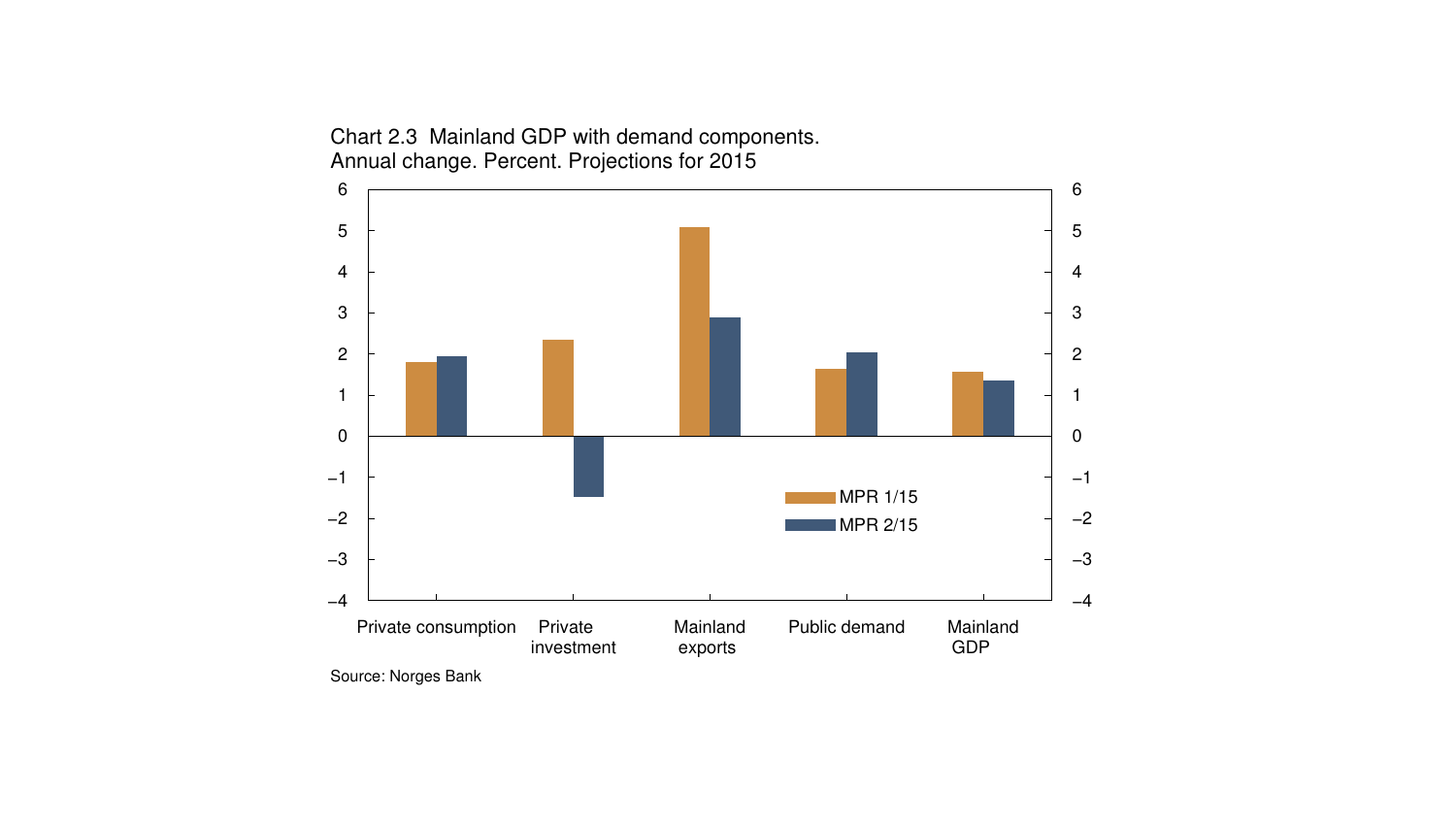Chart 2.3 Mainland GDP with demand components.
Annual change. Percent. Projections for 2015

| | MPR 1/15 | MPR 2/15 |
|---|---|---|
| Private consumption | 1.8 | 1.9 |
| Private investment | 2.3 | -1.5 |
| Mainland exports | 5.1 | 2.9 |
| Public demand | 1.6 | 2.0 |
| Mainland GDP | 1.6 | 1.3 |

Source: Norges Bank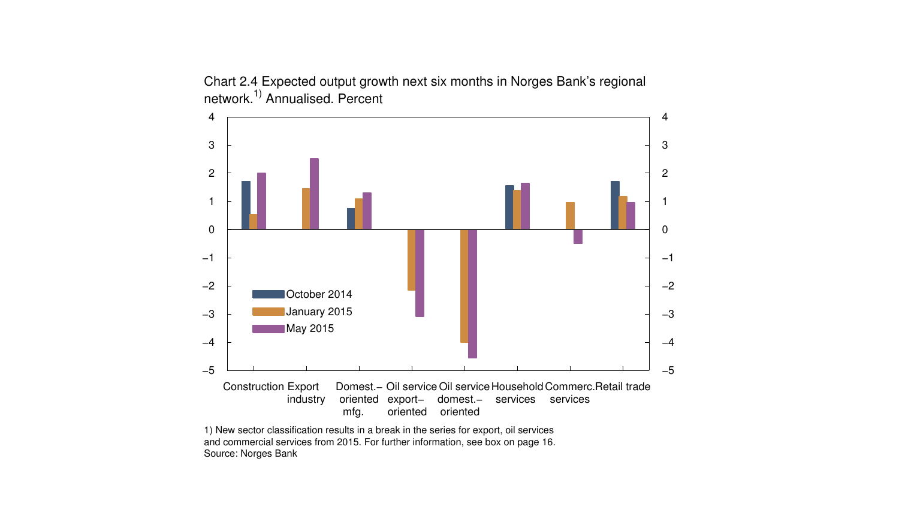Chart 2.4 Expected output growth next six months in Norges Bank's regional network.[1)] Annualised. Percent

1) New sector classification results in a break in the series for export, oil services and commercial services from 2015. For further information, see box on page 16.
Source: Norges Bank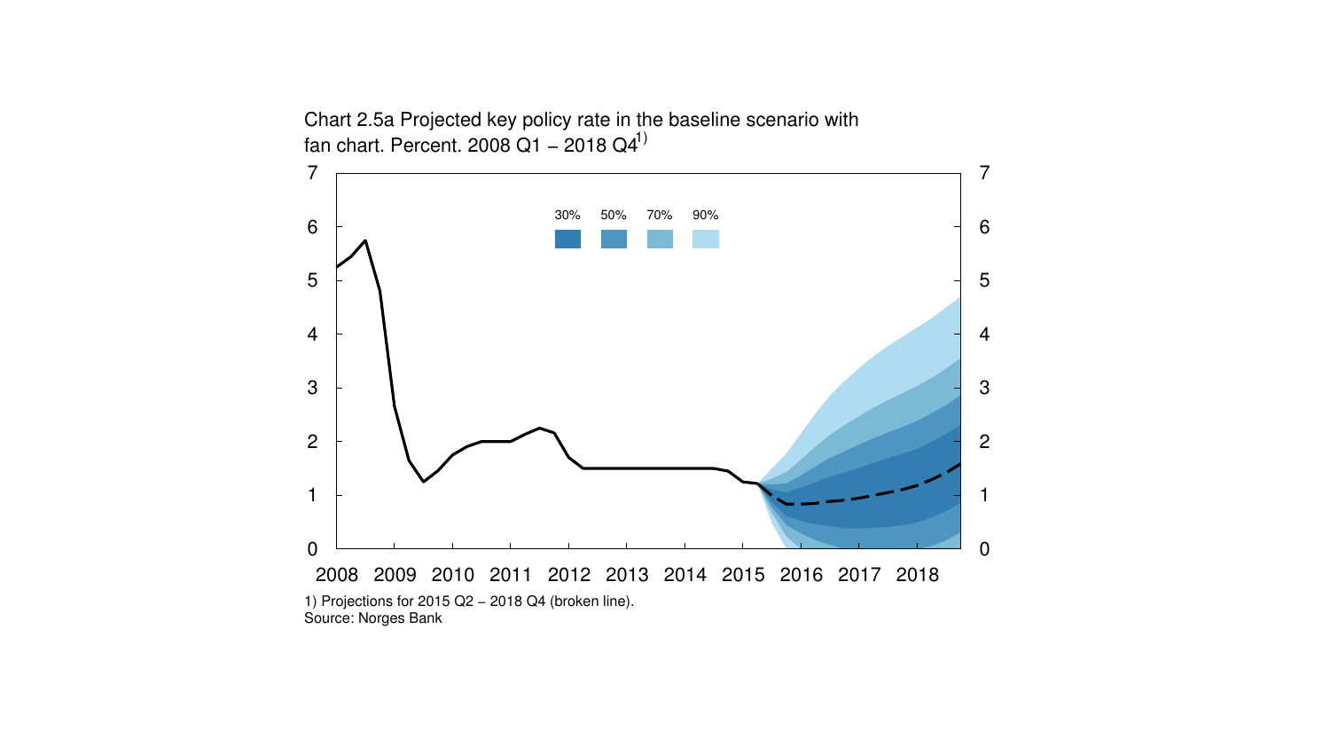Chart 2.5a Projected key policy rate in the baseline scenario with fan chart. Percent. 2008 Q1 – 2018 Q4[1)]

1) Projections for 2015 Q2 – 2018 Q4 (broken line).
Source: Norges Bank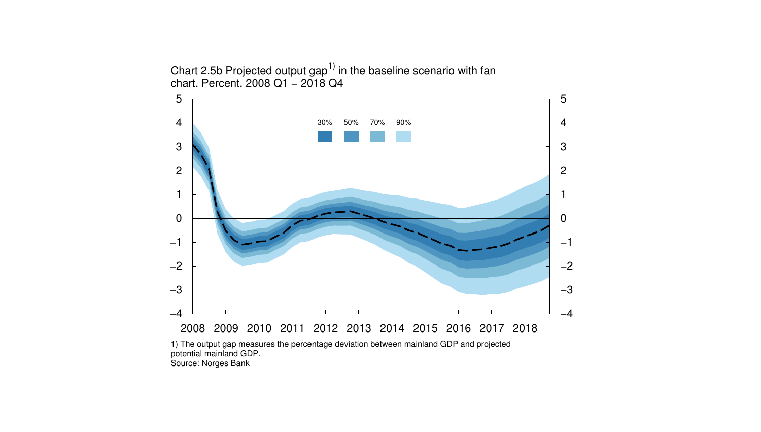Chart 2.5b Projected output gap[1)] in the baseline scenario with fan chart. Percent. 2008 Q1 – 2018 Q4

1) The output gap measures the percentage deviation between mainland GDP and projected potential mainland GDP.
Source: Norges Bank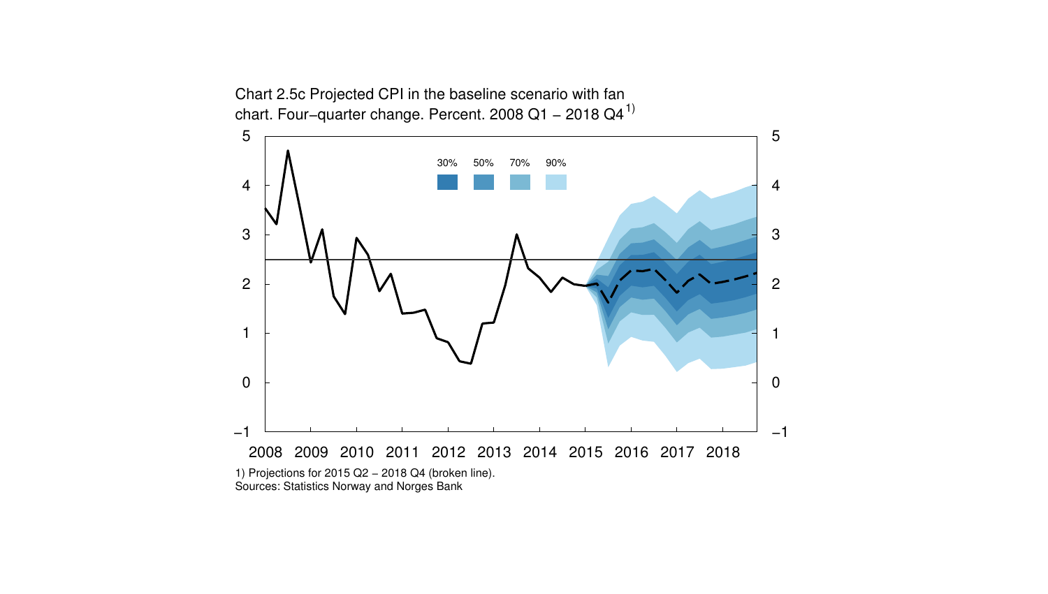Chart 2.5c Projected CPI in the baseline scenario with fan chart. Four-quarter change. Percent. 2008 Q1 – 2018 Q4[1)]

30% 50% 70% 90%

1) Projections for 2015 Q2 – 2018 Q4 (broken line).

Sources: Statistics Norway and Norges Bank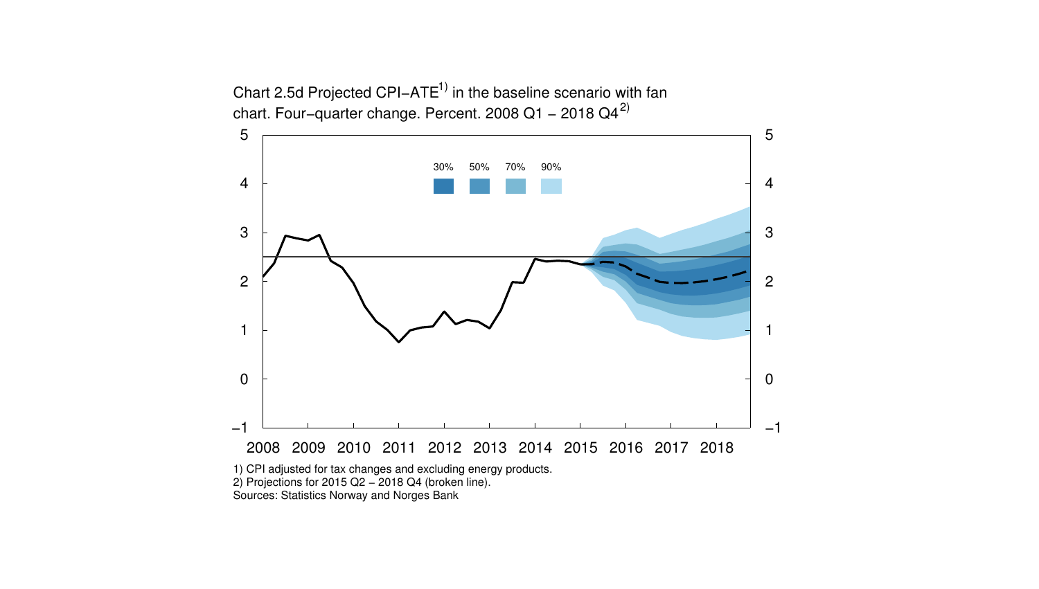Chart 2.5d Projected CPI–ATE[1)] in the baseline scenario with fan chart. Four–quarter change. Percent. 2008 Q1 – 2018 Q4[2)]

1) CPI adjusted for tax changes and excluding energy products.
2) Projections for 2015 Q2 – 2018 Q4 (broken line).
Sources: Statistics Norway and Norges Bank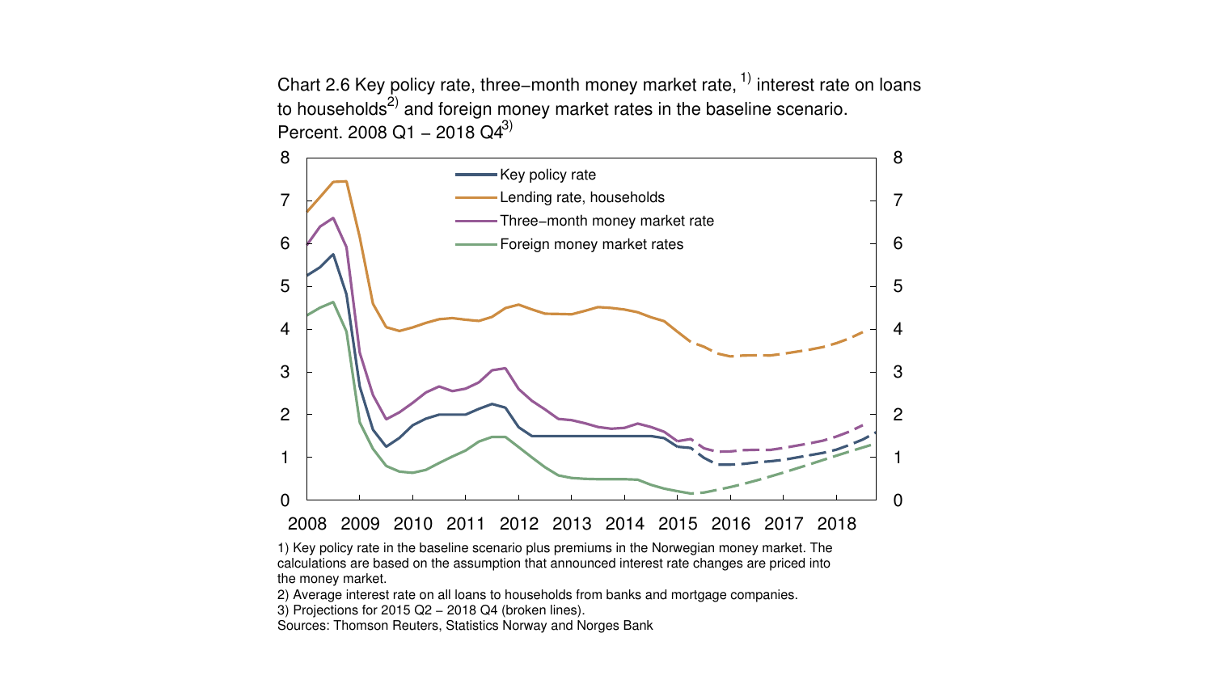Chart 2.6 Key policy rate, three-month money market rate,[1)] interest rate on loans to households[2)] and foreign money market rates in the baseline scenario. Percent. 2008 Q1 – 2018 Q4[3)]

1) Key policy rate in the baseline scenario plus premiums in the Norwegian money market. The calculations are based on the assumption that announced interest rate changes are priced into the money market.

2) Average interest rate on all loans to households from banks and mortgage companies.

3) Projections for 2015 Q2 – 2018 Q4 (broken lines).

Sources: Thomson Reuters, Statistics Norway and Norges Bank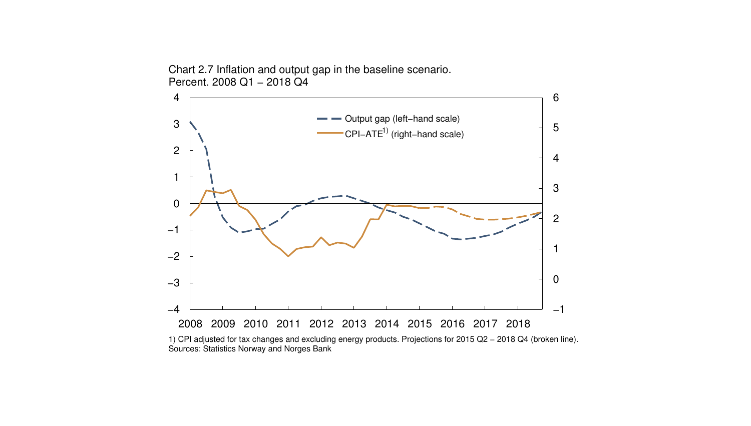Chart 2.7 Inflation and output gap in the baseline scenario.
Percent. 2008 Q1 – 2018 Q4

1) CPI adjusted for tax changes and excluding energy products. Projections for 2015 Q2 – 2018 Q4 (broken line).
Sources: Statistics Norway and Norges Bank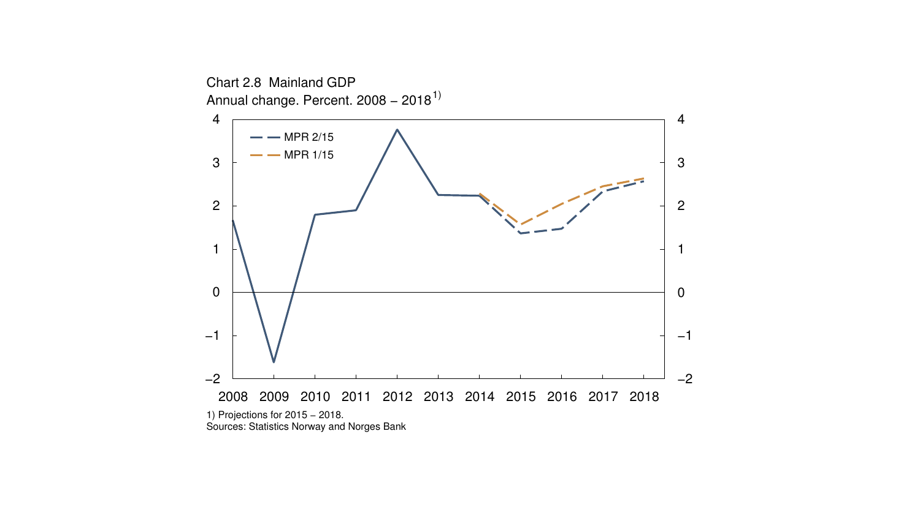Chart 2.8 Mainland GDP
Annual change. Percent. 2008 – 2018[1)]

1) Projections for 2015 – 2018.
Sources: Statistics Norway and Norges Bank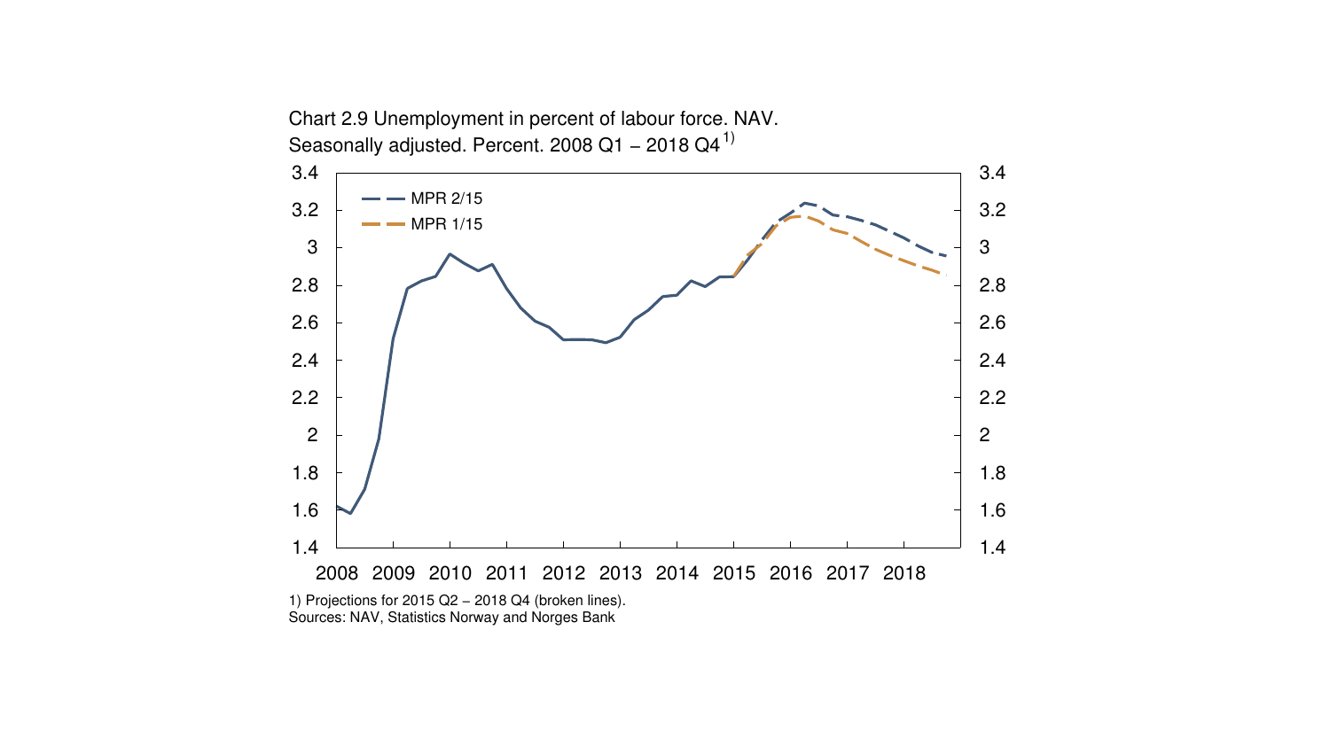Chart 2.9 Unemployment in percent of labour force. NAV. Seasonally adjusted. Percent. 2008 Q1 – 2018 Q4[1)]

1) Projections for 2015 Q2 – 2018 Q4 (broken lines).
Sources: NAV, Statistics Norway and Norges Bank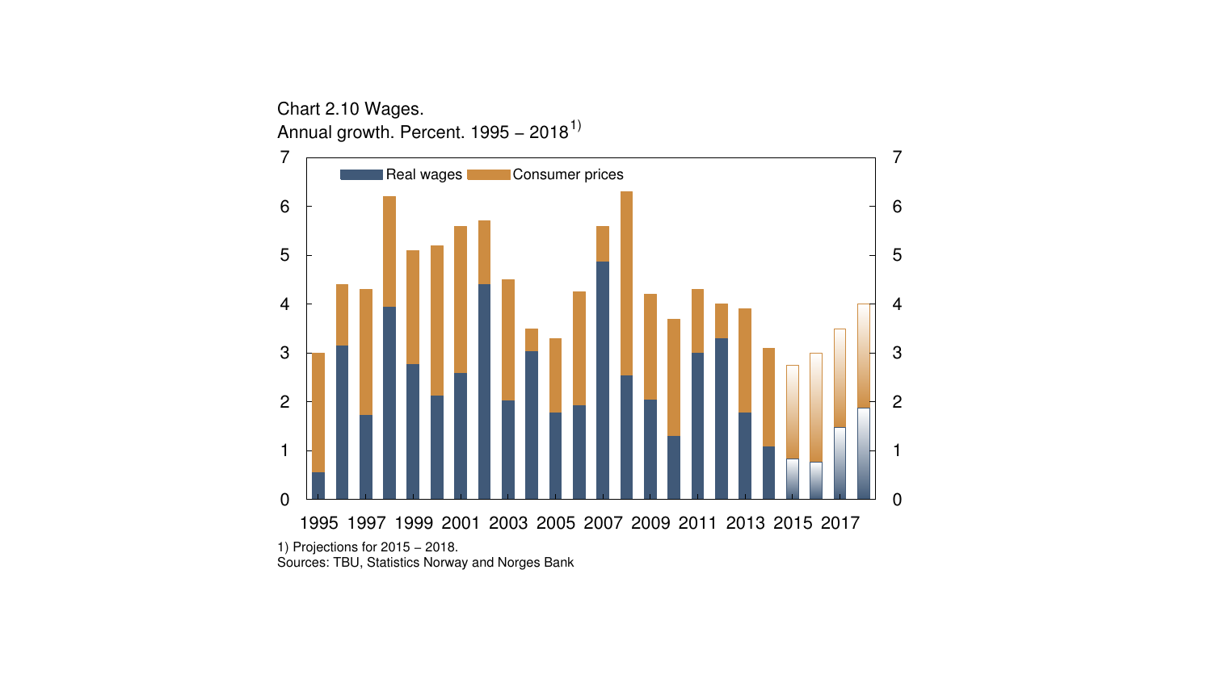Chart 2.10 Wages.

Annual growth. Percent. 1995 – 2018[1)]

1) Projections for 2015 – 2018.

Sources: TBU, Statistics Norway and Norges Bank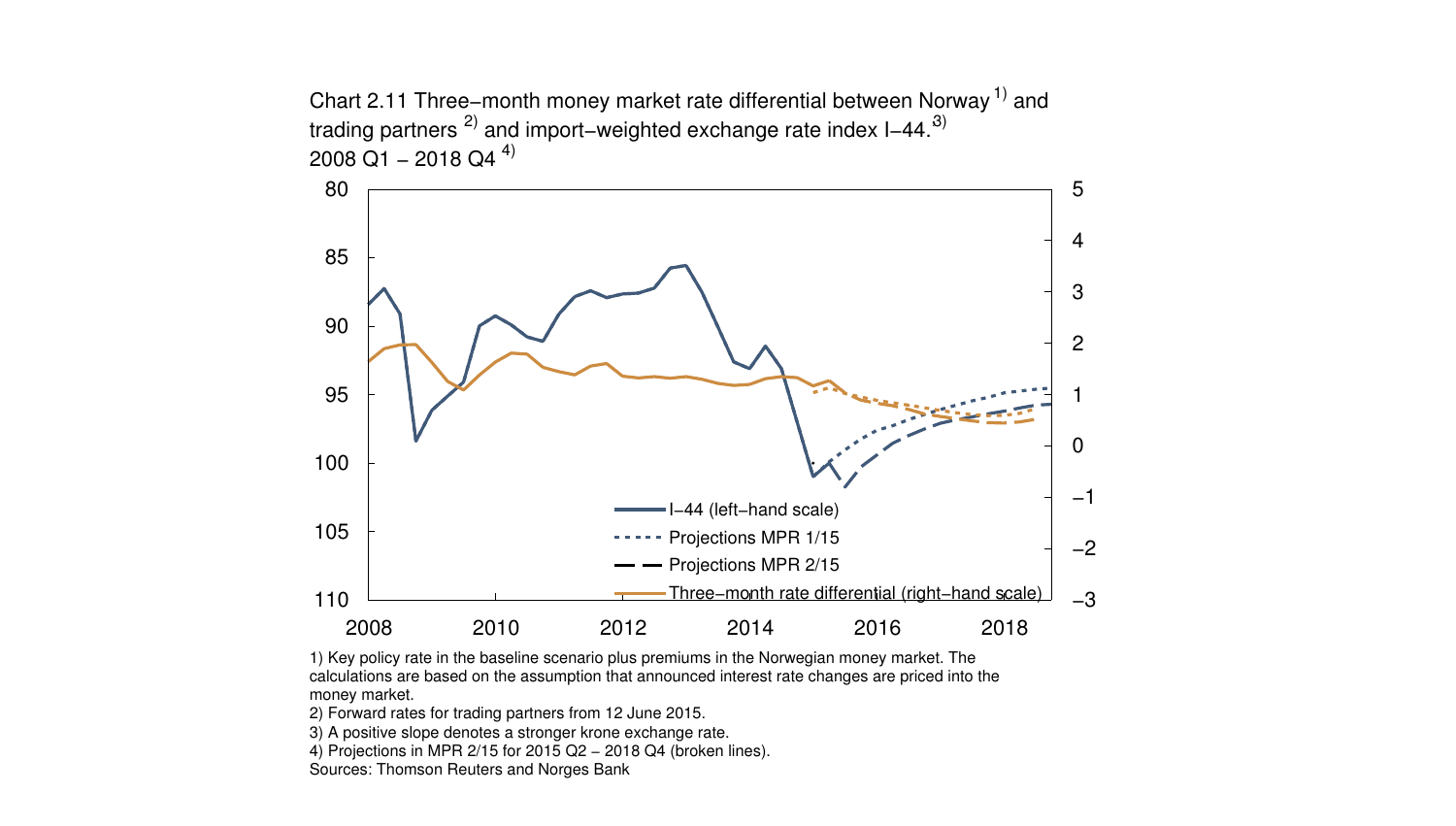Chart 2.11 Three-month money market rate differential between Norway[1)] and trading partners[2)] and import-weighted exchange rate index I-44.[3)] 2008 Q1 – 2018 Q4[4)]

1) Key policy rate in the baseline scenario plus premiums in the Norwegian money market. The calculations are based on the assumption that announced interest rate changes are priced into the money market.

2) Forward rates for trading partners from 12 June 2015.

3) A positive slope denotes a stronger krone exchange rate.

4) Projections in MPR 2/15 for 2015 Q2 – 2018 Q4 (broken lines).

Sources: Thomson Reuters and Norges Bank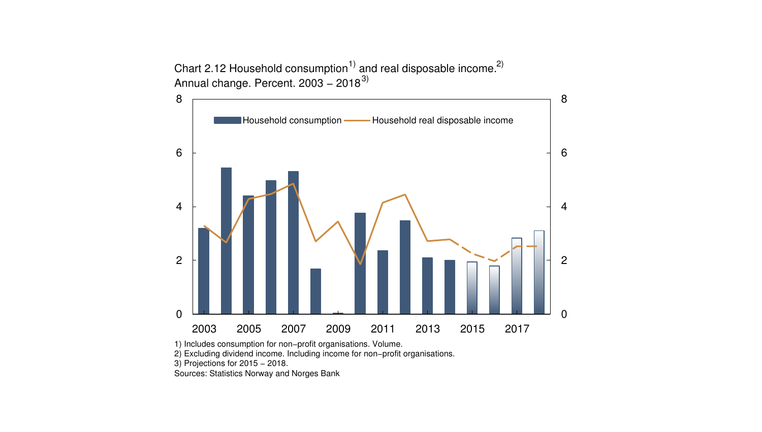Chart 2.12 Household consumption[1)] and real disposable income.[2)]
Annual change. Percent. 2003 – 2018[3)]

Household consumption — Household real disposable income

1) Includes consumption for non−profit organisations. Volume.
2) Excluding dividend income. Including income for non−profit organisations.
3) Projections for 2015 – 2018.
Sources: Statistics Norway and Norges Bank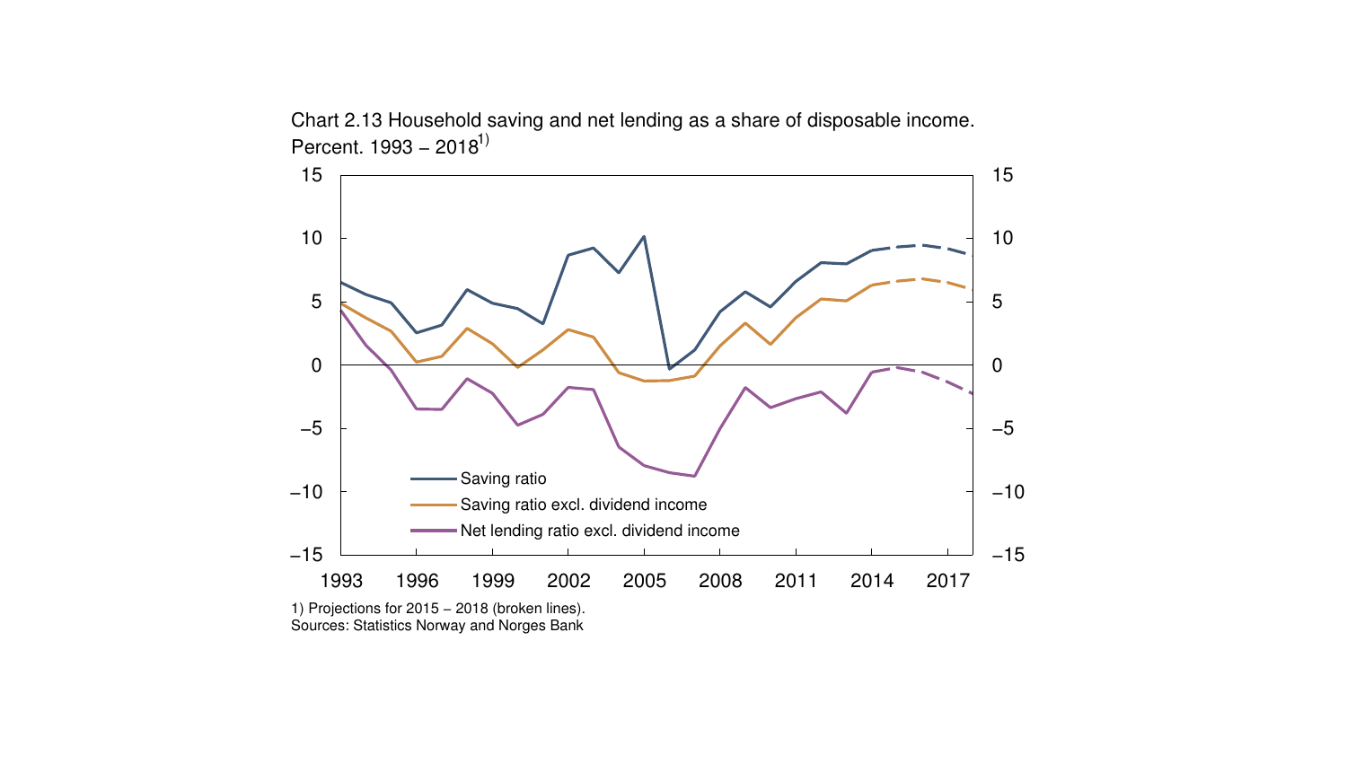Chart 2.13 Household saving and net lending as a share of disposable income. Percent. 1993 – 2018[1)]

1) Projections for 2015 – 2018 (broken lines).

Sources: Statistics Norway and Norges Bank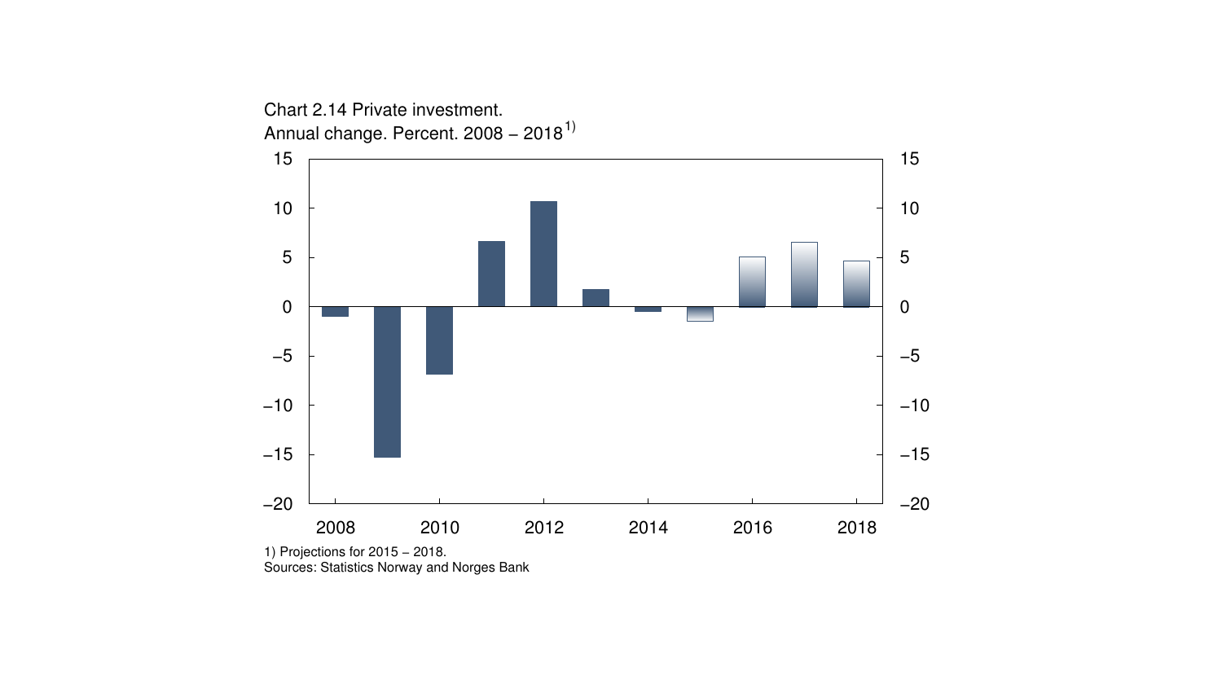Chart 2.14 Private investment.
Annual change. Percent. 2008 – 2018[1)]

1) Projections for 2015 – 2018.
Sources: Statistics Norway and Norges Bank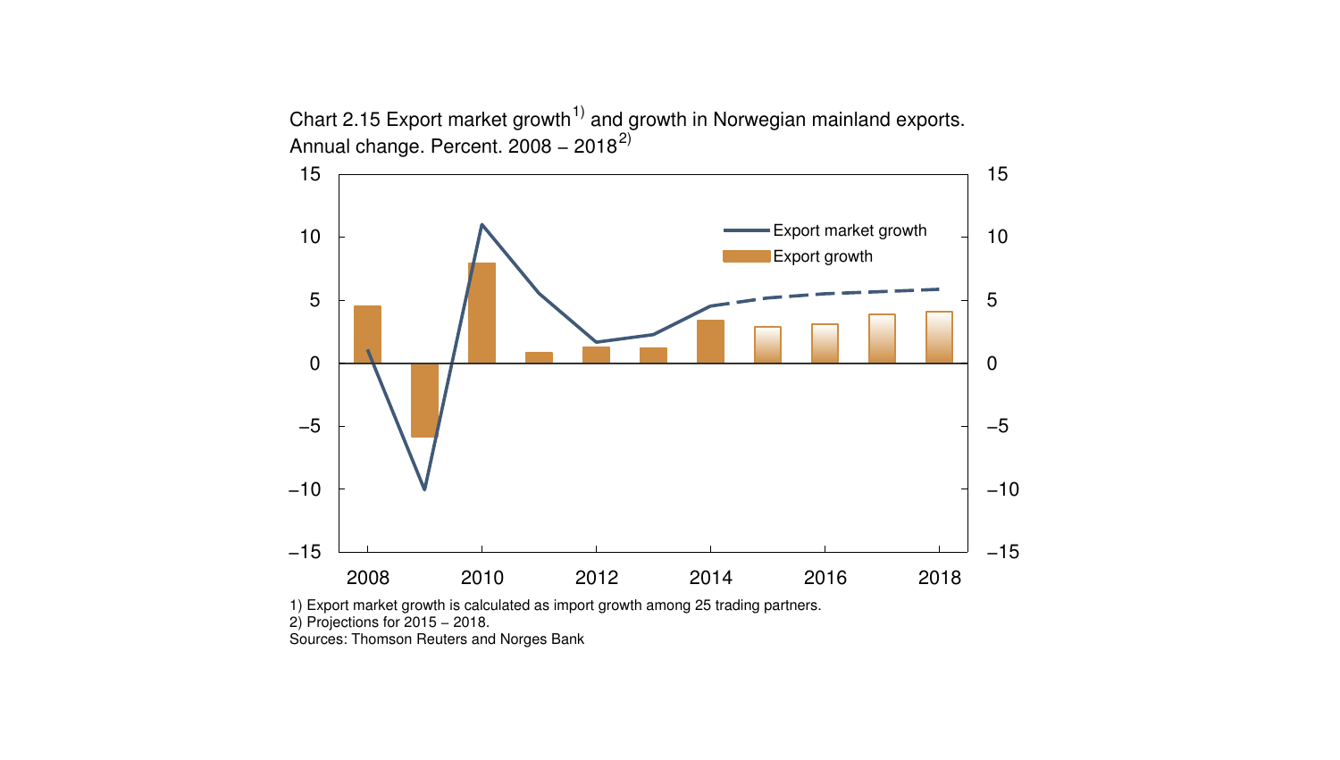Chart 2.15 Export market growth[1)] and growth in Norwegian mainland exports. Annual change. Percent. 2008 – 2018[2)]

1) Export market growth is calculated as import growth among 25 trading partners.
2) Projections for 2015 – 2018.
Sources: Thomson Reuters and Norges Bank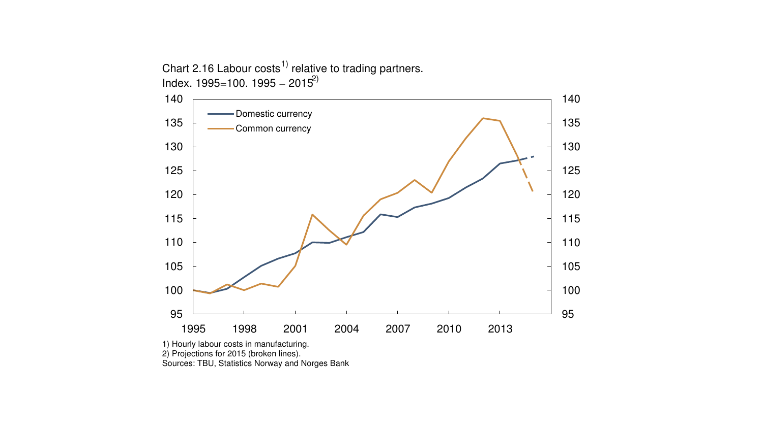Chart 2.16 Labour costs[1)] relative to trading partners. Index. 1995=100. 1995 – 2015[2)]

1) Hourly labour costs in manufacturing.
2) Projections for 2015 (broken lines).
Sources: TBU, Statistics Norway and Norges Bank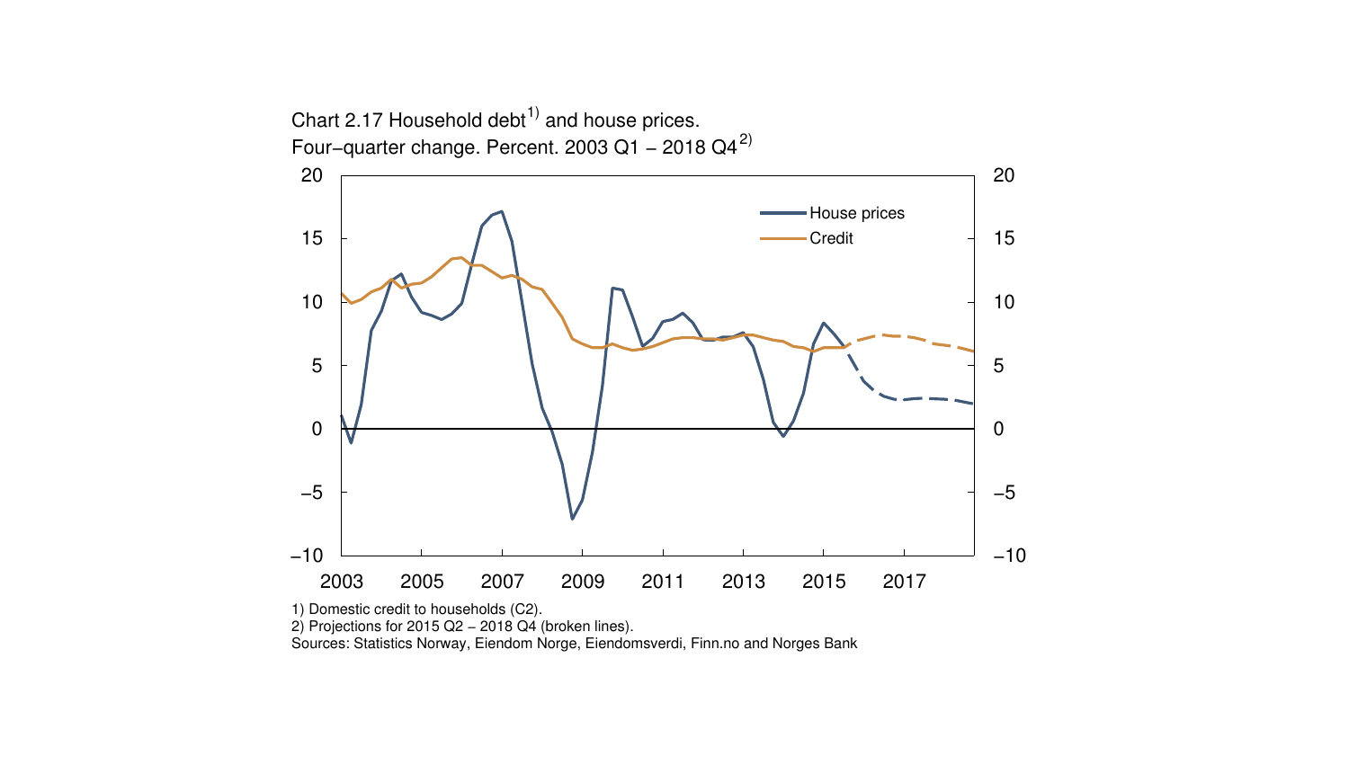Chart 2.17 Household debt[1)] and house prices.
Four−quarter change. Percent. 2003 Q1 − 2018 Q4[2)]

1) Domestic credit to households (C2).
2) Projections for 2015 Q2 – 2018 Q4 (broken lines).
Sources: Statistics Norway, Eiendom Norge, Eiendomsverdi, Finn.no and Norges Bank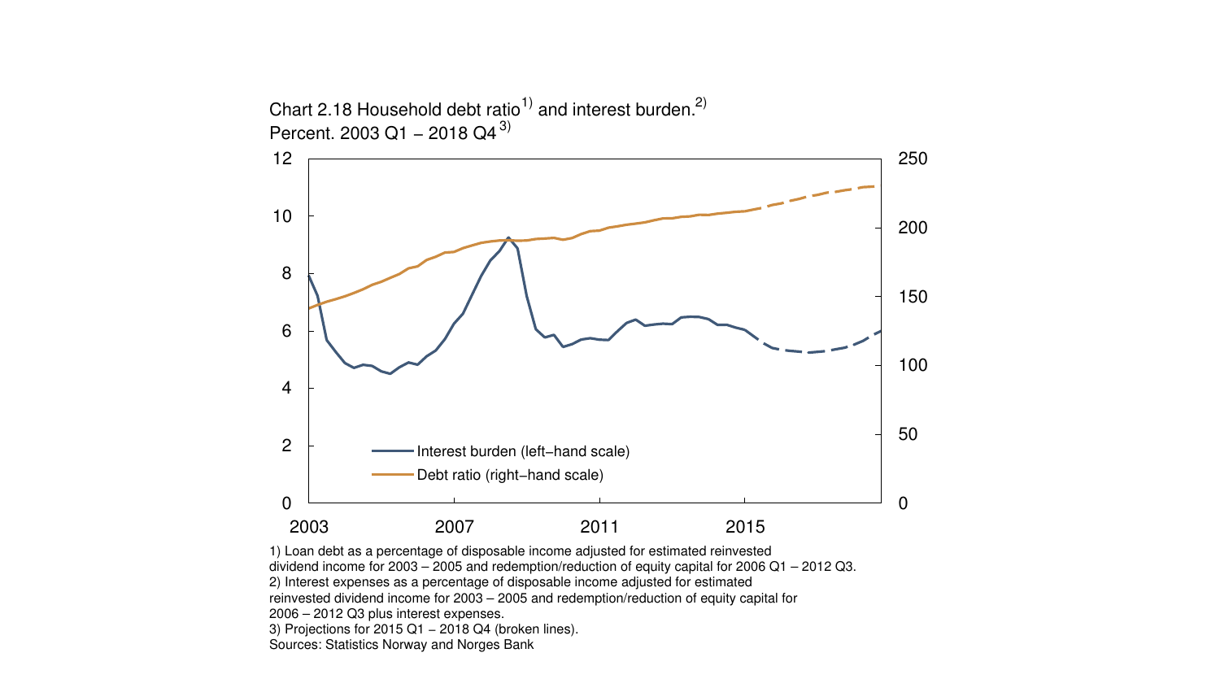Chart 2.18 Household debt ratio[1)] and interest burden.[2)]
Percent. 2003 Q1 – 2018 Q4[3)]

1) Loan debt as a percentage of disposable income adjusted for estimated reinvested dividend income for 2003 – 2005 and redemption/reduction of equity capital for 2006 Q1 – 2012 Q3.
2) Interest expenses as a percentage of disposable income adjusted for estimated reinvested dividend income for 2003 – 2005 and redemption/reduction of equity capital for 2006 – 2012 Q3 plus interest expenses.
3) Projections for 2015 Q1 – 2018 Q4 (broken lines).
Sources: Statistics Norway and Norges Bank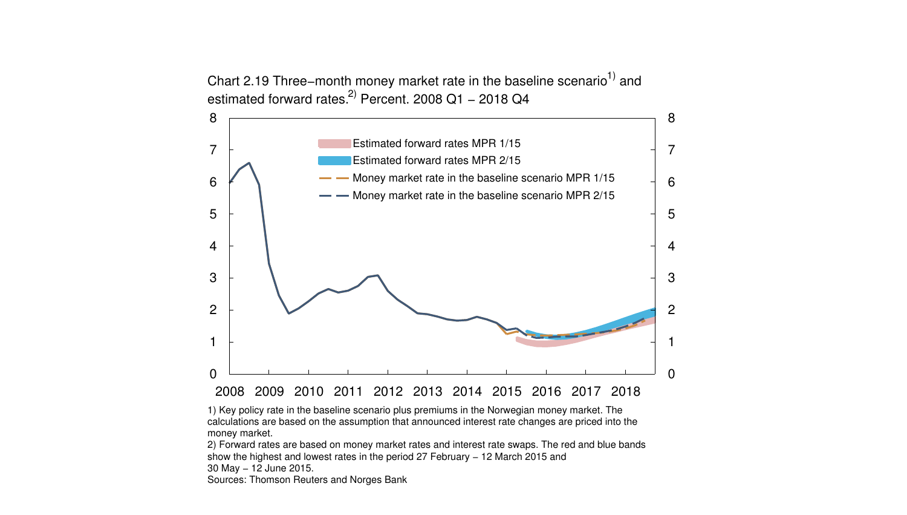Chart 2.19 Three−month money market rate in the baseline scenario[1)] and estimated forward rates.[2)] Percent. 2008 Q1 – 2018 Q4

1) Key policy rate in the baseline scenario plus premiums in the Norwegian money market. The calculations are based on the assumption that announced interest rate changes are priced into the money market.

2) Forward rates are based on money market rates and interest rate swaps. The red and blue bands show the highest and lowest rates in the period 27 February – 12 March 2015 and 30 May – 12 June 2015.

Sources: Thomson Reuters and Norges Bank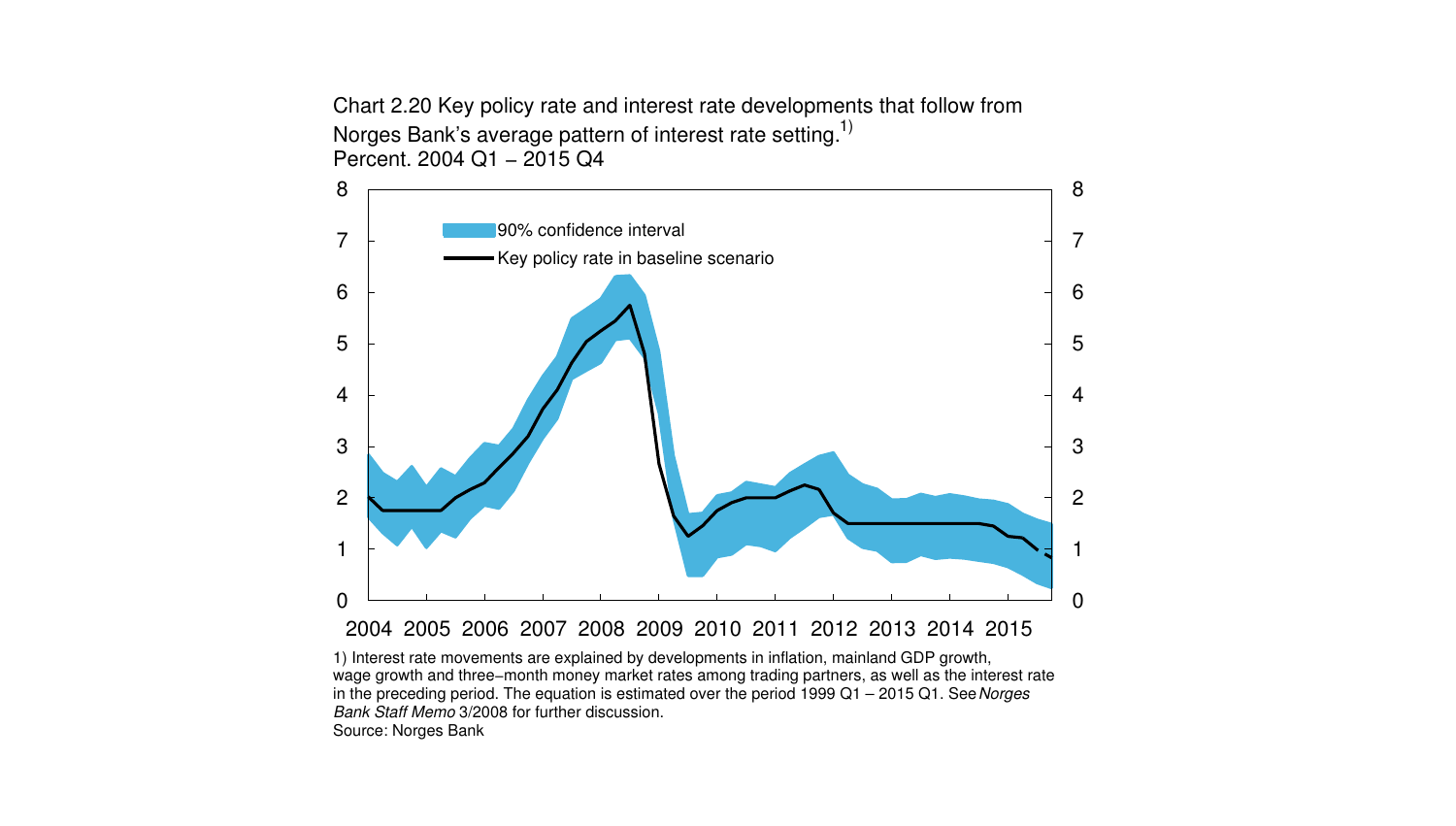Chart 2.20 Key policy rate and interest rate developments that follow from Norges Bank's average pattern of interest rate setting.[1)] Percent. 2004 Q1 – 2015 Q4

1) Interest rate movements are explained by developments in inflation, mainland GDP growth, wage growth and three-month money market rates among trading partners, as well as the interest rate in the preceding period. The equation is estimated over the period 1999 Q1 – 2015 Q1. See *Norges Bank Staff Memo* 3/2008 for further discussion.

Source: Norges Bank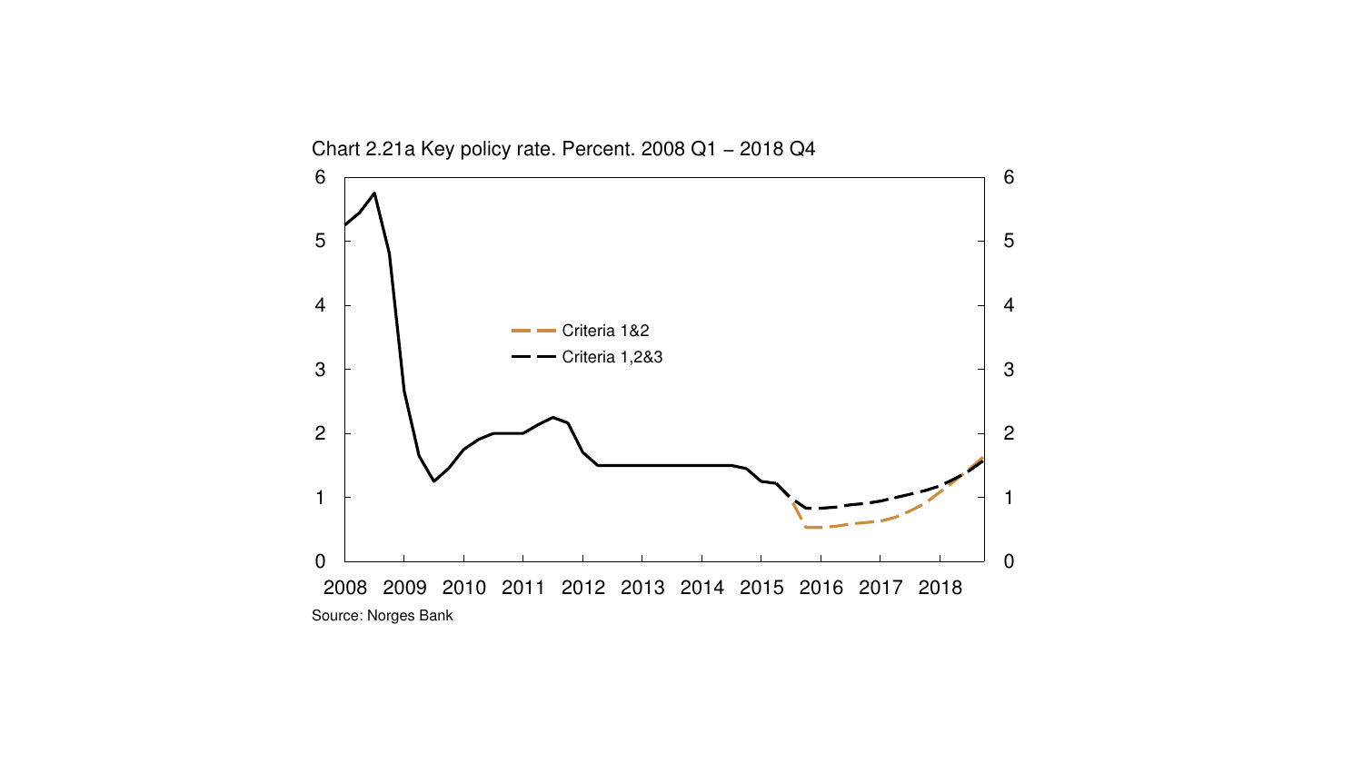Chart 2.21a Key policy rate. Percent. 2008 Q1 – 2018 Q4

Source: Norges Bank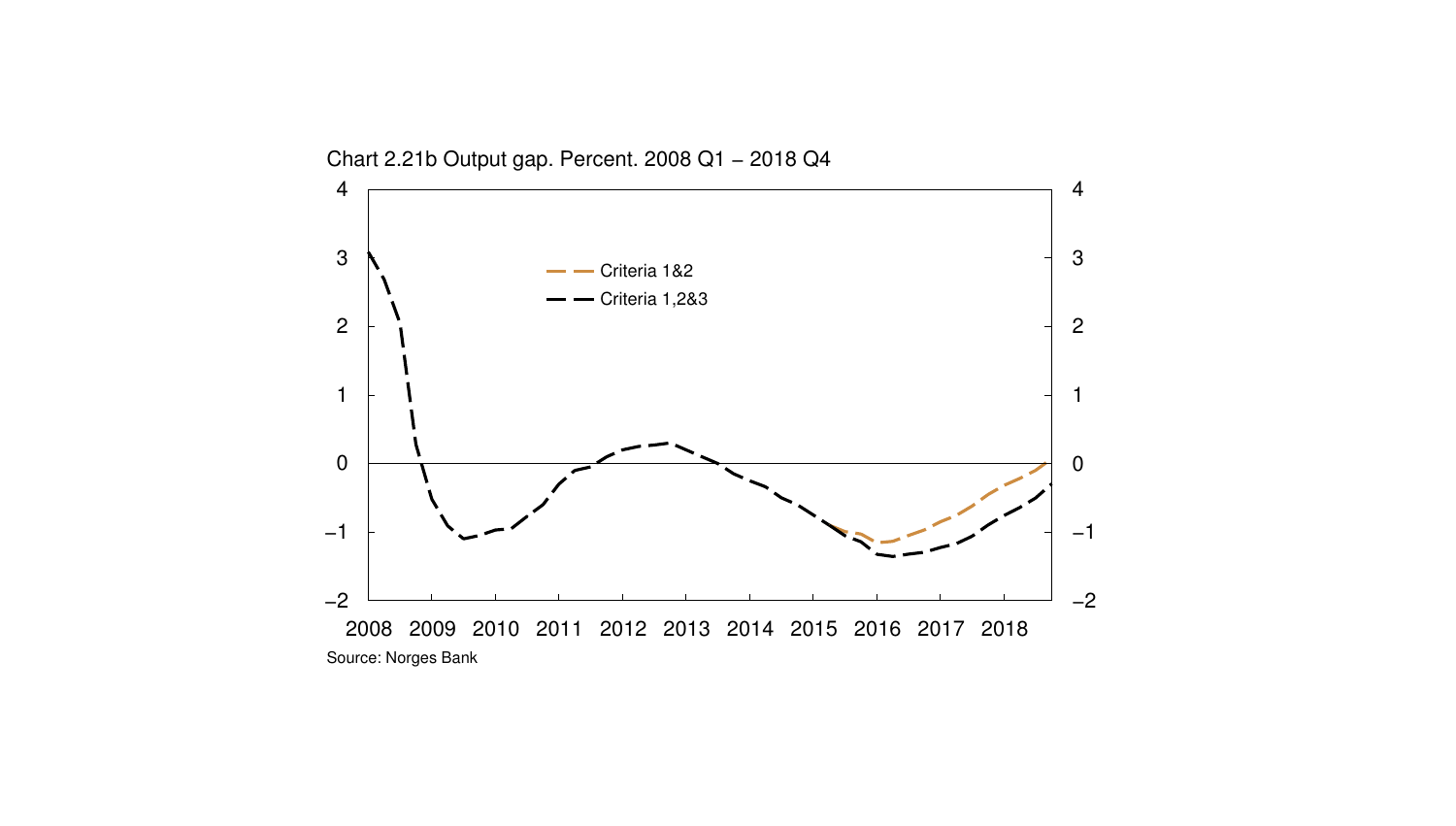Chart 2.21b Output gap. Percent. 2008 Q1 – 2018 Q4

Source: Norges Bank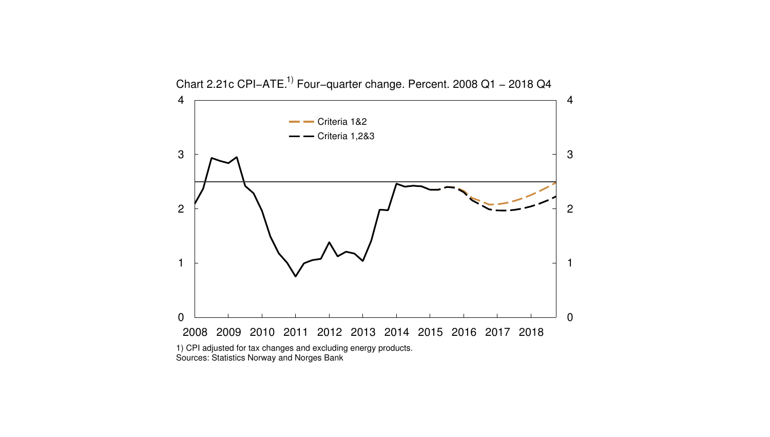Chart 2.21c CPI−ATE.[1)] Four−quarter change. Percent. 2008 Q1 − 2018 Q4

1) CPI adjusted for tax changes and excluding energy products.
Sources: Statistics Norway and Norges Bank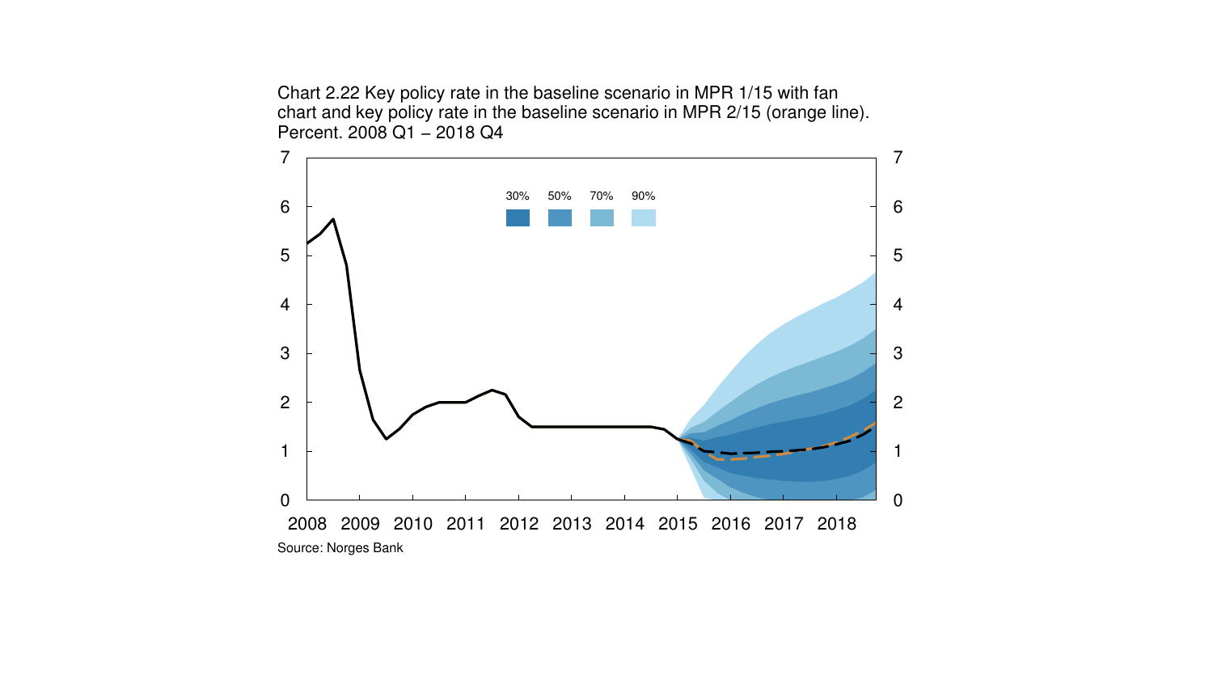Chart 2.22 Key policy rate in the baseline scenario in MPR 1/15 with fan chart and key policy rate in the baseline scenario in MPR 2/15 (orange line). Percent. 2008 Q1 – 2018 Q4

Source: Norges Bank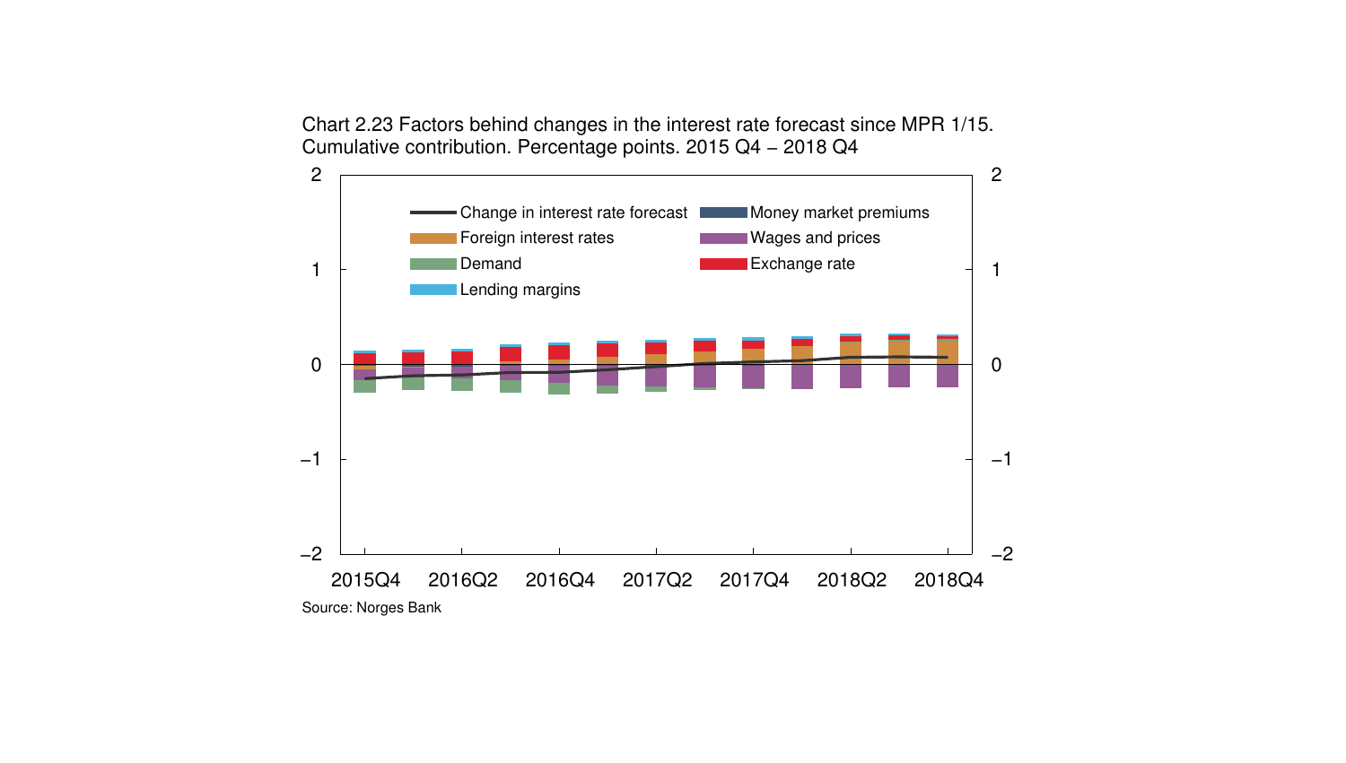Chart 2.23 Factors behind changes in the interest rate forecast since MPR 1/15.
Cumulative contribution. Percentage points. 2015 Q4 – 2018 Q4

Source: Norges Bank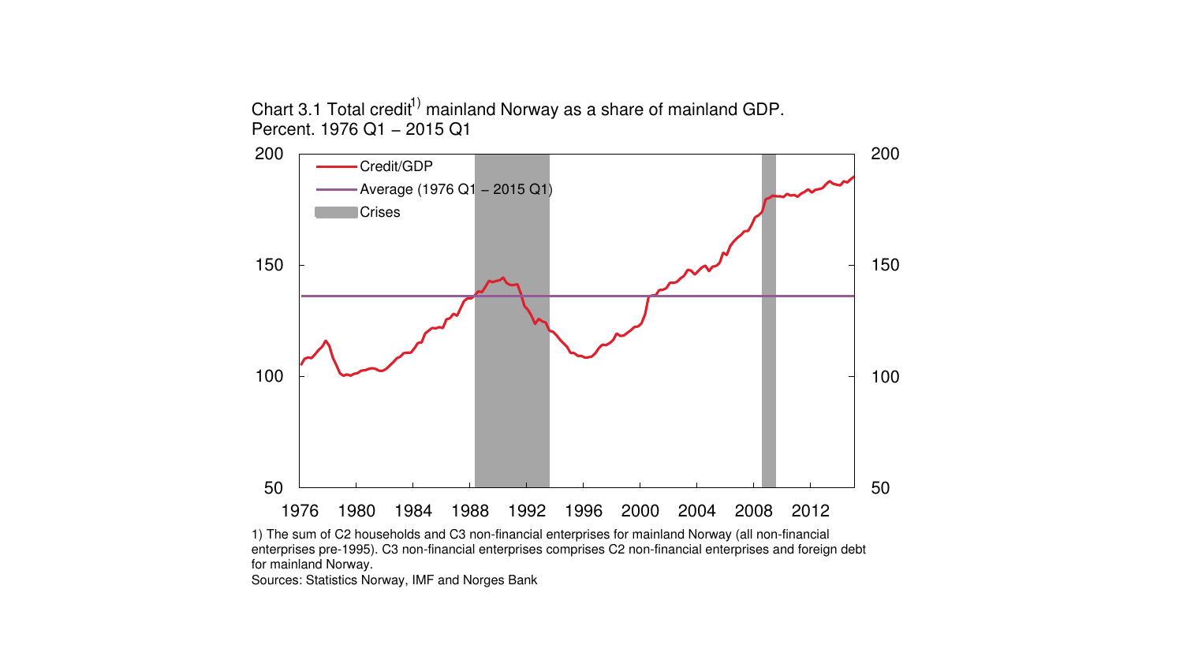Chart 3.1 Total credit[1)] mainland Norway as a share of mainland GDP. Percent. 1976 Q1 – 2015 Q1

Credit/GDP

Average (1976 Q1 – 2015 Q1)

Crises

200 150 100 50

1976 1980 1984 1988 1992 1996 2000 2004 2008 2012

1) The sum of C2 households and C3 non-financial enterprises for mainland Norway (all non-financial enterprises pre-1995). C3 non-financial enterprises comprises C2 non-financial enterprises and foreign debt for mainland Norway.

Sources: Statistics Norway, IMF and Norges Bank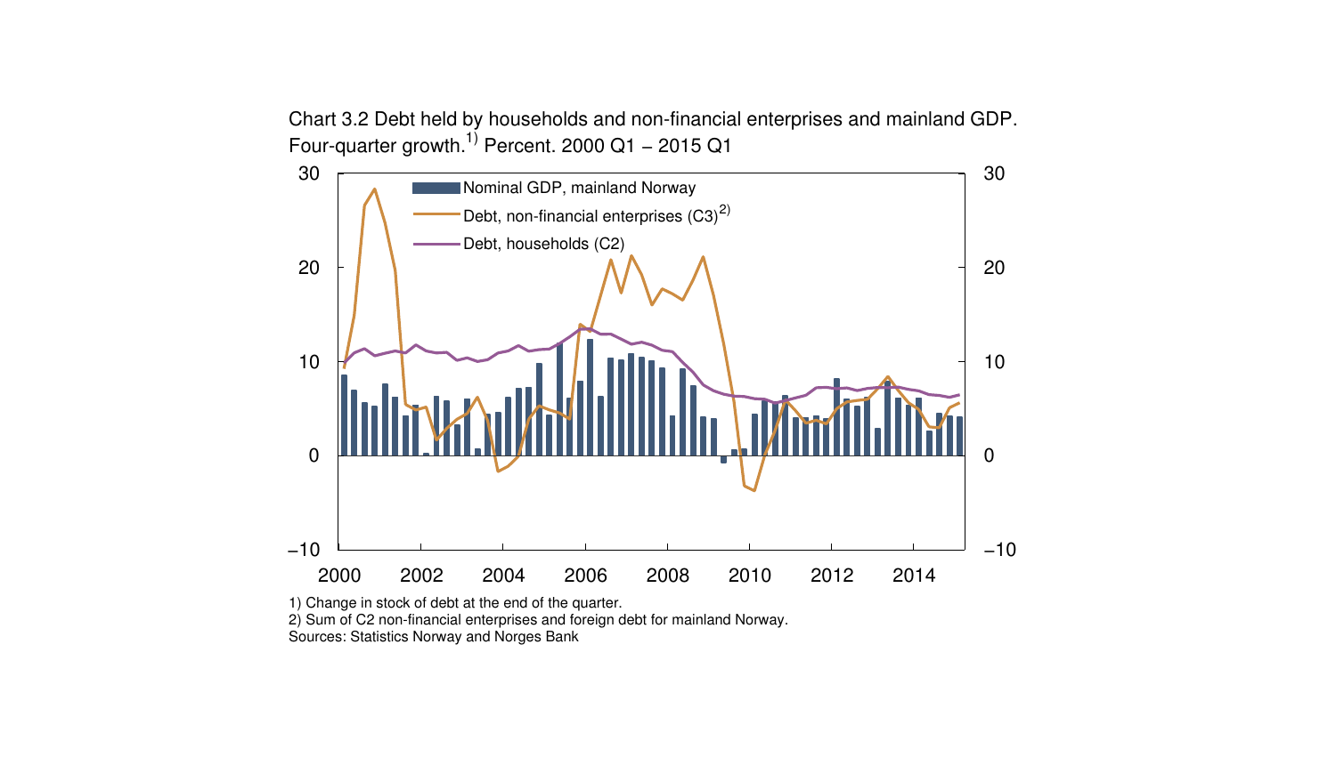Chart 3.2 Debt held by households and non-financial enterprises and mainland GDP. Four-quarter growth.[1] Percent. 2000 Q1 – 2015 Q1

1) Change in stock of debt at the end of the quarter.

2) Sum of C2 non-financial enterprises and foreign debt for mainland Norway.

Sources: Statistics Norway and Norges Bank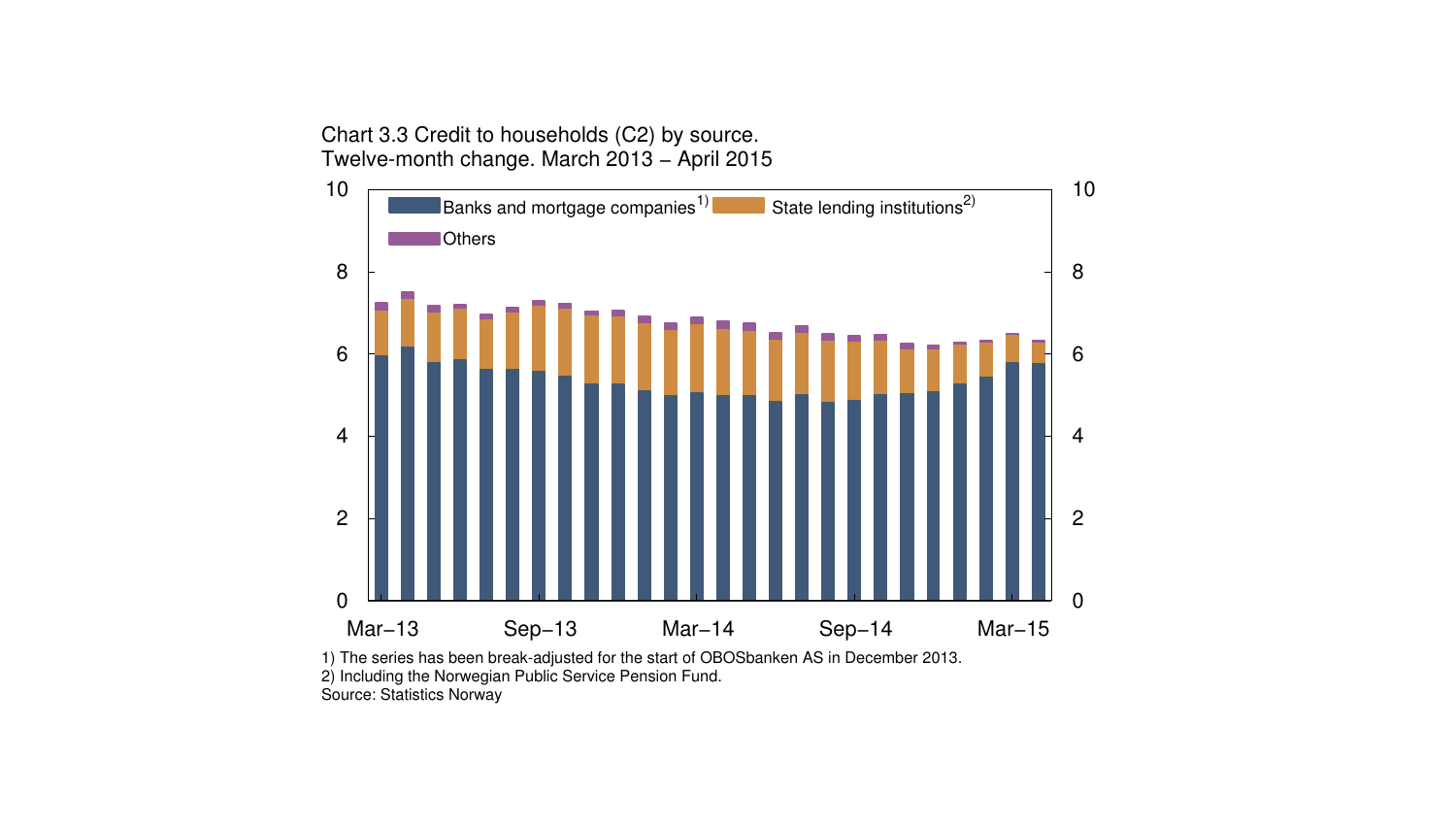Chart 3.3 Credit to households (C2) by source.
Twelve-month change. March 2013 – April 2015

Banks and mortgage companies[1)] State lending institutions[2)] Others

1) The series has been break-adjusted for the start of OBOSbanken AS in December 2013.
2) Including the Norwegian Public Service Pension Fund.
Source: Statistics Norway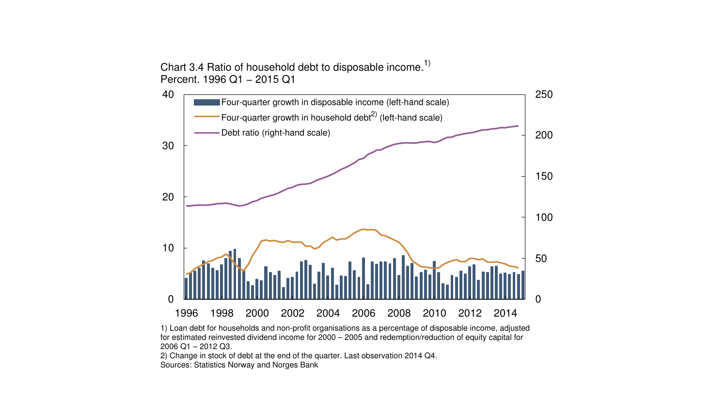Chart 3.4 Ratio of household debt to disposable income.[1)]
Percent. 1996 Q1 – 2015 Q1

1) Loan debt for households and non-profit organisations as a percentage of disposable income, adjusted for estimated reinvested dividend income for 2000 – 2005 and redemption/reduction of equity capital for 2006 Q1 – 2012 Q3.
2) Change in stock of debt at the end of the quarter. Last observation 2014 Q4.
Sources: Statistics Norway and Norges Bank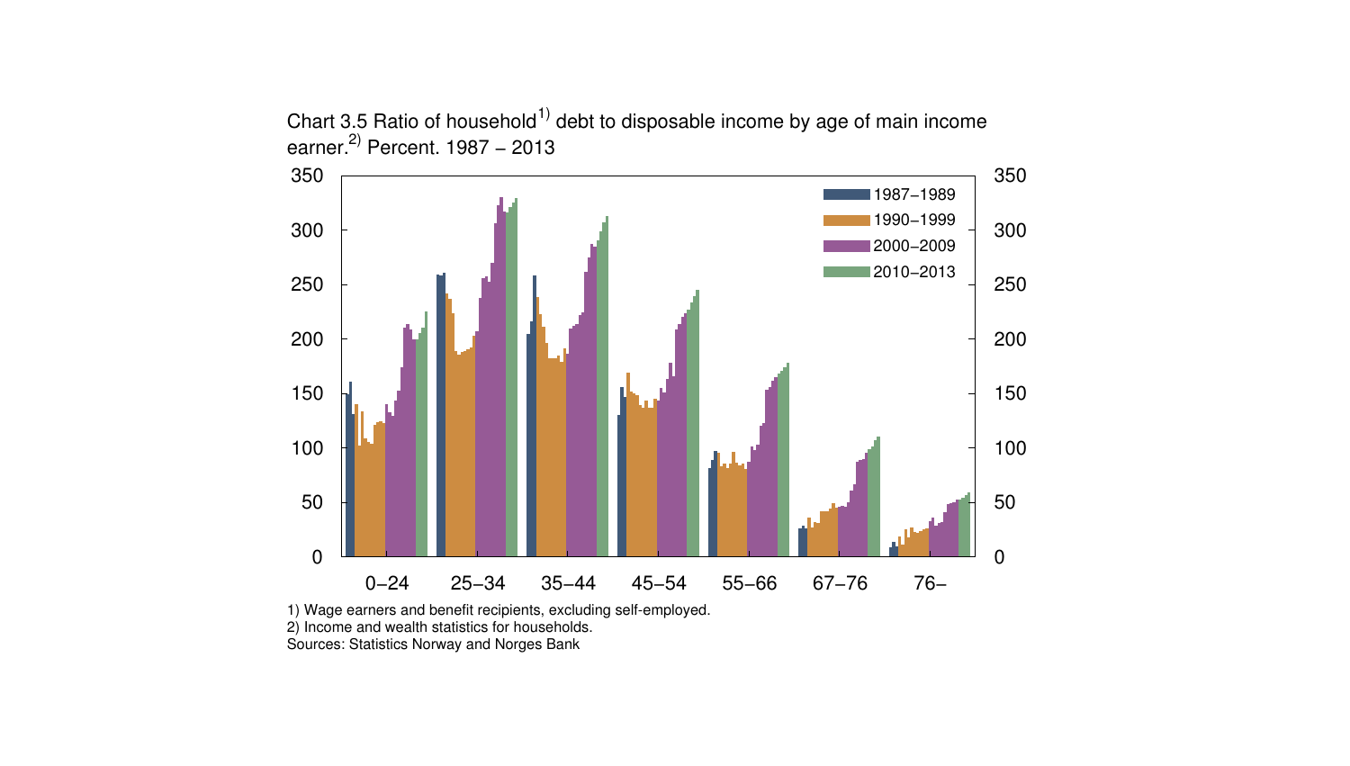Chart 3.5 Ratio of household[1)] debt to disposable income by age of main income earner.[2)] Percent. 1987 – 2013

1) Wage earners and benefit recipients, excluding self-employed.
2) Income and wealth statistics for households.
Sources: Statistics Norway and Norges Bank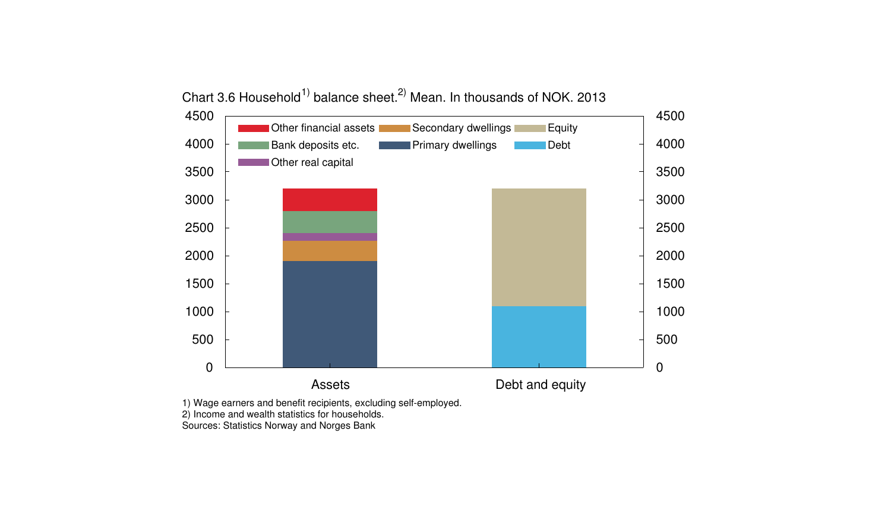Chart 3.6 Household[1)] balance sheet.[2)] Mean. In thousands of NOK. 2013

1) Wage earners and benefit recipients, excluding self-employed.
2) Income and wealth statistics for households.
Sources: Statistics Norway and Norges Bank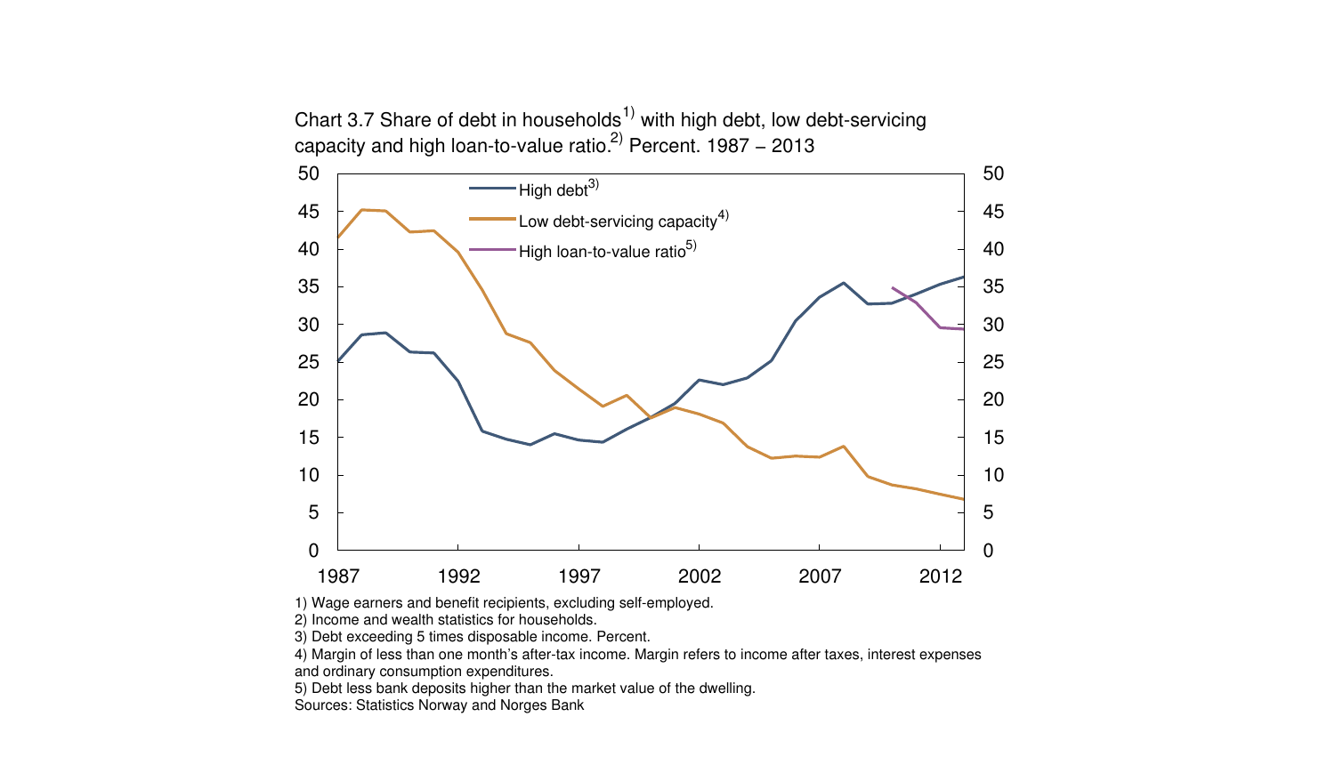Chart 3.7 Share of debt in households[1)] with high debt, low debt-servicing capacity and high loan-to-value ratio.[2)] Percent. 1987 – 2013

1) Wage earners and benefit recipients, excluding self-employed.
2) Income and wealth statistics for households.
3) Debt exceeding 5 times disposable income. Percent.
4) Margin of less than one month's after-tax income. Margin refers to income after taxes, interest expenses and ordinary consumption expenditures.
5) Debt less bank deposits higher than the market value of the dwelling.
Sources: Statistics Norway and Norges Bank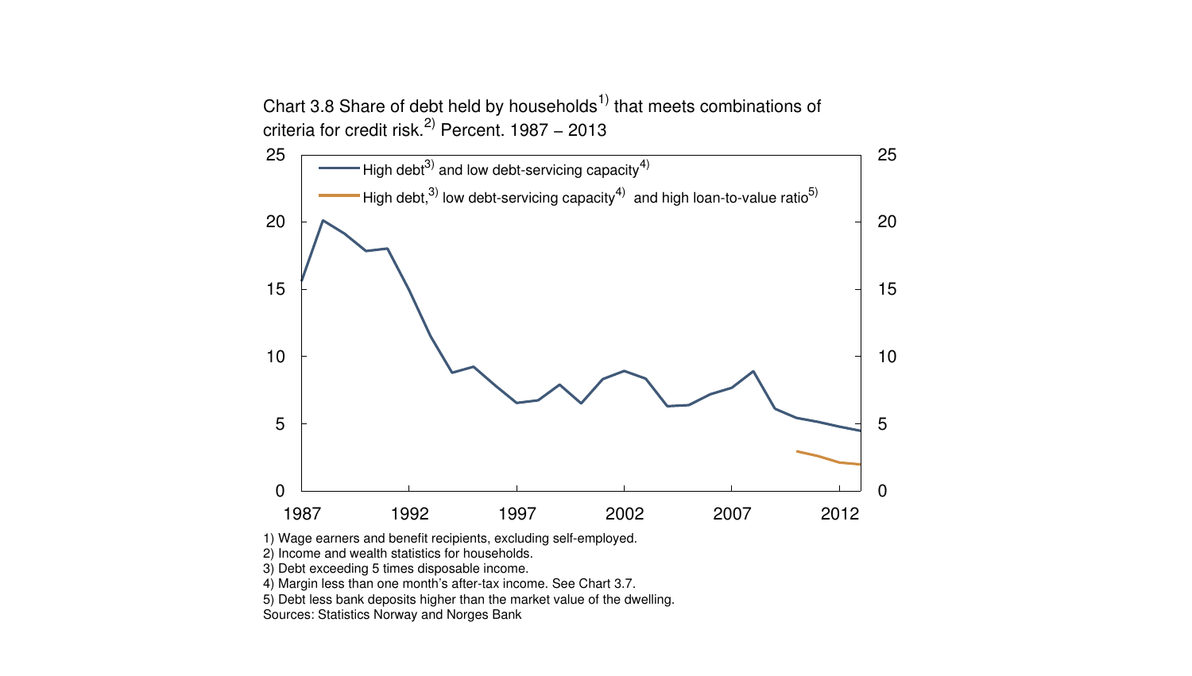Chart 3.8 Share of debt held by households[1] that meets combinations of criteria for credit risk.[2] Percent. 1987 – 2013

1) Wage earners and benefit recipients, excluding self-employed.
2) Income and wealth statistics for households.
3) Debt exceeding 5 times disposable income.
4) Margin less than one month's after-tax income. See Chart 3.7.
5) Debt less bank deposits higher than the market value of the dwelling.
Sources: Statistics Norway and Norges Bank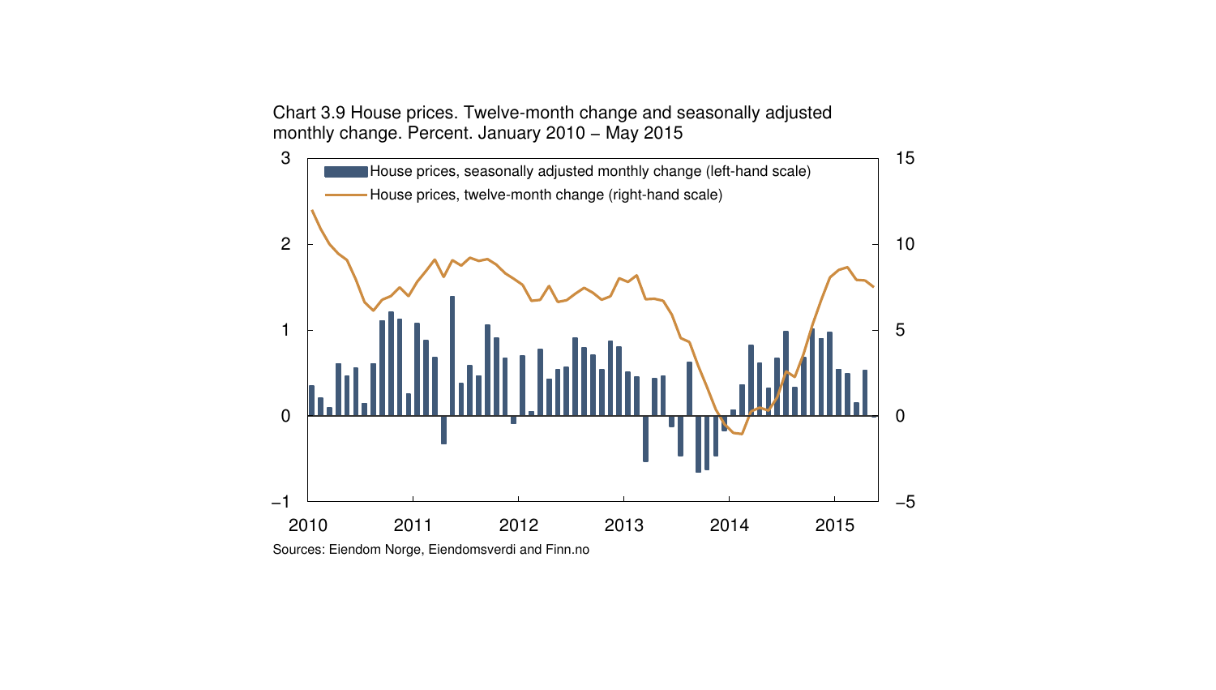Chart 3.9 House prices. Twelve-month change and seasonally adjusted monthly change. Percent. January 2010 – May 2015

Sources: Eiendom Norge, Eiendomsverdi and Finn.no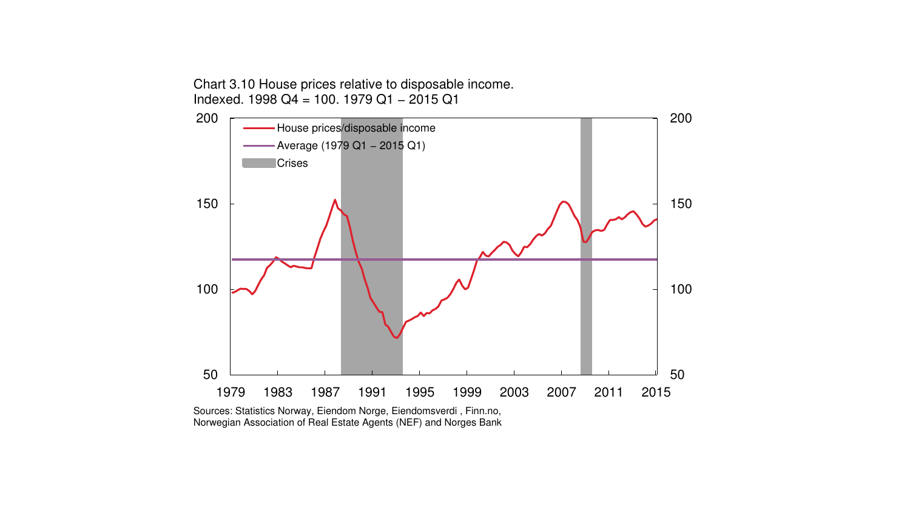Chart 3.10 House prices relative to disposable income.
Indexed. 1998 Q4 = 100. 1979 Q1 – 2015 Q1

Sources: Statistics Norway, Eiendom Norge, Eiendomsverdi , Finn.no, Norwegian Association of Real Estate Agents (NEF) and Norges Bank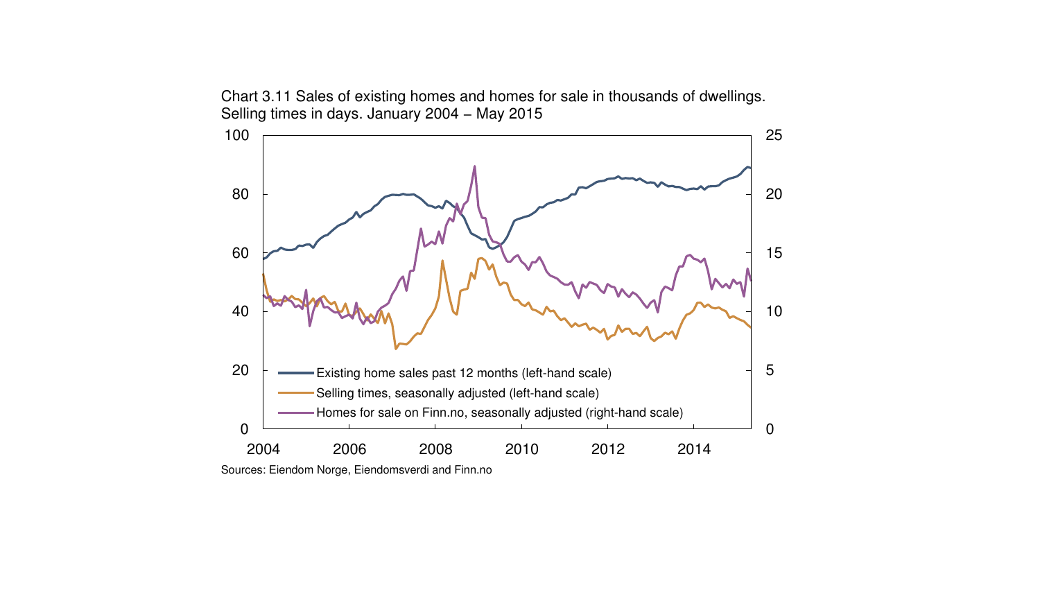Chart 3.11 Sales of existing homes and homes for sale in thousands of dwellings. Selling times in days. January 2004 – May 2015

Sources: Eiendom Norge, Eiendomsverdi and Finn.no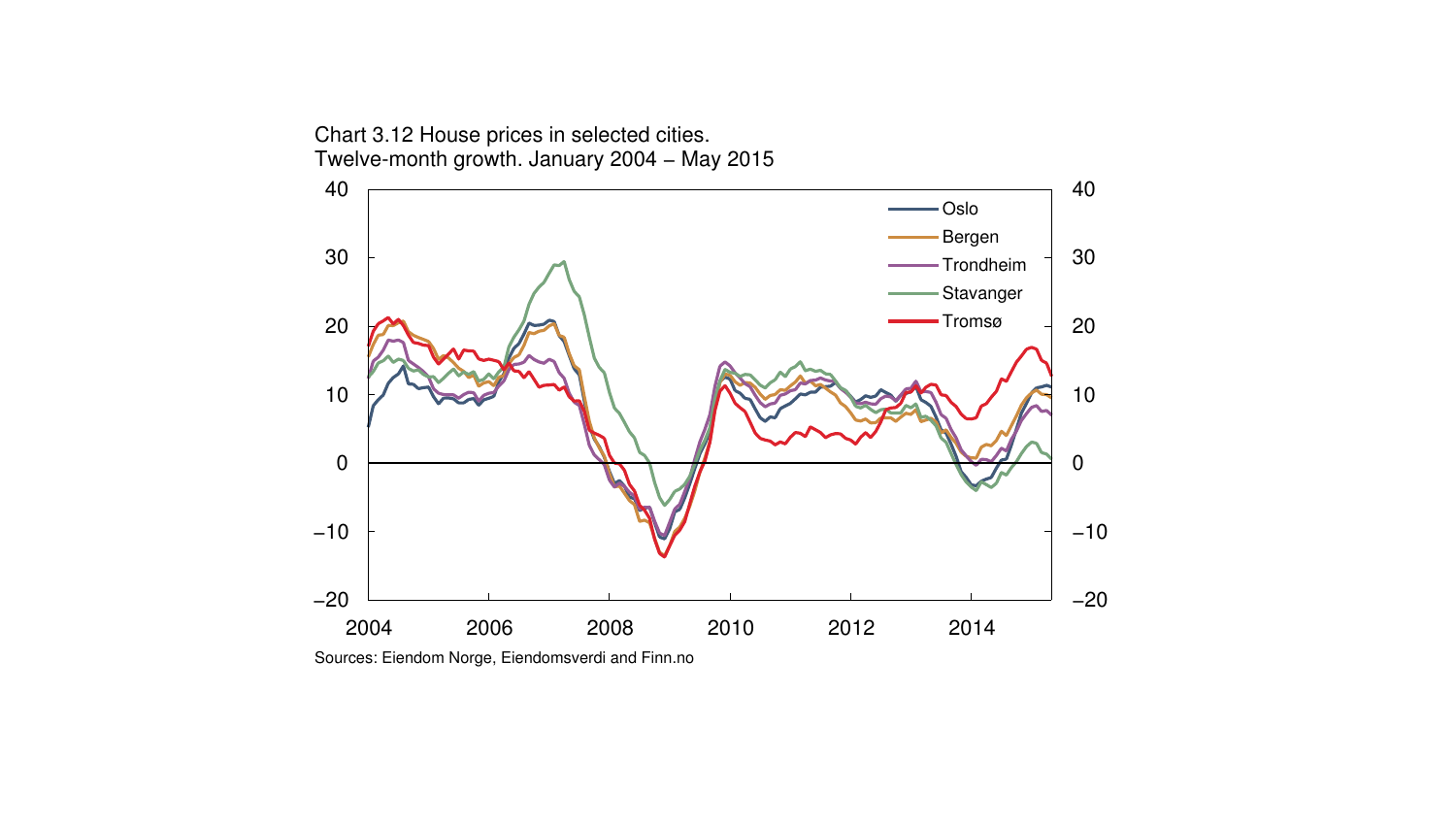Chart 3.12 House prices in selected cities.
Twelve-month growth. January 2004 – May 2015

Sources: Eiendom Norge, Eiendomsverdi and Finn.no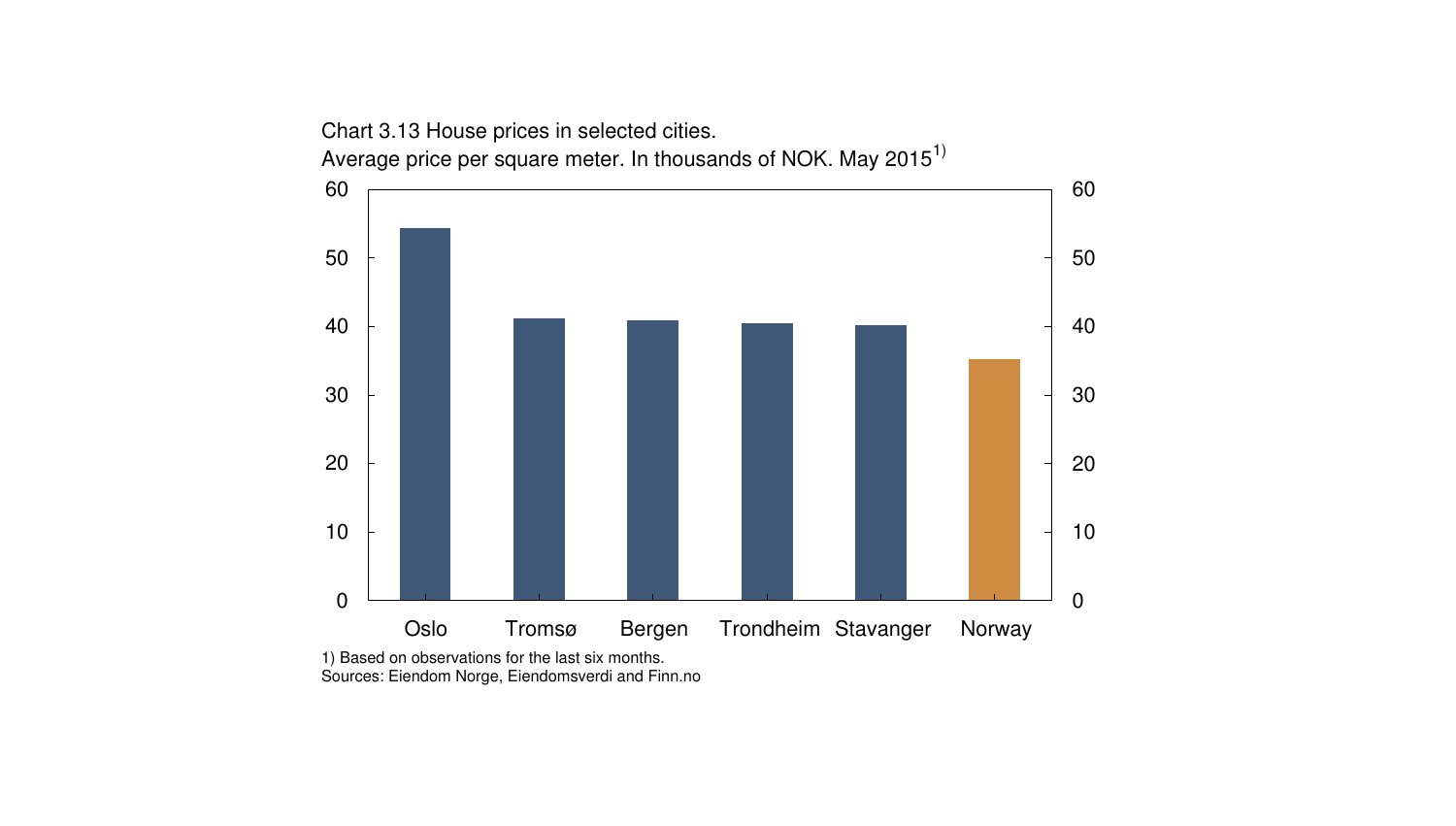Chart 3.13 House prices in selected cities.
Average price per square meter. In thousands of NOK. May 2015[1)]

1) Based on observations for the last six months.
Sources: Eiendom Norge, Eiendomsverdi and Finn.no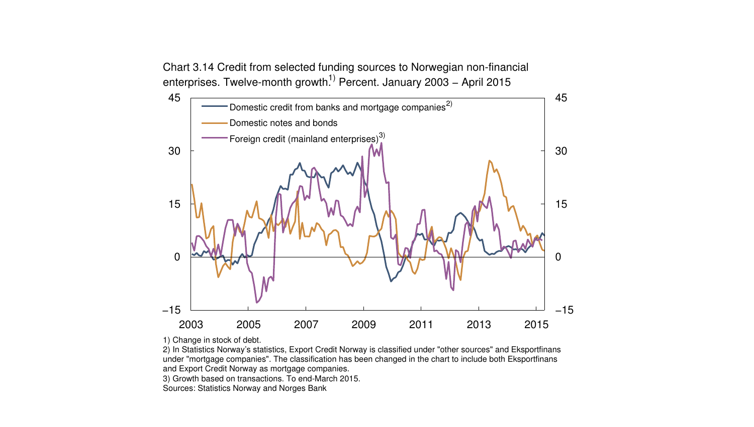Chart 3.14 Credit from selected funding sources to Norwegian non-financial enterprises. Twelve-month growth.[1] Percent. January 2003 – April 2015

1) Change in stock of debt.

2) In Statistics Norway's statistics, Export Credit Norway is classified under "other sources" and Eksportfinans under "mortgage companies". The classification has been changed in the chart to include both Eksportfinans and Export Credit Norway as mortgage companies.

3) Growth based on transactions. To end-March 2015.

Sources: Statistics Norway and Norges Bank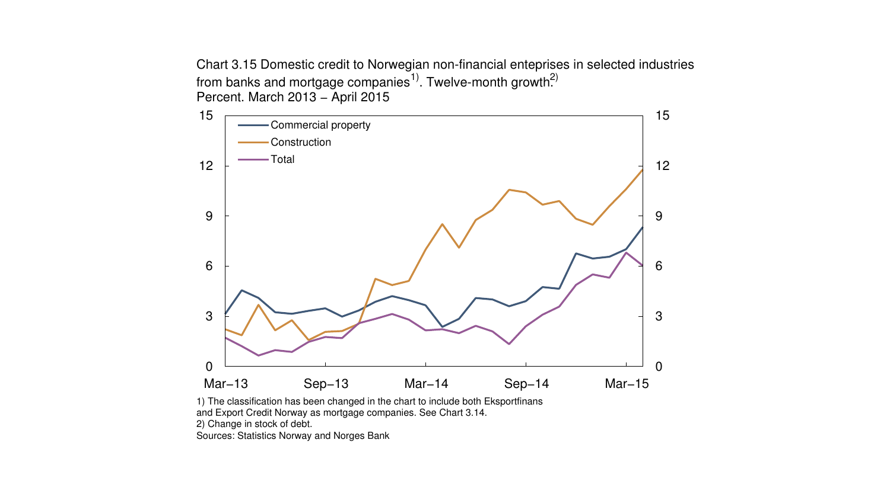Chart 3.15 Domestic credit to Norwegian non-financial enteprises in selected industries from banks and mortgage companies[1]. Twelve-month growth.[2]
Percent. March 2013 – April 2015

1) The classification has been changed in the chart to include both Eksportfinans and Export Credit Norway as mortgage companies. See Chart 3.14.
2) Change in stock of debt.
Sources: Statistics Norway and Norges Bank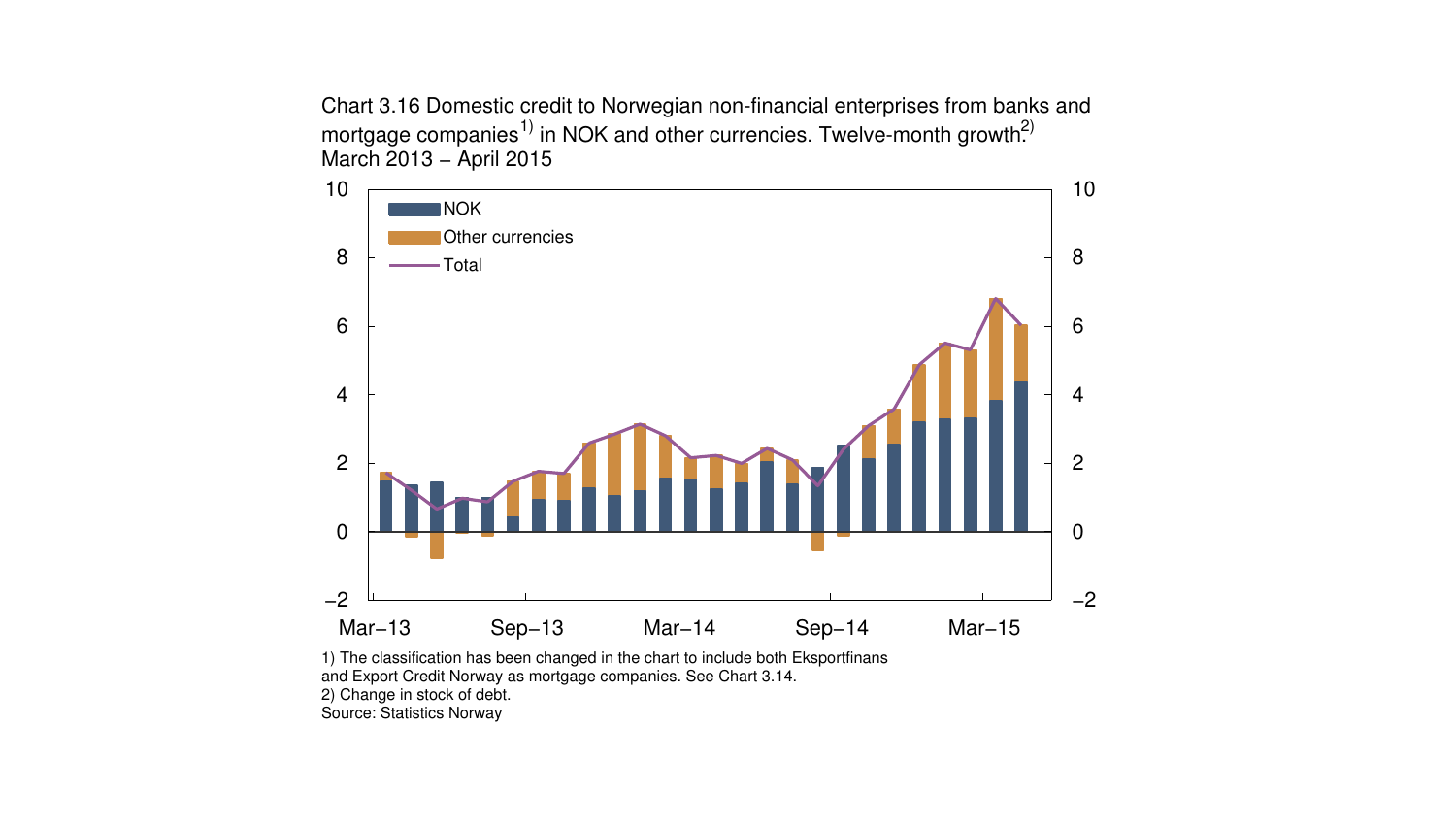Chart 3.16 Domestic credit to Norwegian non-financial enterprises from banks and mortgage companies[1)] in NOK and other currencies. Twelve-month growth.[2)] March 2013 – April 2015

1) The classification has been changed in the chart to include both Eksportfinans and Export Credit Norway as mortgage companies. See Chart 3.14.
2) Change in stock of debt.
Source: Statistics Norway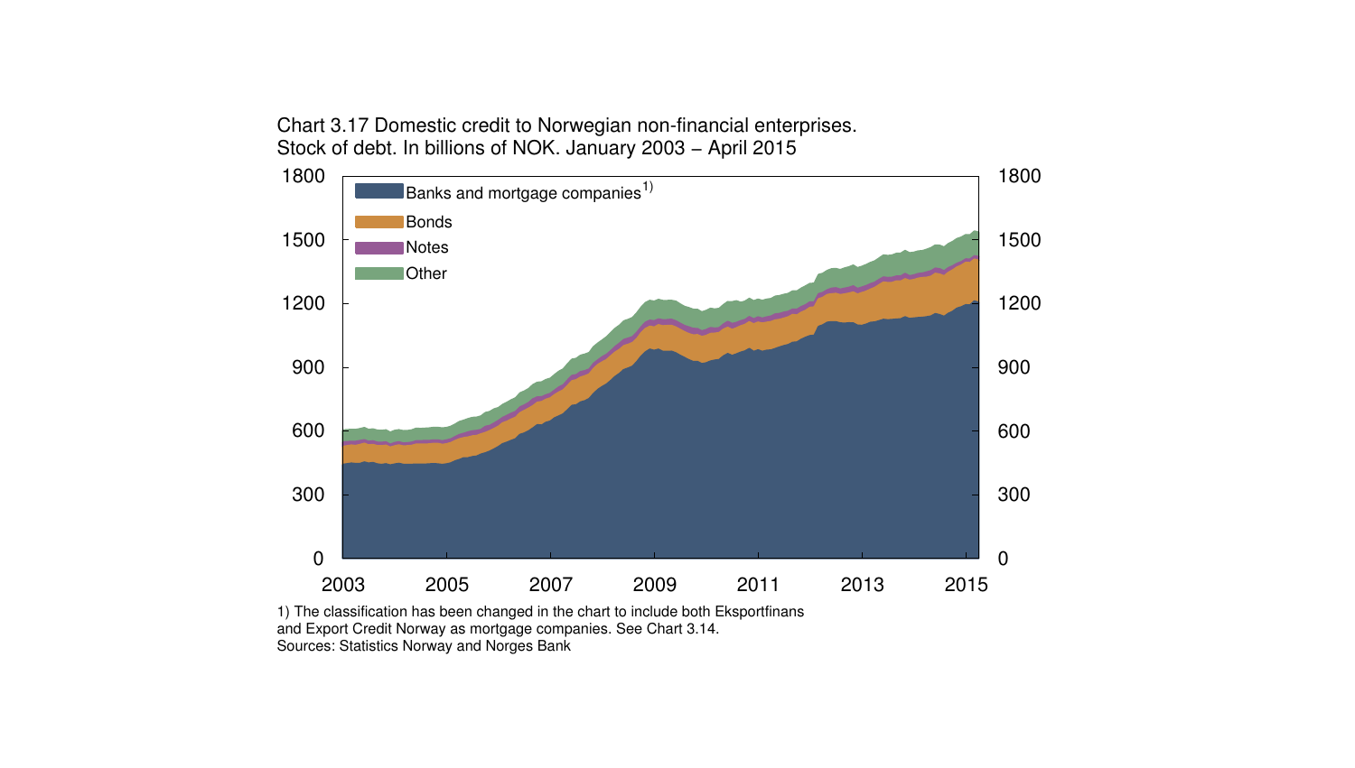Chart 3.17 Domestic credit to Norwegian non-financial enterprises. Stock of debt. In billions of NOK. January 2003 – April 2015

Banks and mortgage companies[1)]

Bonds

Notes

Other

1) The classification has been changed in the chart to include both Eksportfinans and Export Credit Norway as mortgage companies. See Chart 3.14.

Sources: Statistics Norway and Norges Bank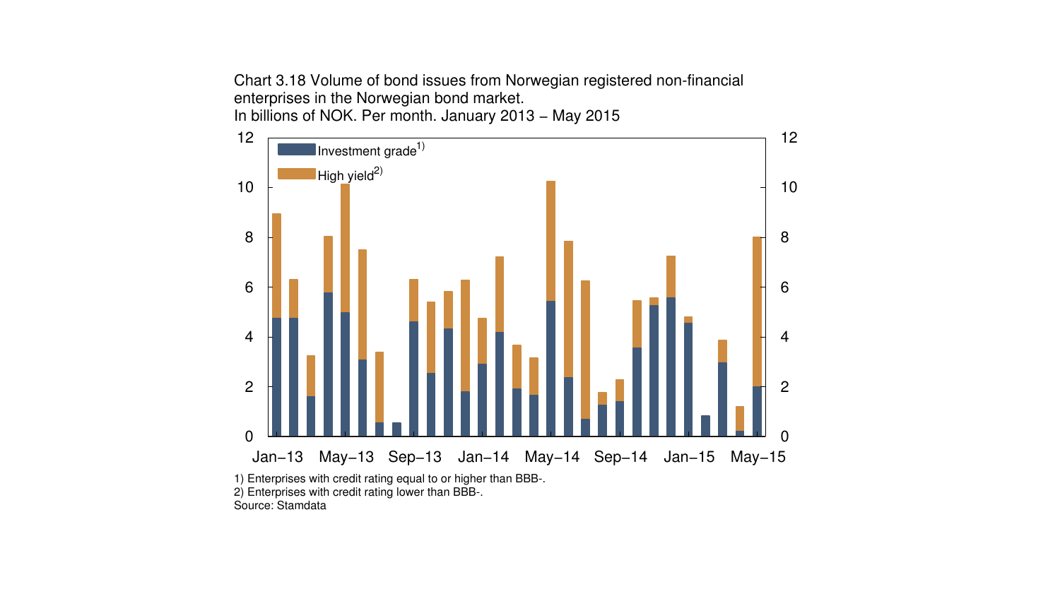Chart 3.18 Volume of bond issues from Norwegian registered non-financial enterprises in the Norwegian bond market.
In billions of NOK. Per month. January 2013 – May 2015

1) Enterprises with credit rating equal to or higher than BBB-.
2) Enterprises with credit rating lower than BBB-.
Source: Stamdata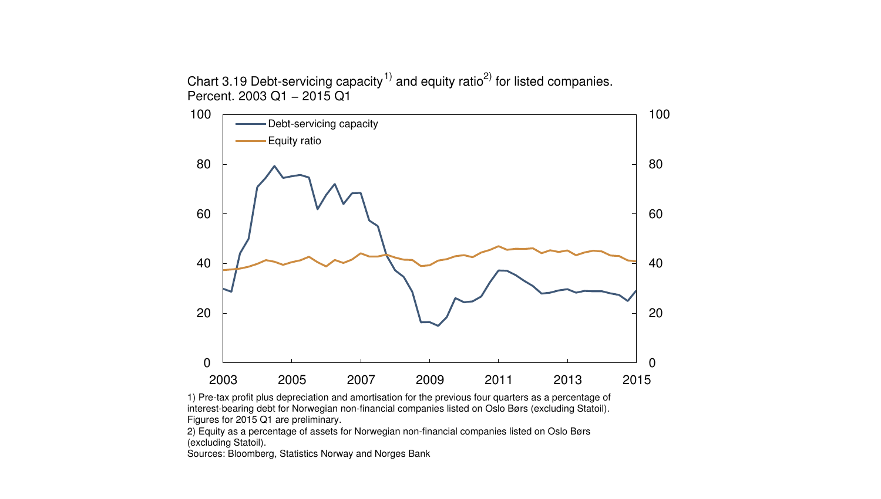Chart 3.19 Debt-servicing capacity[1)] and equity ratio[2)] for listed companies. Percent. 2003 Q1 – 2015 Q1

1) Pre-tax profit plus depreciation and amortisation for the previous four quarters as a percentage of interest-bearing debt for Norwegian non-financial companies listed on Oslo Børs (excluding Statoil). Figures for 2015 Q1 are preliminary.
2) Equity as a percentage of assets for Norwegian non-financial companies listed on Oslo Børs (excluding Statoil).
Sources: Bloomberg, Statistics Norway and Norges Bank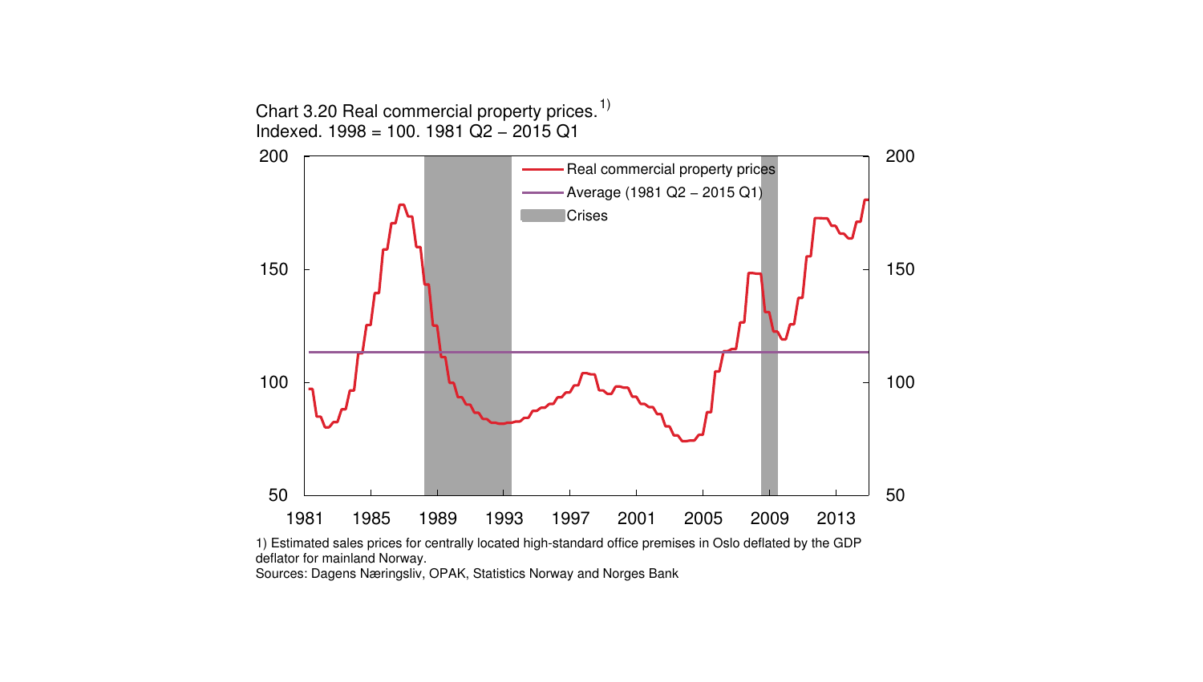Chart 3.20 Real commercial property prices.[1)]
Indexed. 1998 = 100. 1981 Q2 – 2015 Q1

1) Estimated sales prices for centrally located high-standard office premises in Oslo deflated by the GDP deflator for mainland Norway.
Sources: Dagens Næringsliv, OPAK, Statistics Norway and Norges Bank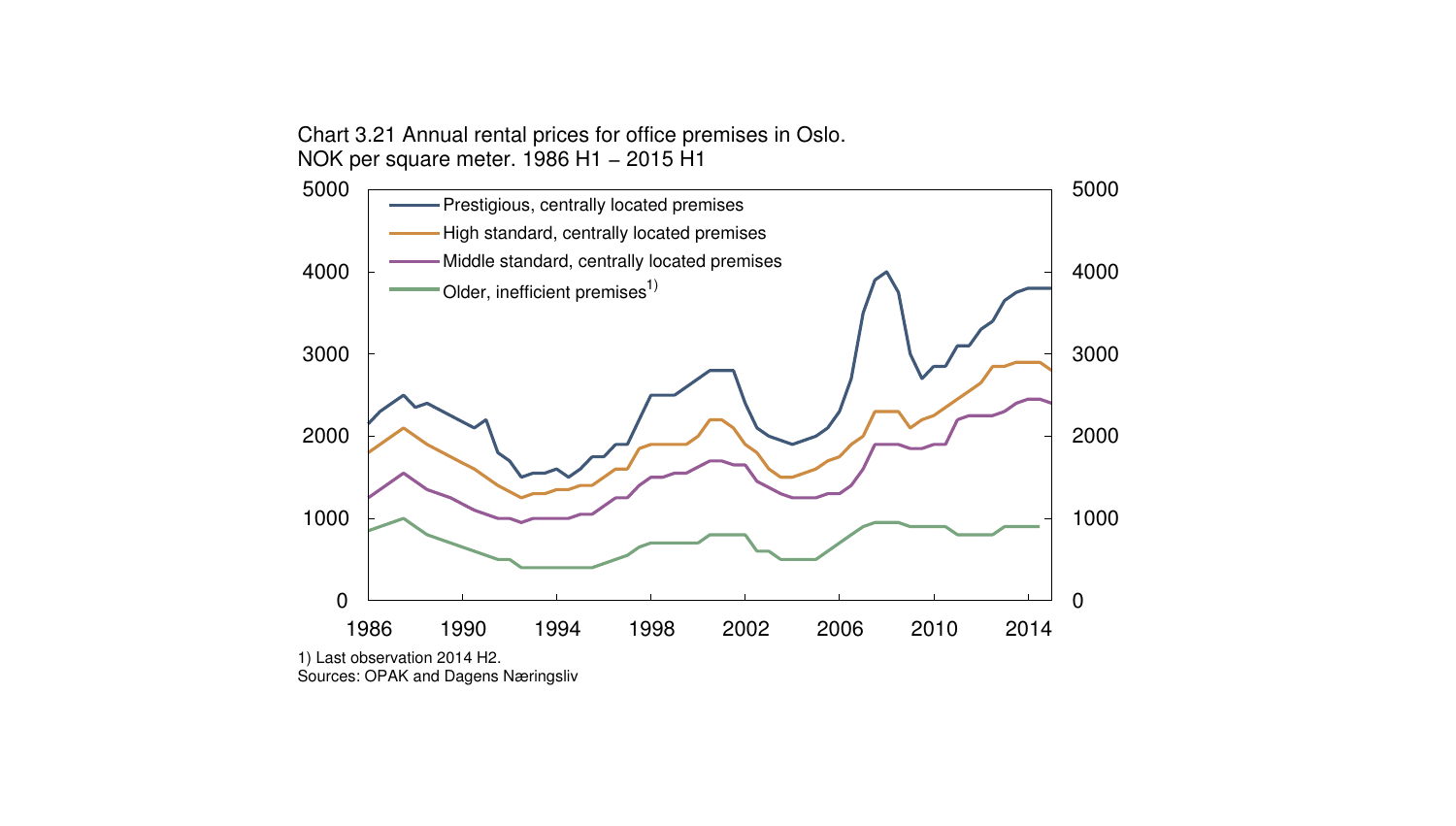Chart 3.21 Annual rental prices for office premises in Oslo. NOK per square meter. 1986 H1 – 2015 H1

1) Last observation 2014 H2.
Sources: OPAK and Dagens Næringsliv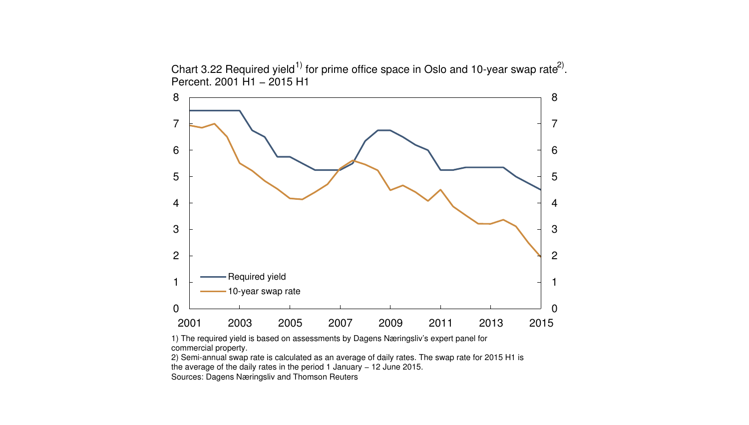Chart 3.22 Required yield[1] for prime office space in Oslo and 10-year swap rate[2]. Percent. 2001 H1 – 2015 H1

1) The required yield is based on assessments by Dagens Næringsliv's expert panel for commercial property.

2) Semi-annual swap rate is calculated as an average of daily rates. The swap rate for 2015 H1 is the average of the daily rates in the period 1 January – 12 June 2015.

Sources: Dagens Næringsliv and Thomson Reuters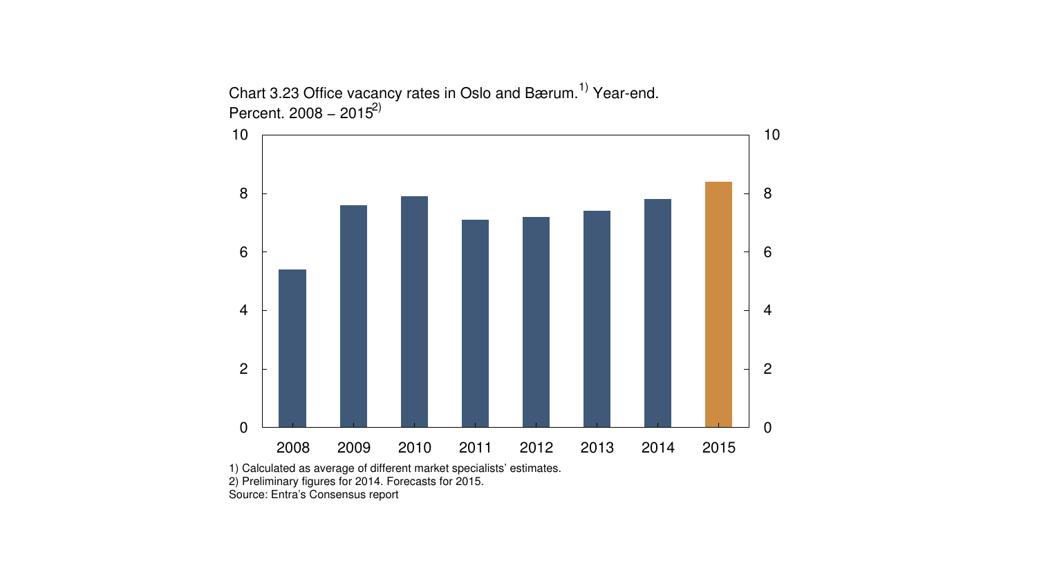Chart 3.23 Office vacancy rates in Oslo and Bærum.[1)] Year-end. Percent. 2008 – 2015[2)]

| Year | Percent |
|---|---|
| 2008 | 5.4 |
| 2009 | 7.6 |
| 2010 | 7.9 |
| 2011 | 7.1 |
| 2012 | 7.2 |
| 2013 | 7.4 |
| 2014 | 7.8 |
| 2015 | 8.4 |

1) Calculated as average of different market specialists' estimates.
2) Preliminary figures for 2014. Forecasts for 2015.
Source: Entra's Consensus report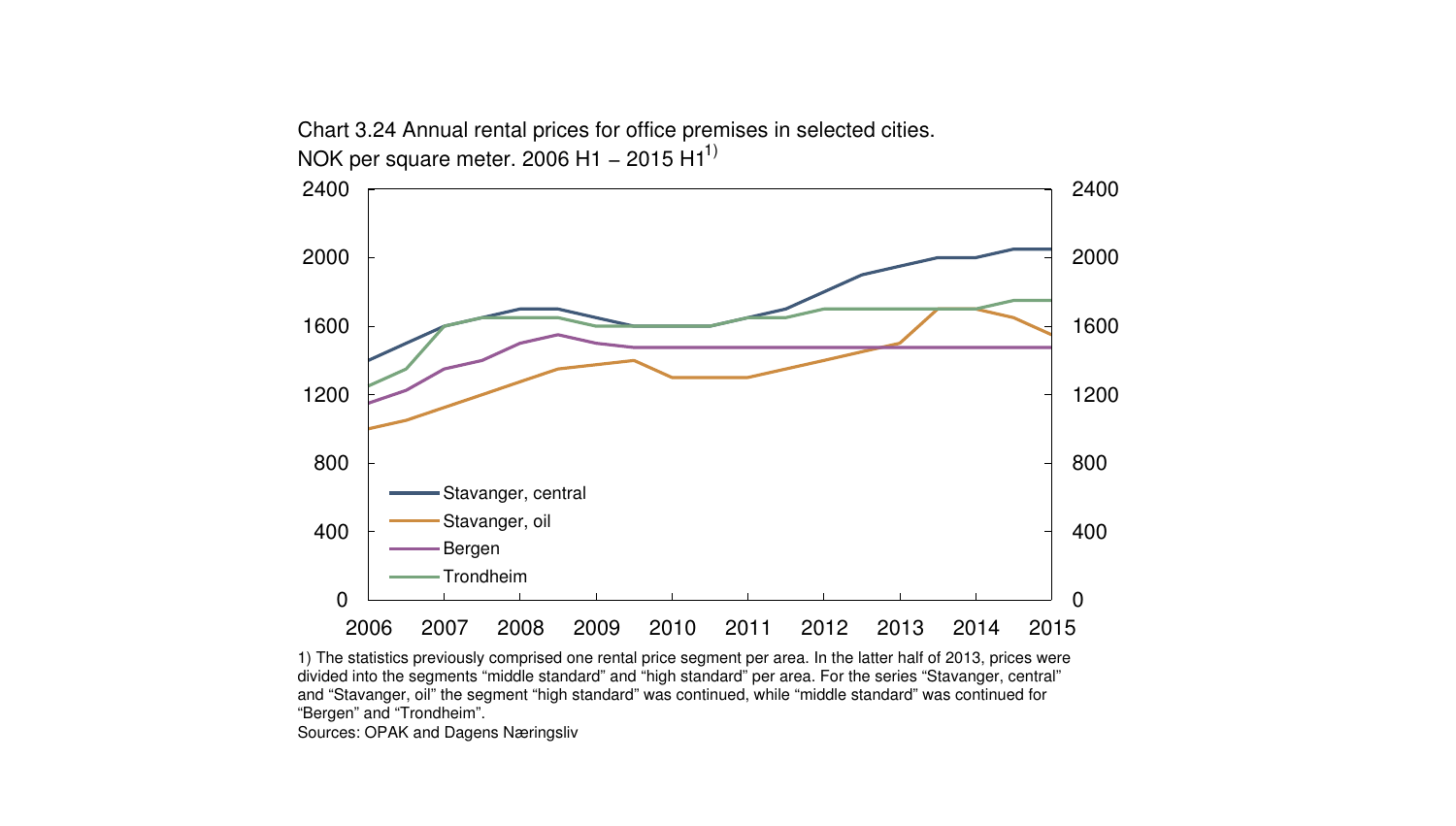Chart 3.24 Annual rental prices for office premises in selected cities. NOK per square meter. 2006 H1 – 2015 H1[1)]

1) The statistics previously comprised one rental price segment per area. In the latter half of 2013, prices were divided into the segments "middle standard" and "high standard" per area. For the series "Stavanger, central" and "Stavanger, oil" the segment "high standard" was continued, while "middle standard" was continued for "Bergen" and "Trondheim".

Sources: OPAK and Dagens Næringsliv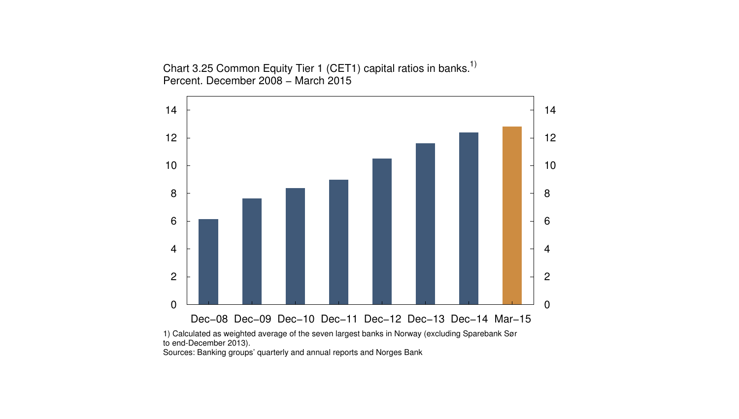Chart 3.25 Common Equity Tier 1 (CET1) capital ratios in banks.[1]
Percent. December 2008 – March 2015

1) Calculated as weighted average of the seven largest banks in Norway (excluding Sparebank Sør to end-December 2013).
Sources: Banking groups' quarterly and annual reports and Norges Bank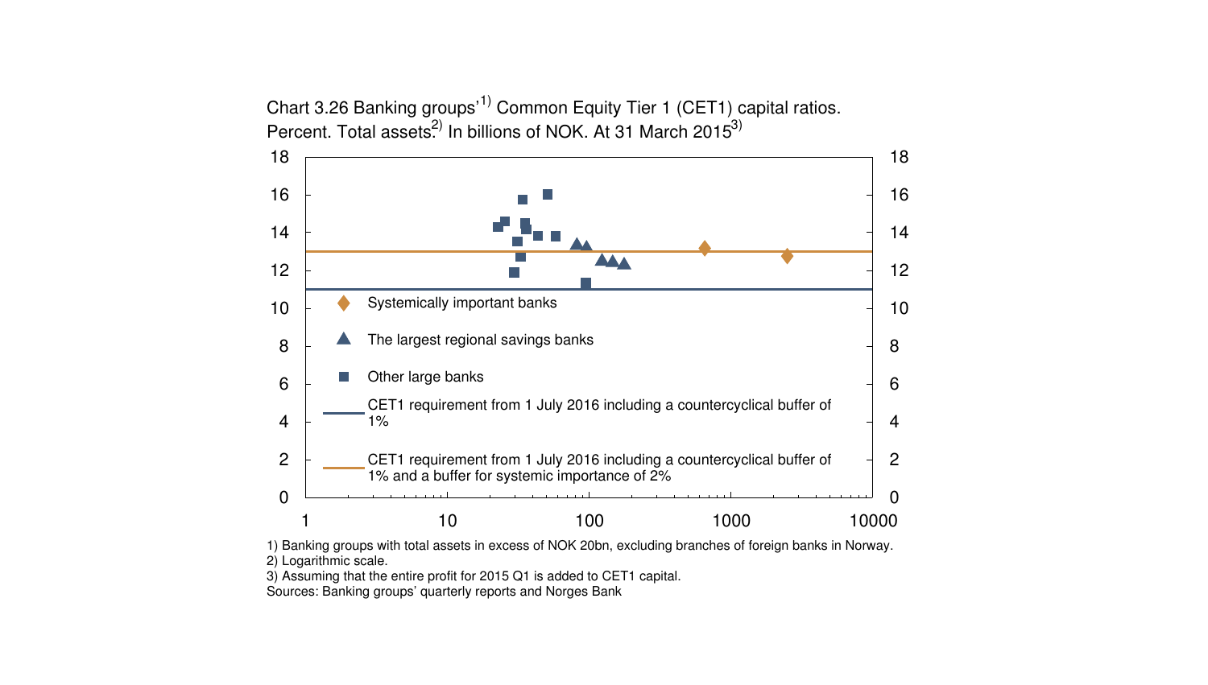Chart 3.26 Banking groups'[1] Common Equity Tier 1 (CET1) capital ratios. Percent. Total assets[2] In billions of NOK. At 31 March 2015[3]

- Systemically important banks
- The largest regional savings banks
- Other large banks
- CET1 requirement from 1 July 2016 including a countercyclical buffer of 1%
- CET1 requirement from 1 July 2016 including a countercyclical buffer of 1% and a buffer for systemic importance of 2%

1) Banking groups with total assets in excess of NOK 20bn, excluding branches of foreign banks in Norway.
2) Logarithmic scale.
3) Assuming that the entire profit for 2015 Q1 is added to CET1 capital.
Sources: Banking groups' quarterly reports and Norges Bank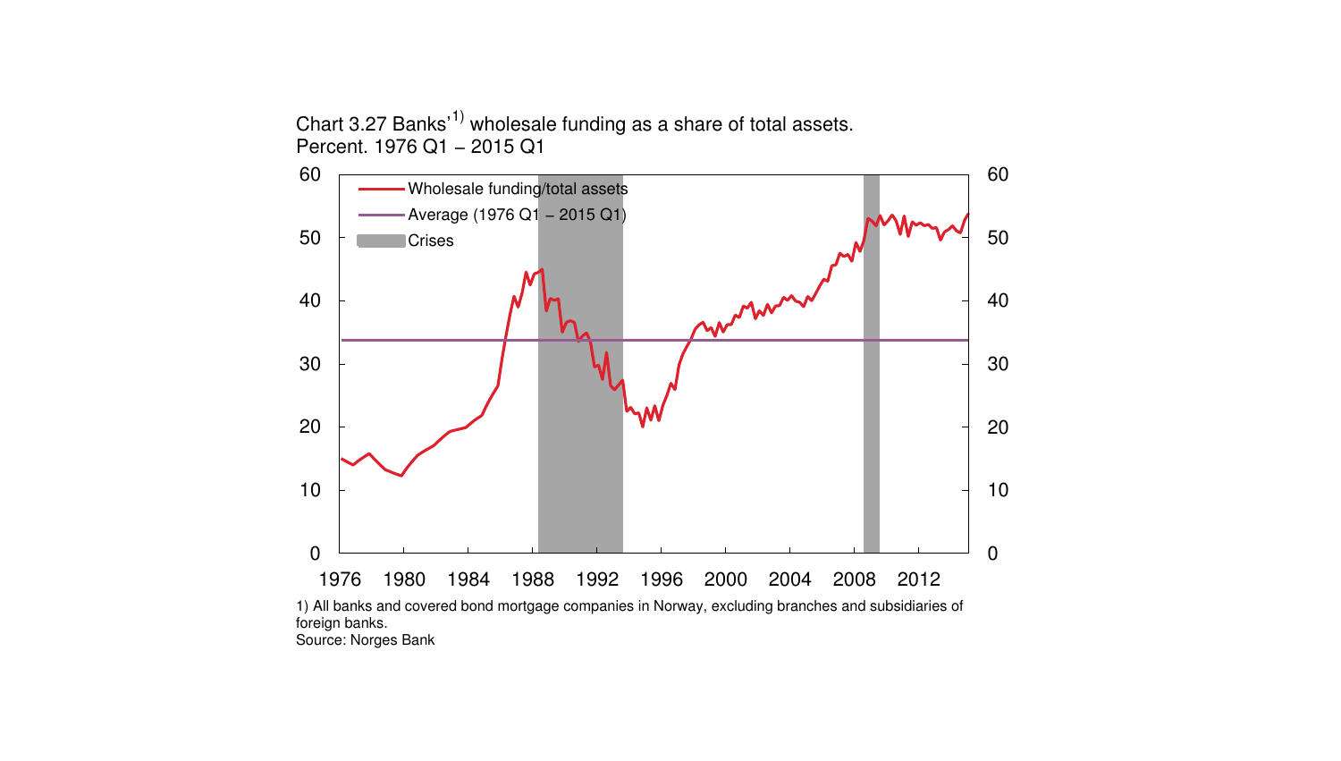Chart 3.27 Banks'[1)] wholesale funding as a share of total assets. Percent. 1976 Q1 – 2015 Q1

1) All banks and covered bond mortgage companies in Norway, excluding branches and subsidiaries of foreign banks.
Source: Norges Bank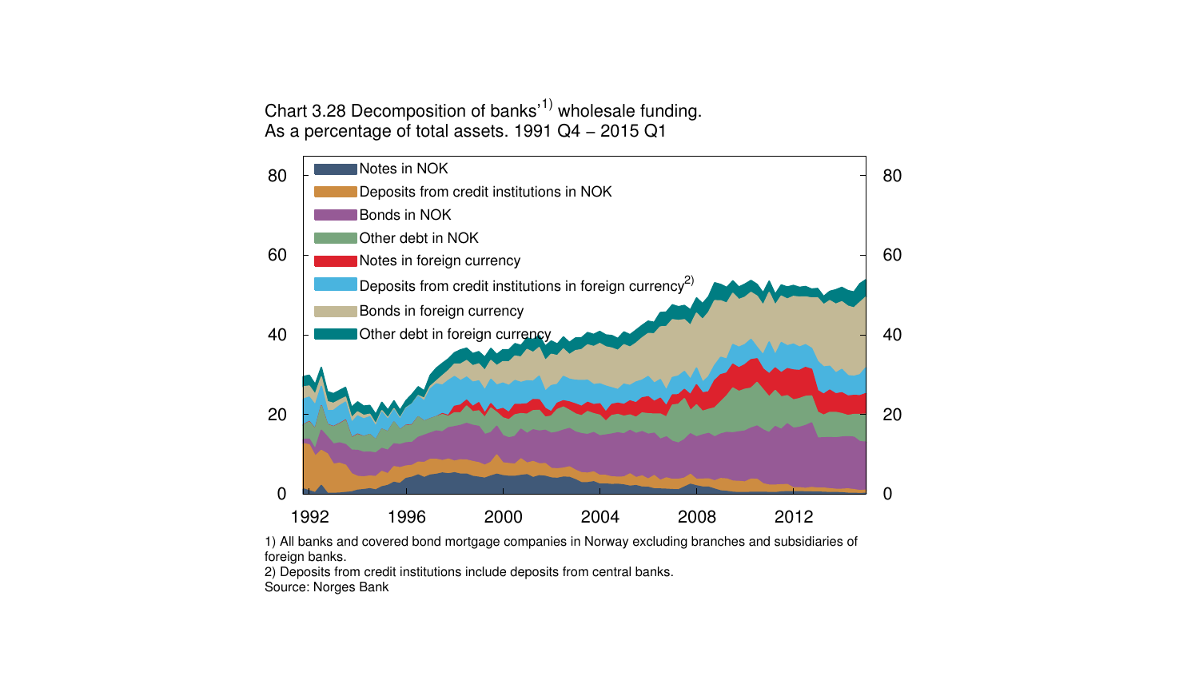Chart 3.28 Decomposition of banks'[1] wholesale funding. As a percentage of total assets. 1991 Q4 – 2015 Q1

1) All banks and covered bond mortgage companies in Norway excluding branches and subsidiaries of foreign banks.
2) Deposits from credit institutions include deposits from central banks.
Source: Norges Bank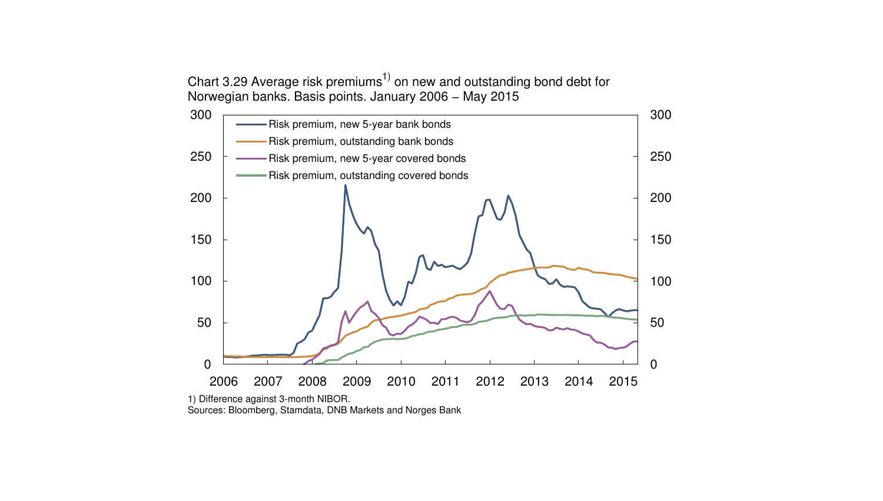Chart 3.29 Average risk premiums[1] on new and outstanding bond debt for Norwegian banks. Basis points. January 2006 – May 2015

1) Difference against 3-month NIBOR.

Sources: Bloomberg, Stamdata, DNB Markets and Norges Bank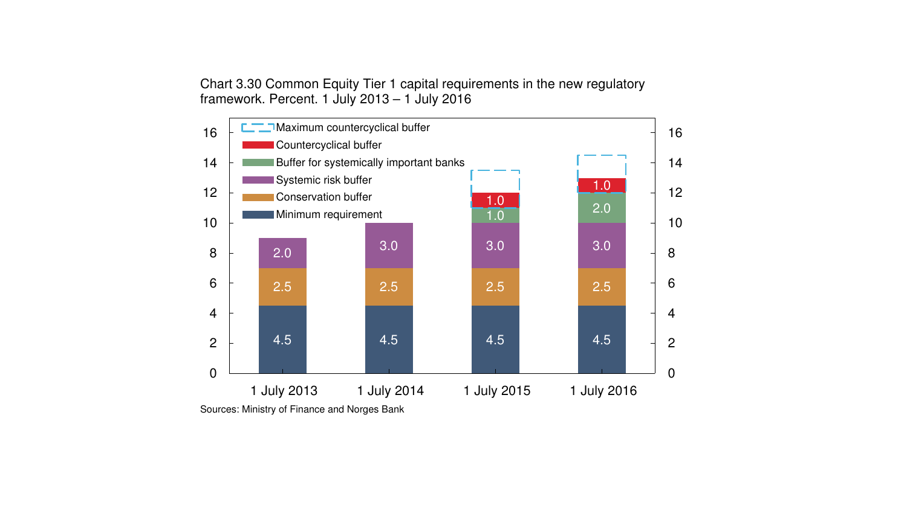Chart 3.30 Common Equity Tier 1 capital requirements in the new regulatory framework. Percent. 1 July 2013 – 1 July 2016

| | 1 July 2013 | 1 July 2014 | 1 July 2015 | 1 July 2016 |
|---|---|---|---|---|
| Minimum requirement | 4.5 | 4.5 | 4.5 | 4.5 |
| Conservation buffer | 2.5 | 2.5 | 2.5 | 2.5 |
| Systemic risk buffer | 2.0 | 3.0 | 3.0 | 3.0 |
| Buffer for systemically important banks | | | 1.0 | 2.0 |
| Countercyclical buffer | | | 1.0 | 1.0 |

Maximum countercyclical buffer shown as dashed outline for 1 July 2015 and 1 July 2016.

Sources: Ministry of Finance and Norges Bank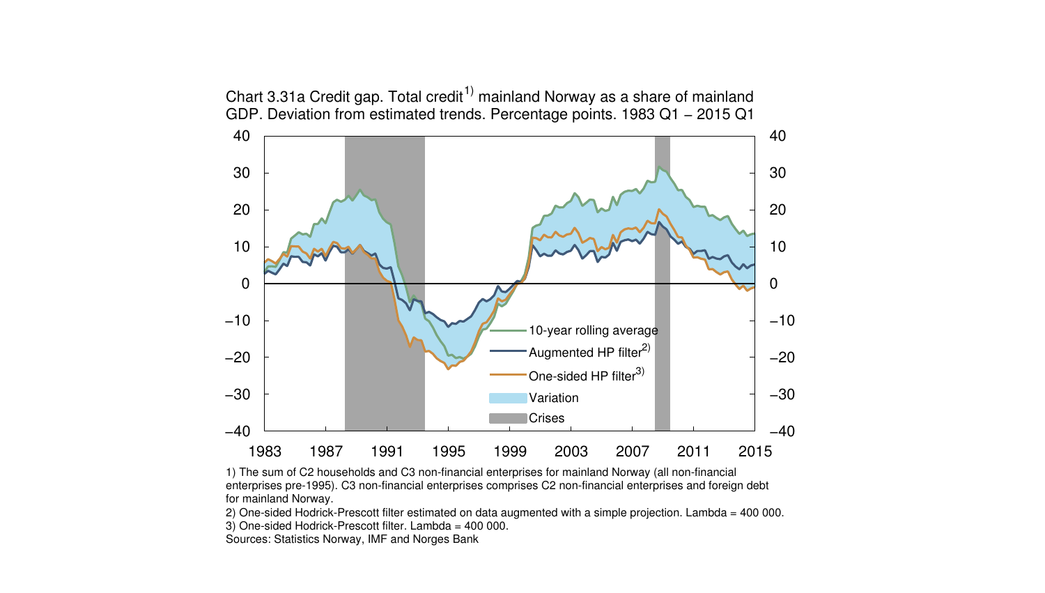Chart 3.31a Credit gap. Total credit[1)] mainland Norway as a share of mainland GDP. Deviation from estimated trends. Percentage points. 1983 Q1 – 2015 Q1

1) The sum of C2 households and C3 non-financial enterprises for mainland Norway (all non-financial enterprises pre-1995). C3 non-financial enterprises comprises C2 non-financial enterprises and foreign debt for mainland Norway.

2) One-sided Hodrick-Prescott filter estimated on data augmented with a simple projection. Lambda = 400 000.

3) One-sided Hodrick-Prescott filter. Lambda = 400 000.

Sources: Statistics Norway, IMF and Norges Bank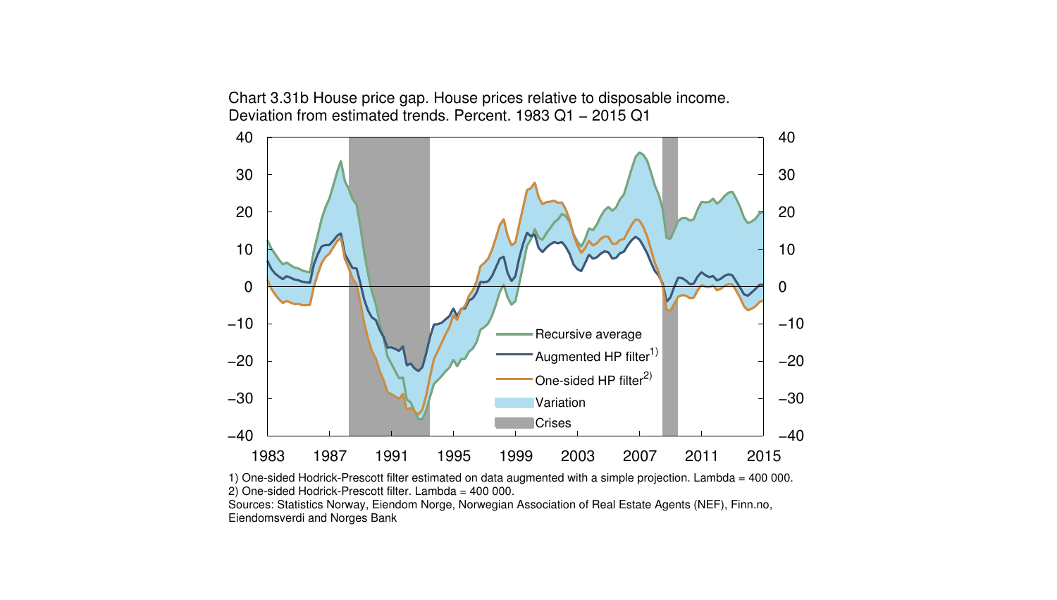Chart 3.31b House price gap. House prices relative to disposable income. Deviation from estimated trends. Percent. 1983 Q1 – 2015 Q1

1) One-sided Hodrick-Prescott filter estimated on data augmented with a simple projection. Lambda = 400 000.
2) One-sided Hodrick-Prescott filter. Lambda = 400 000.
Sources: Statistics Norway, Eiendom Norge, Norwegian Association of Real Estate Agents (NEF), Finn.no, Eiendomsverdi and Norges Bank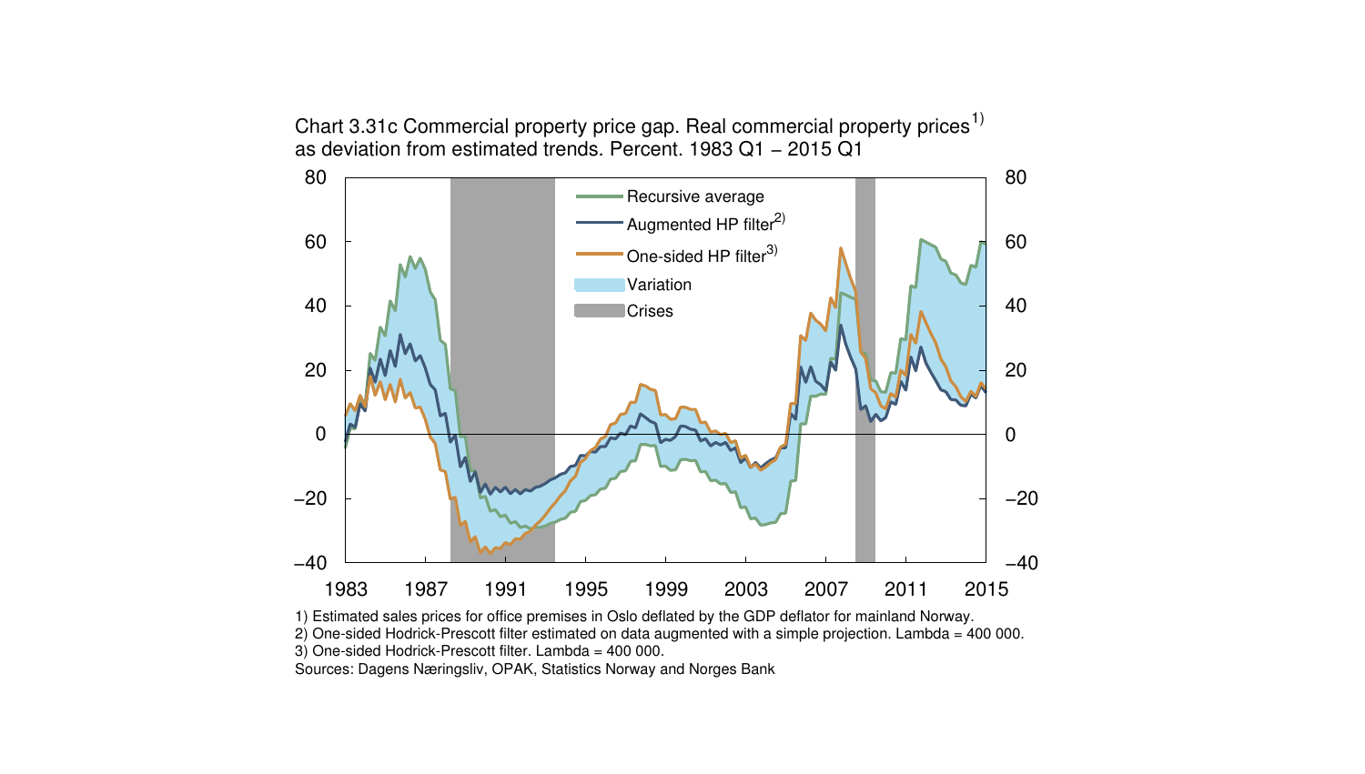Chart 3.31c Commercial property price gap. Real commercial property prices[1) ] as deviation from estimated trends. Percent. 1983 Q1 – 2015 Q1

1) Estimated sales prices for office premises in Oslo deflated by the GDP deflator for mainland Norway.
2) One-sided Hodrick-Prescott filter estimated on data augmented with a simple projection. Lambda = 400 000.
3) One-sided Hodrick-Prescott filter. Lambda = 400 000.
Sources: Dagens Næringsliv, OPAK, Statistics Norway and Norges Bank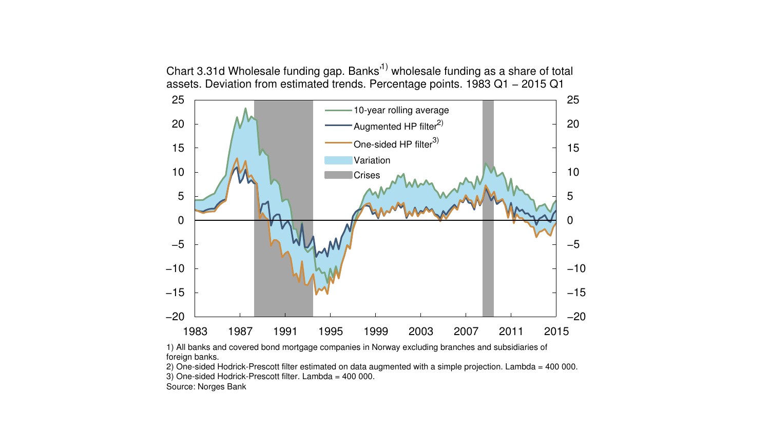Chart 3.31d Wholesale funding gap. Banks'[1)] wholesale funding as a share of total assets. Deviation from estimated trends. Percentage points. 1983 Q1 – 2015 Q1

1) All banks and covered bond mortgage companies in Norway excluding branches and subsidiaries of foreign banks.

2) One-sided Hodrick-Prescott filter estimated on data augmented with a simple projection. Lambda = 400 000.

3) One-sided Hodrick-Prescott filter. Lambda = 400 000.

Source: Norges Bank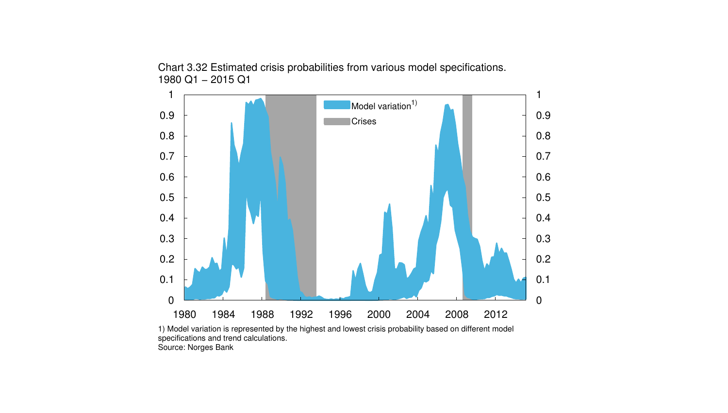Chart 3.32 Estimated crisis probabilities from various model specifications. 1980 Q1 – 2015 Q1

1) Model variation is represented by the highest and lowest crisis probability based on different model specifications and trend calculations.

Source: Norges Bank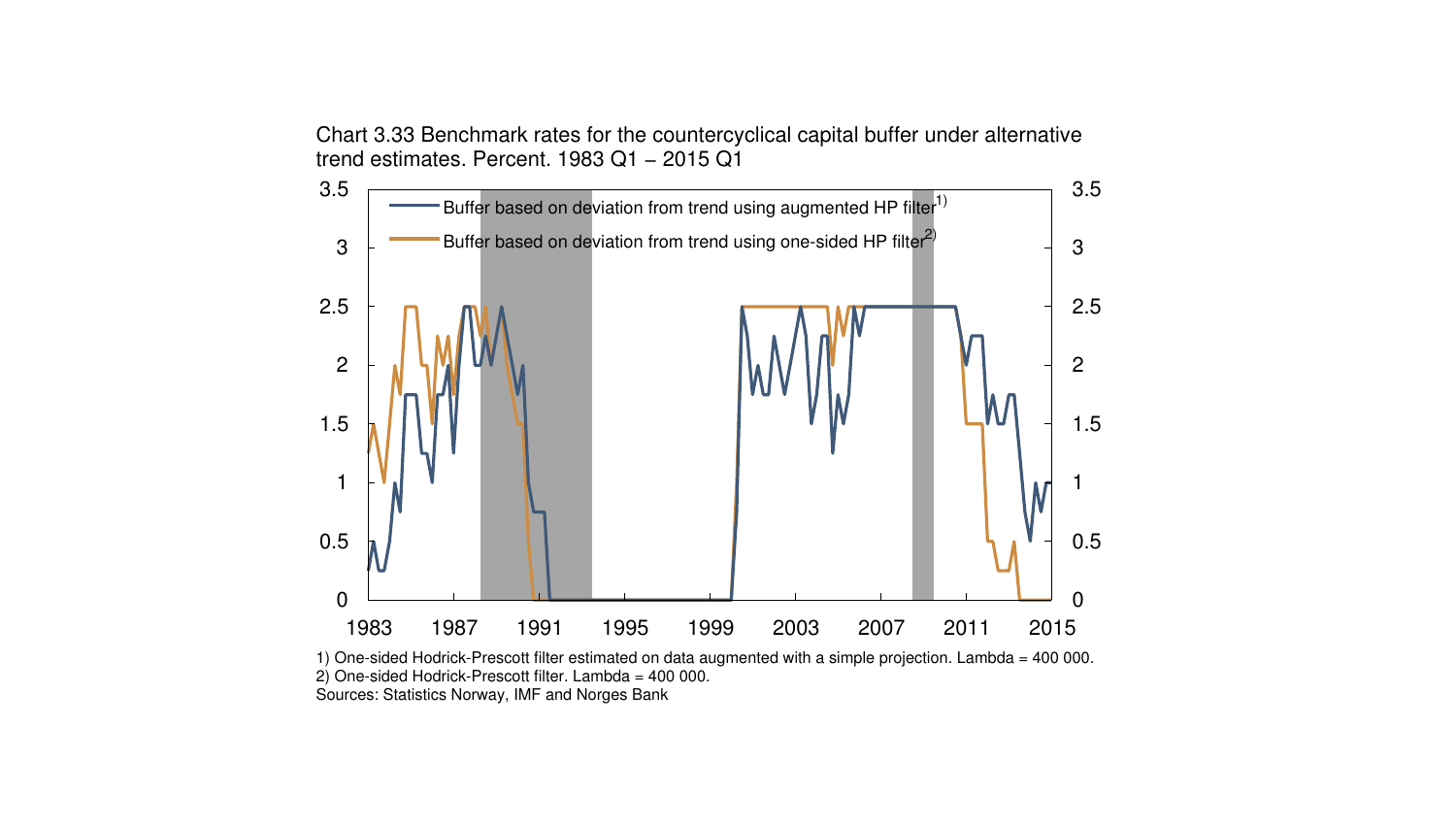Chart 3.33 Benchmark rates for the countercyclical capital buffer under alternative trend estimates. Percent. 1983 Q1 – 2015 Q1

1) One-sided Hodrick-Prescott filter estimated on data augmented with a simple projection. Lambda = 400 000.
2) One-sided Hodrick-Prescott filter. Lambda = 400 000.
Sources: Statistics Norway, IMF and Norges Bank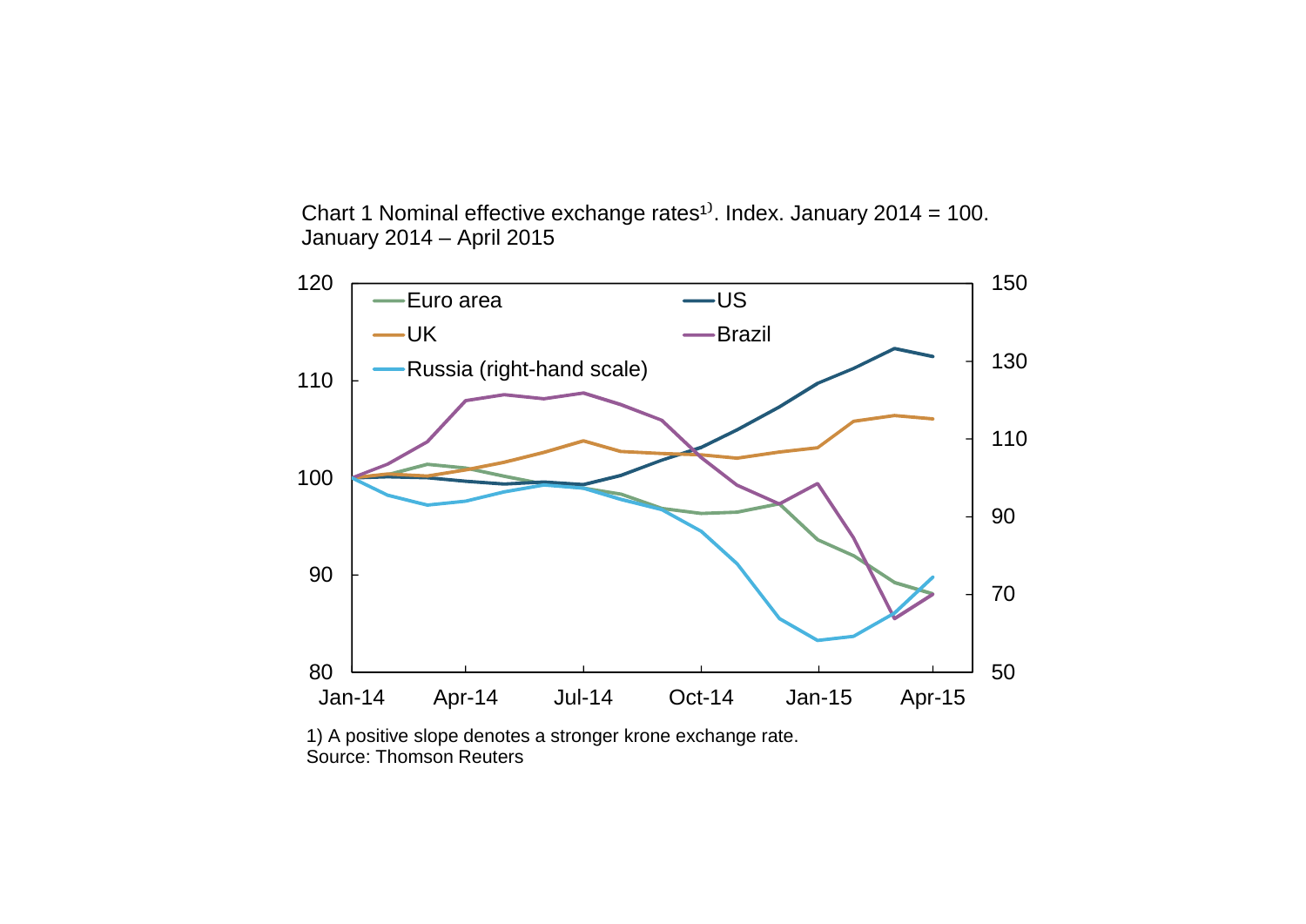Chart 1 Nominal effective exchange rates[1)]. Index. January 2014 = 100. January 2014 – April 2015

1) A positive slope denotes a stronger krone exchange rate.
Source: Thomson Reuters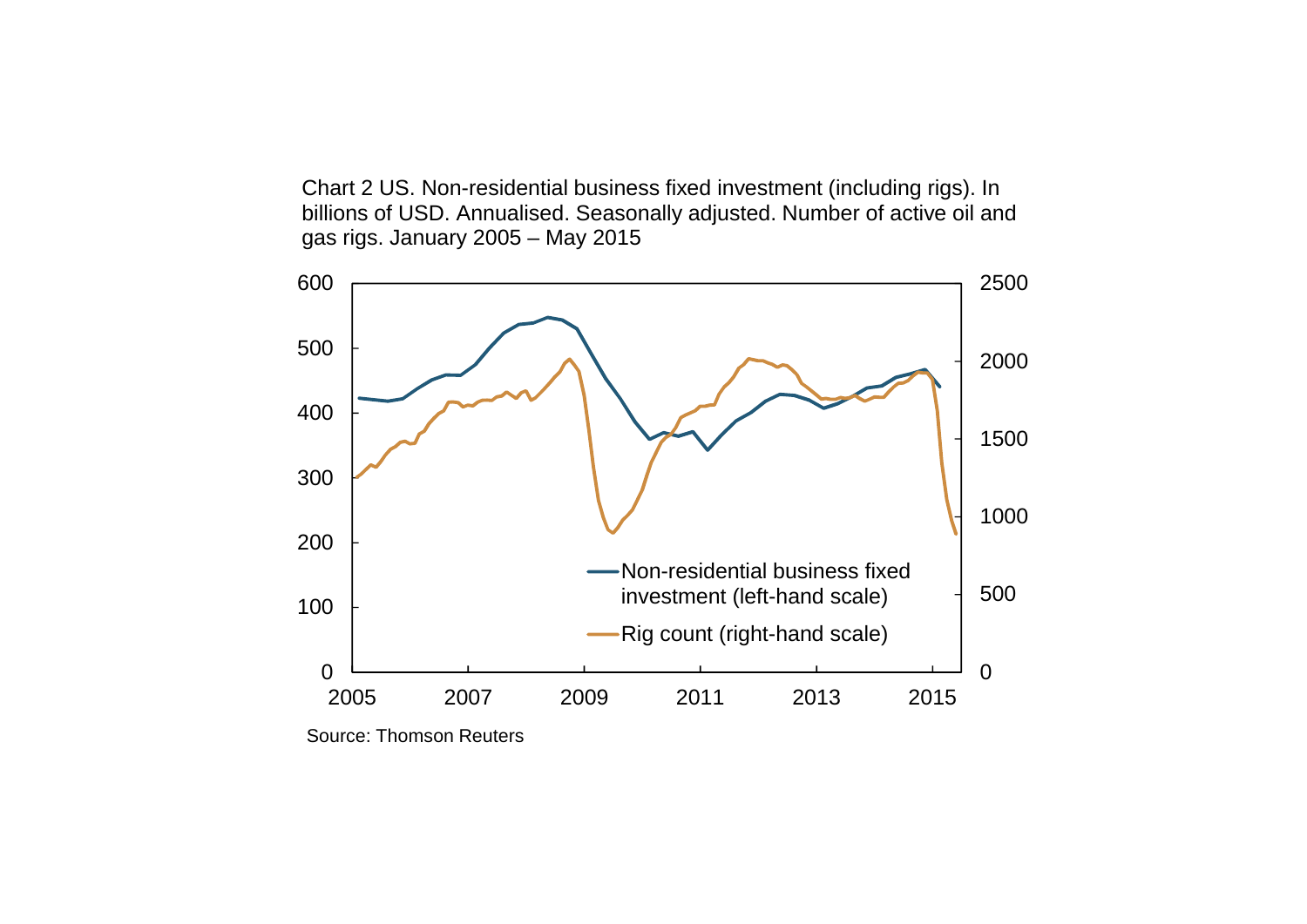Chart 2 US. Non-residential business fixed investment (including rigs). In billions of USD. Annualised. Seasonally adjusted. Number of active oil and gas rigs. January 2005 – May 2015

Source: Thomson Reuters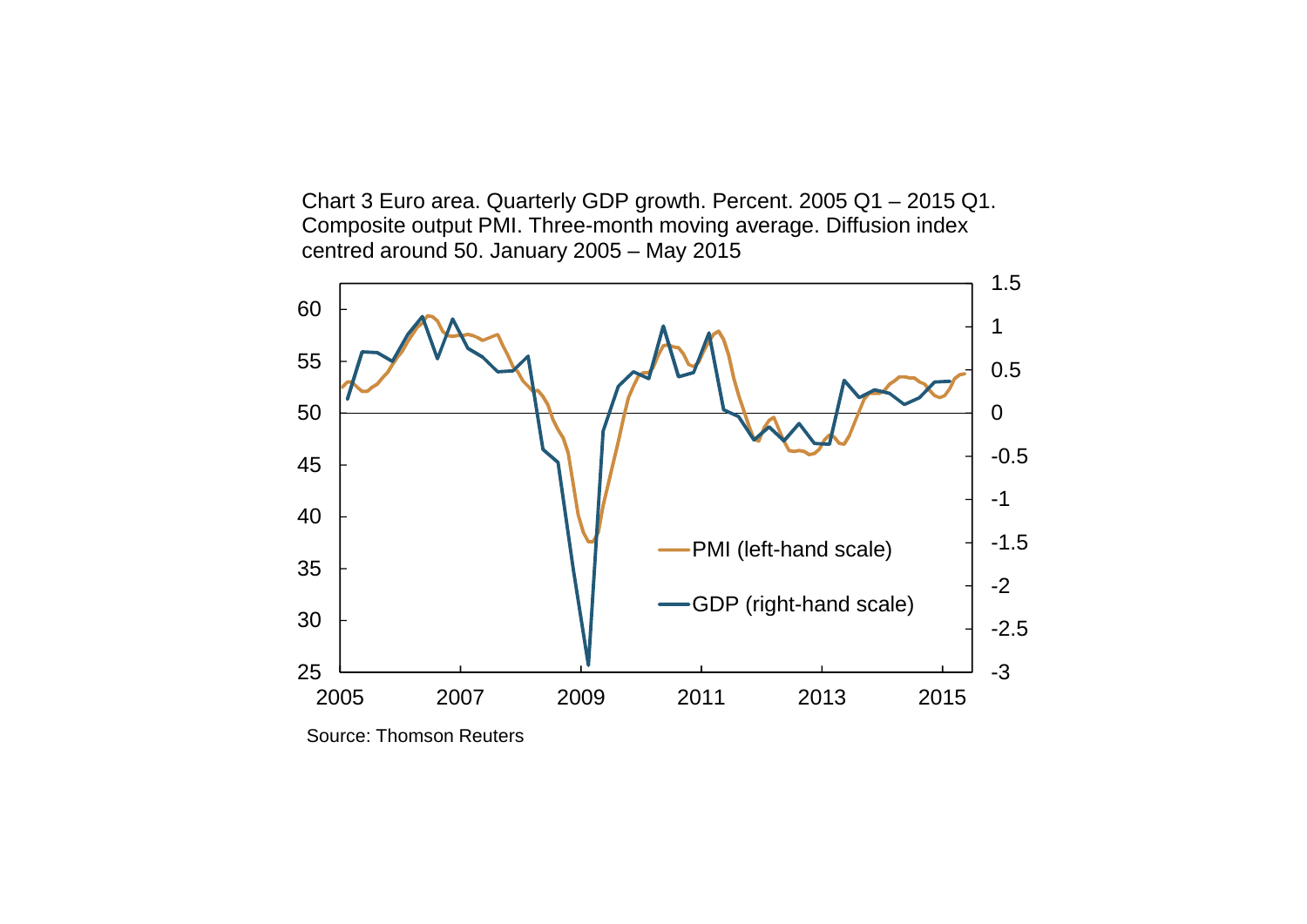Chart 3 Euro area. Quarterly GDP growth. Percent. 2005 Q1 – 2015 Q1. Composite output PMI. Three-month moving average. Diffusion index centred around 50. January 2005 – May 2015

Source: Thomson Reuters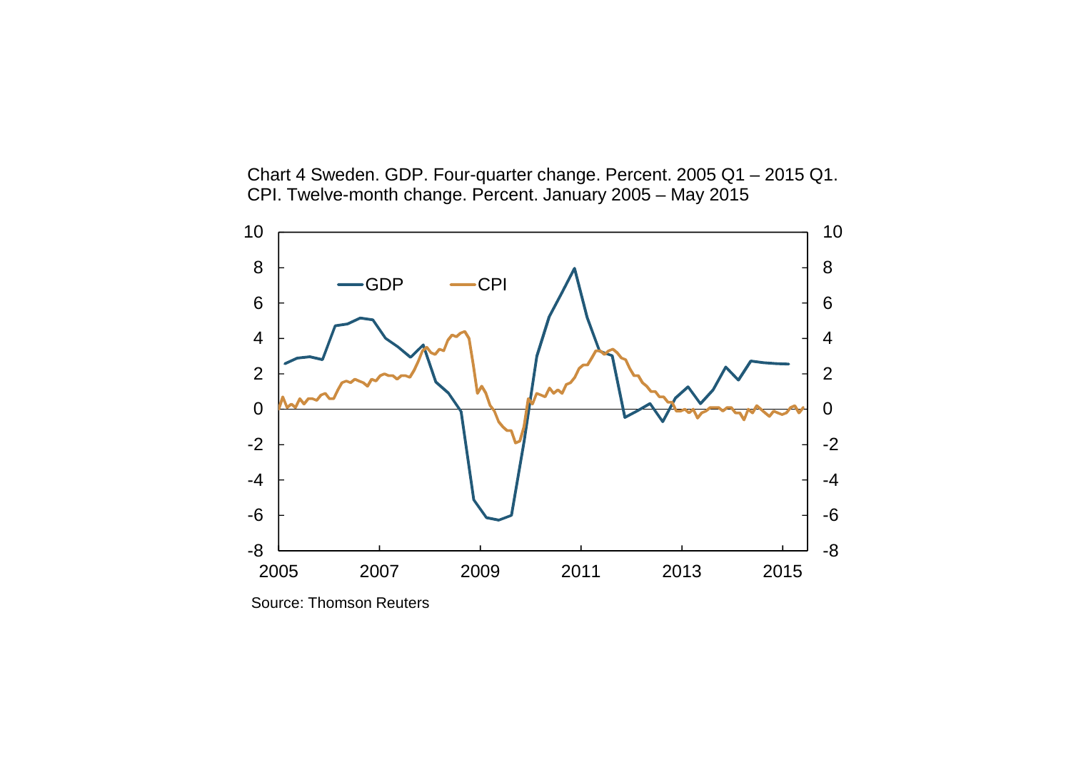Chart 4 Sweden. GDP. Four-quarter change. Percent. 2005 Q1 – 2015 Q1. CPI. Twelve-month change. Percent. January 2005 – May 2015

Source: Thomson Reuters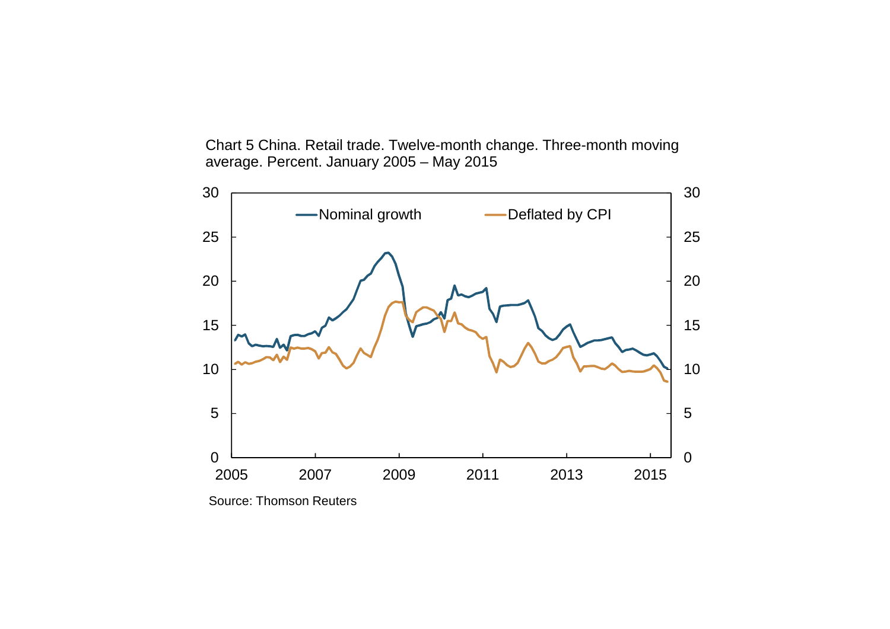Chart 5 China. Retail trade. Twelve-month change. Three-month moving average. Percent. January 2005 – May 2015

Source: Thomson Reuters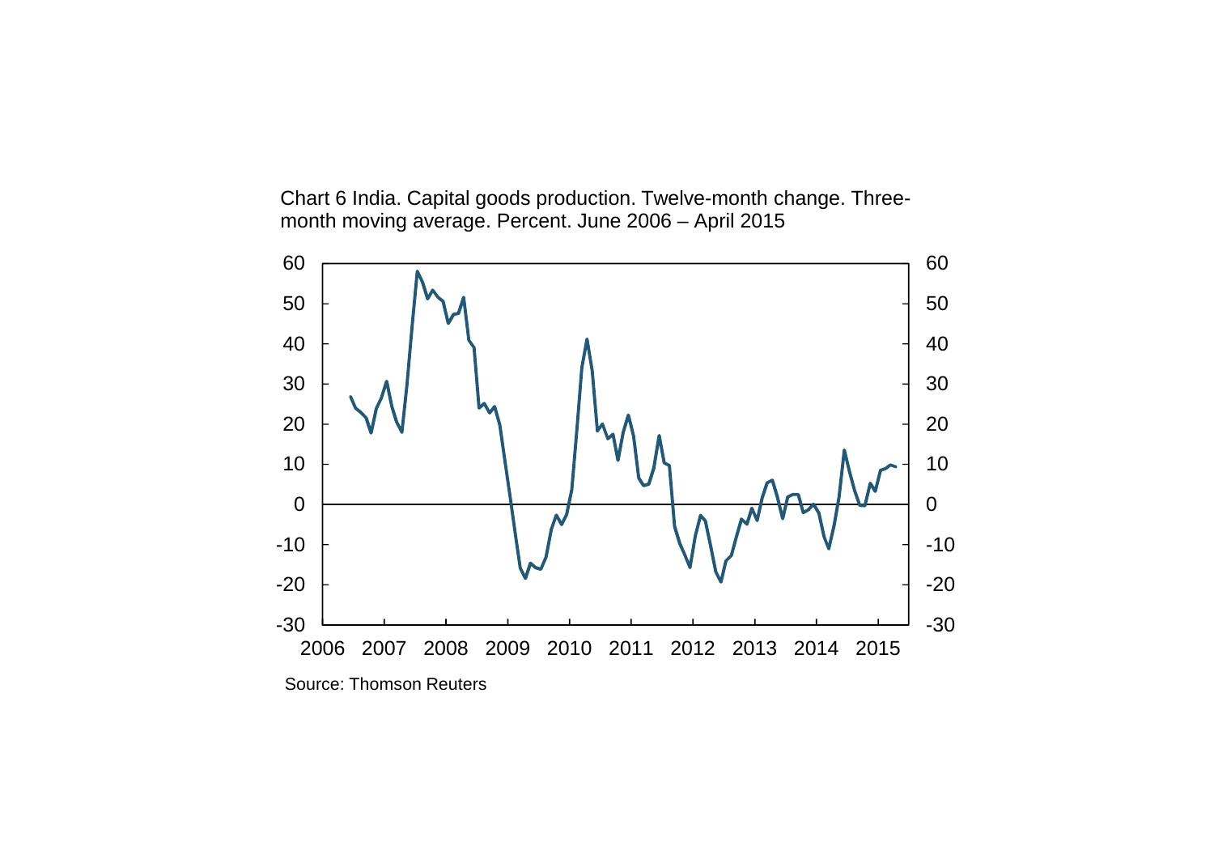Chart 6 India. Capital goods production. Twelve-month change. Three-month moving average. Percent. June 2006 – April 2015

Source: Thomson Reuters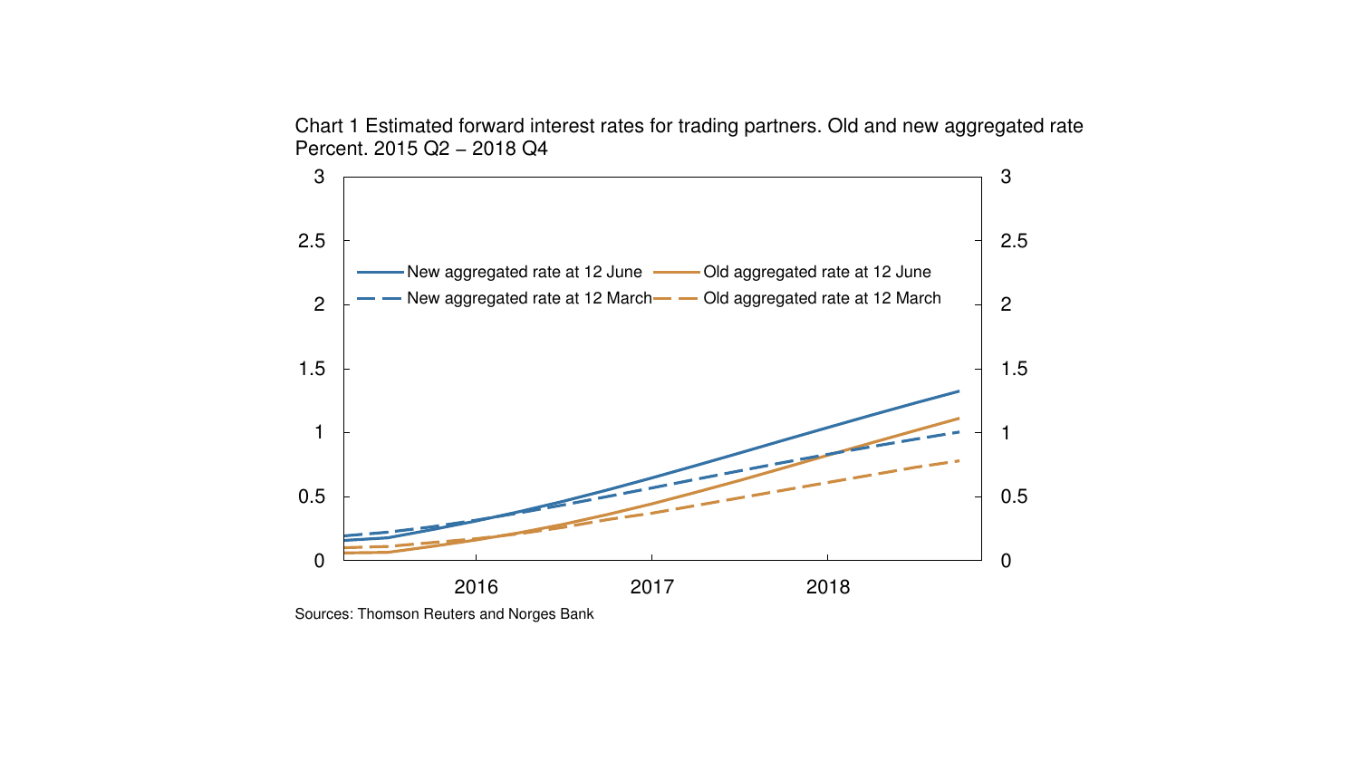Chart 1 Estimated forward interest rates for trading partners. Old and new aggregated rate
Percent. 2015 Q2 – 2018 Q4

Sources: Thomson Reuters and Norges Bank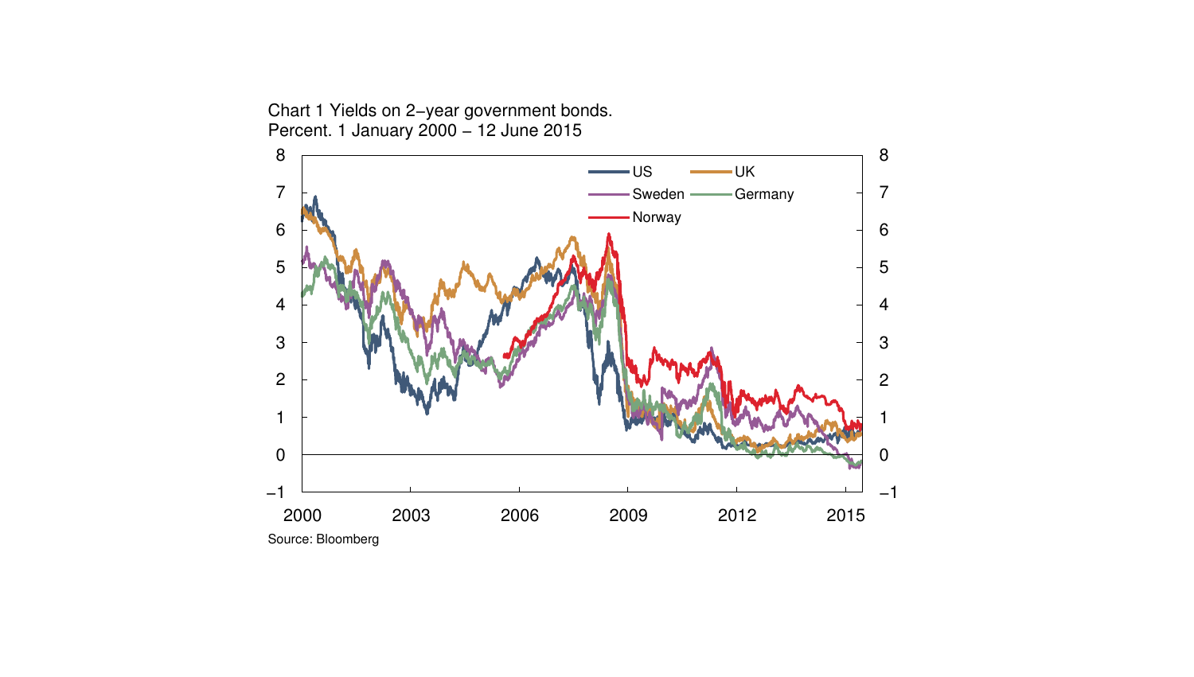Chart 1 Yields on 2−year government bonds.
Percent. 1 January 2000 − 12 June 2015

Source: Bloomberg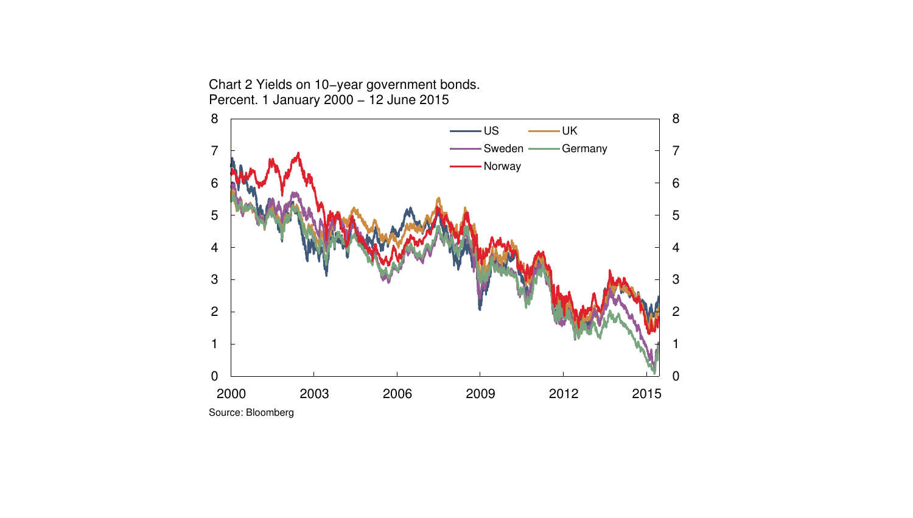Chart 2 Yields on 10−year government bonds.
Percent. 1 January 2000 − 12 June 2015

Source: Bloomberg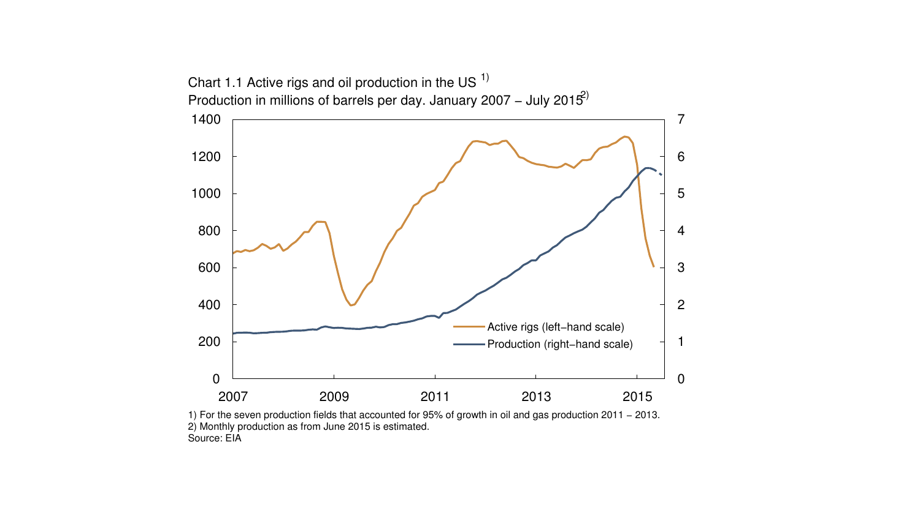Chart 1.1 Active rigs and oil production in the US [1)]

Production in millions of barrels per day. January 2007 – July 2015[2)]

1) For the seven production fields that accounted for 95% of growth in oil and gas production 2011 – 2013.

2) Monthly production as from June 2015 is estimated.

Source: EIA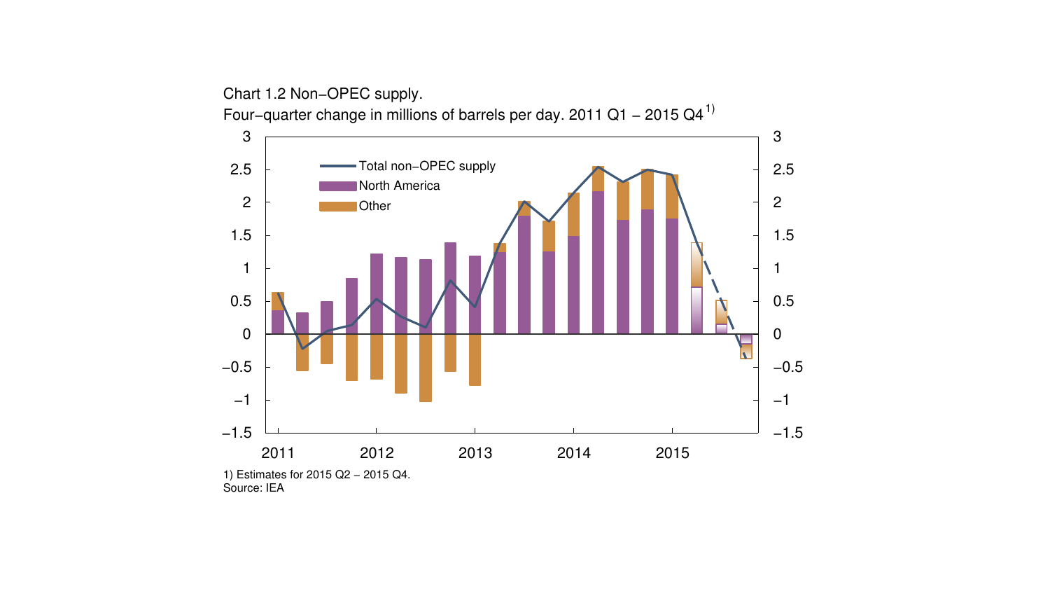Chart 1.2 Non−OPEC supply.
Four−quarter change in millions of barrels per day. 2011 Q1 − 2015 Q4[1)]

1) Estimates for 2015 Q2 − 2015 Q4.
Source: IEA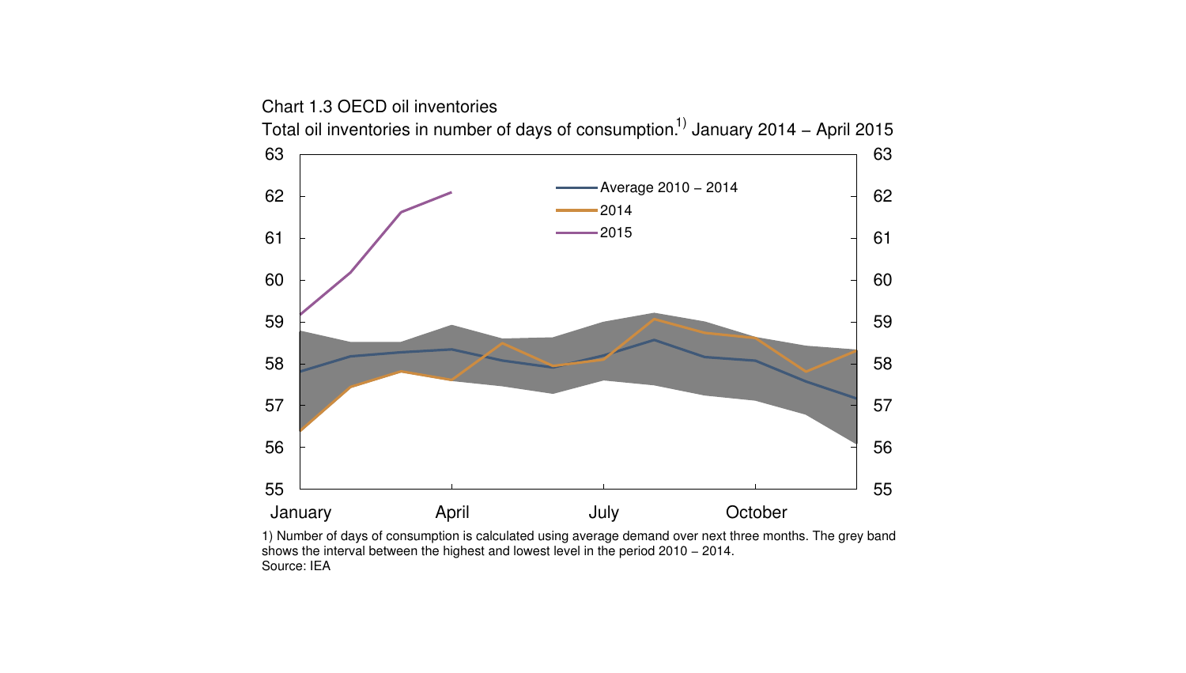Chart 1.3 OECD oil inventories

Total oil inventories in number of days of consumption.[1)] January 2014 – April 2015

1) Number of days of consumption is calculated using average demand over next three months. The grey band shows the interval between the highest and lowest level in the period 2010 – 2014.

Source: IEA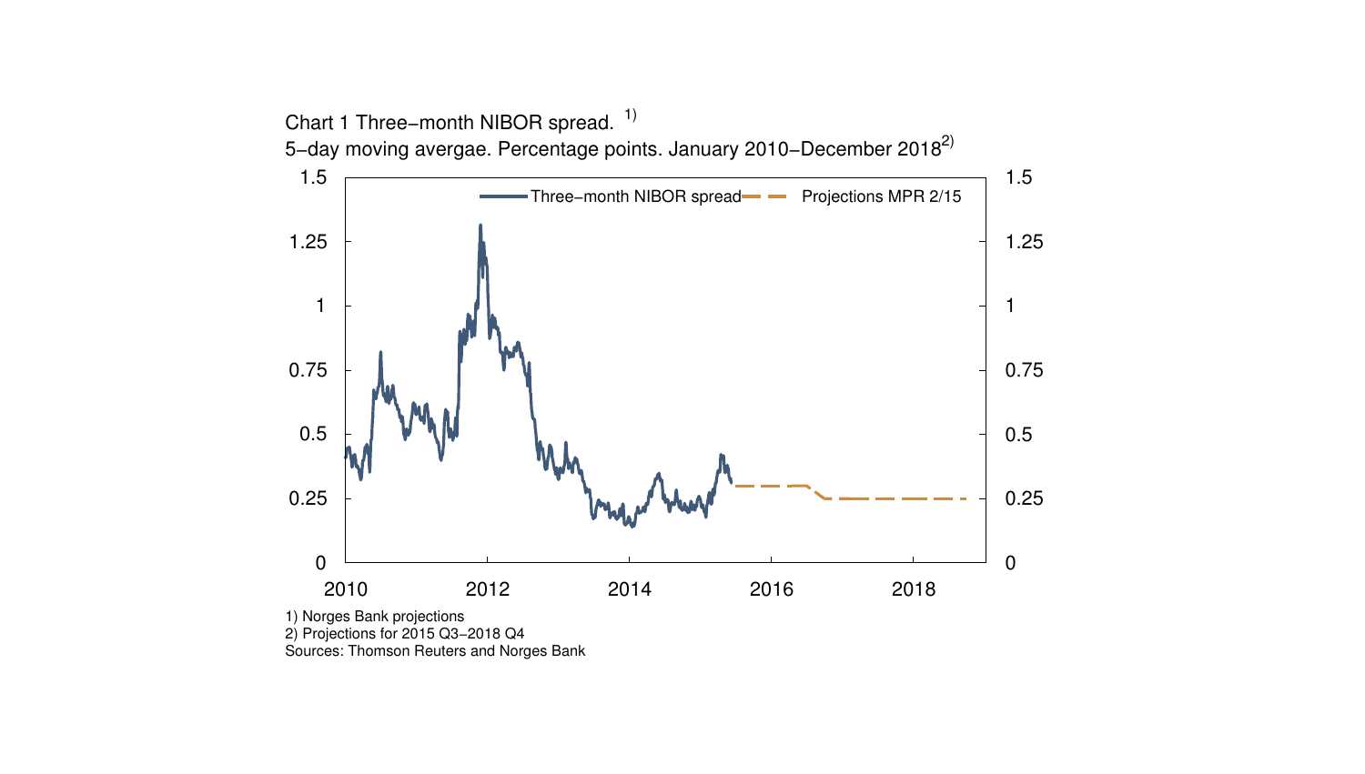Chart 1 Three-month NIBOR spread. [1]

5-day moving avergae. Percentage points. January 2010–December 2018[2]

1) Norges Bank projections

2) Projections for 2015 Q3–2018 Q4

Sources: Thomson Reuters and Norges Bank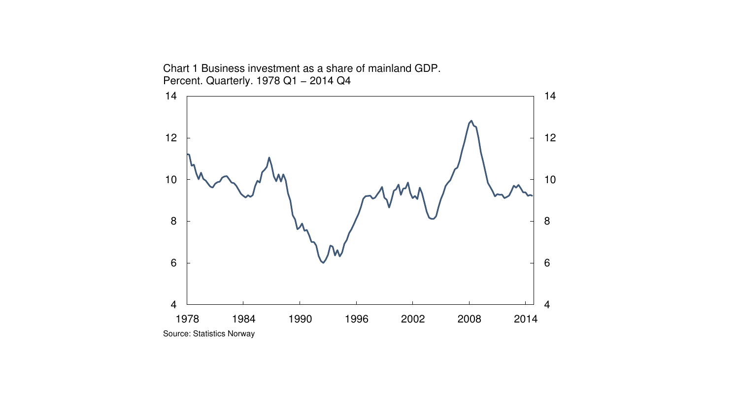Chart 1 Business investment as a share of mainland GDP.
Percent. Quarterly. 1978 Q1 – 2014 Q4

Source: Statistics Norway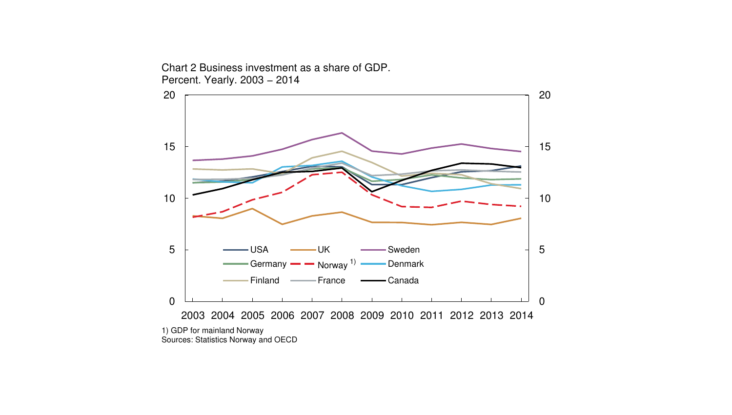Chart 2 Business investment as a share of GDP.
Percent. Yearly. 2003 – 2014

1) GDP for mainland Norway
Sources: Statistics Norway and OECD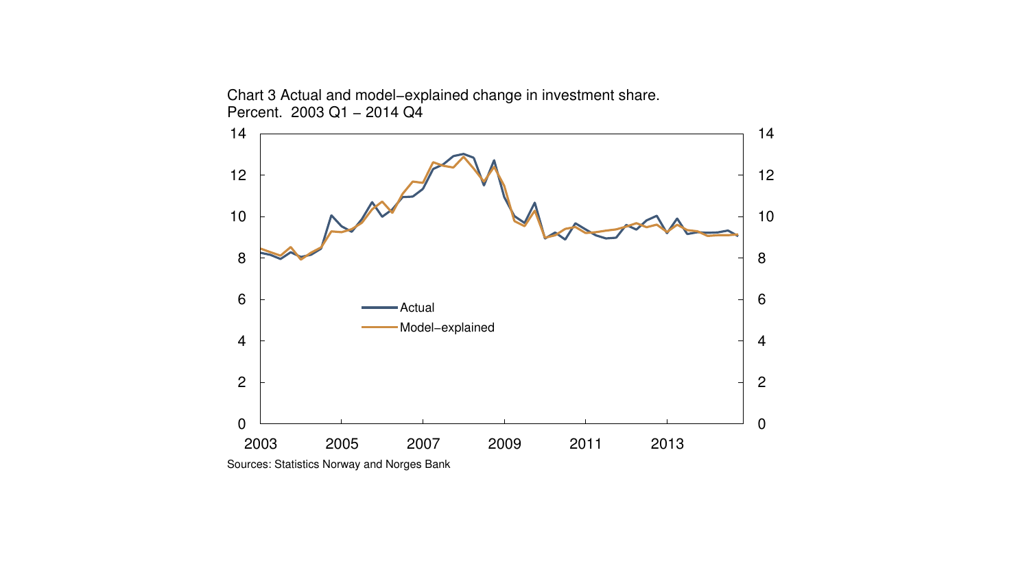Chart 3 Actual and model−explained change in investment share.
Percent. 2003 Q1 − 2014 Q4

Sources: Statistics Norway and Norges Bank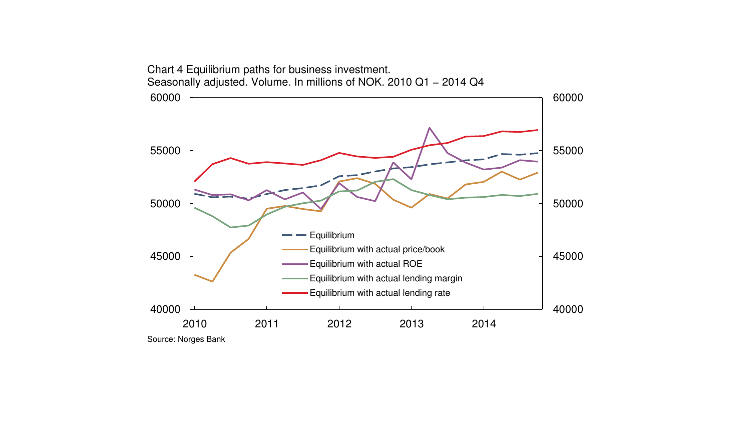Chart 4 Equilibrium paths for business investment.
Seasonally adjusted. Volume. In millions of NOK. 2010 Q1 – 2014 Q4

Source: Norges Bank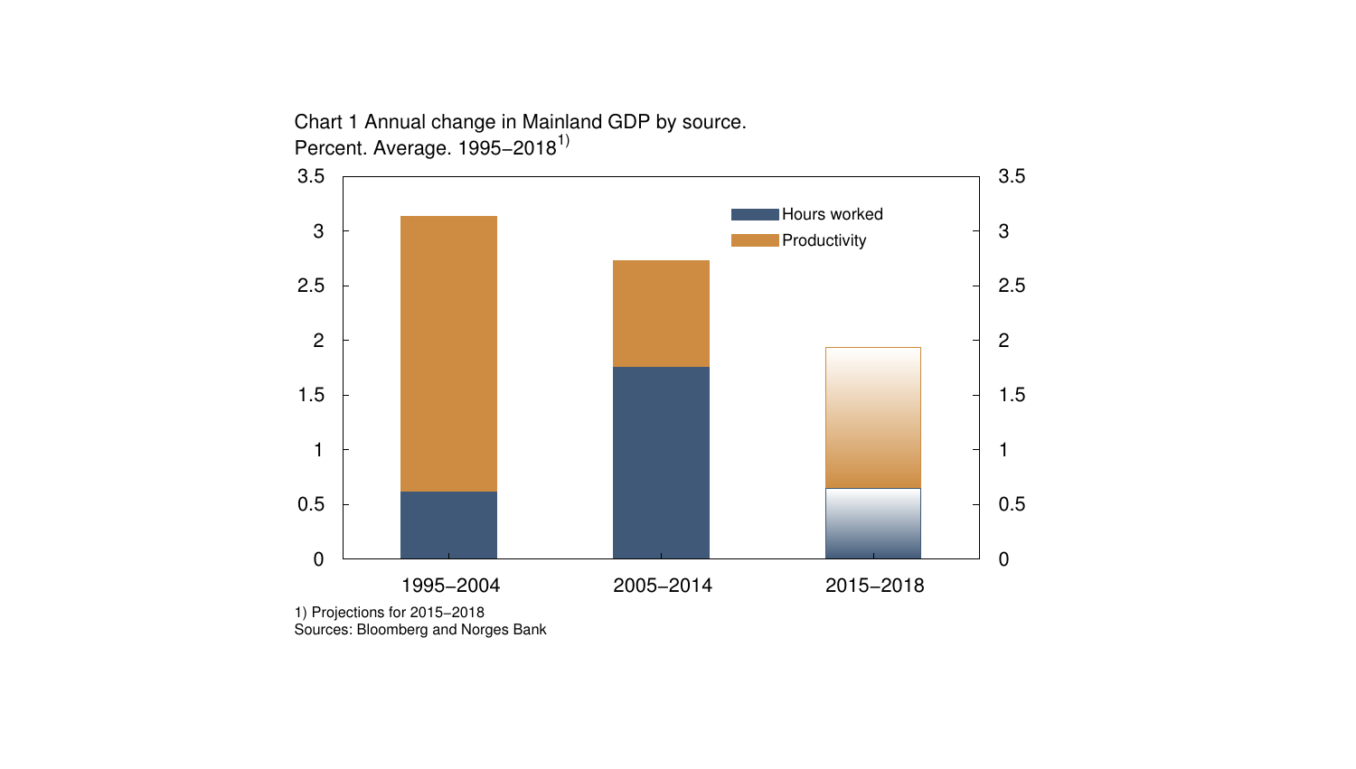Chart 1 Annual change in Mainland GDP by source. Percent. Average. 1995–2018[1)]

| | Hours worked | Productivity |
|---|---|---|
| 1995–2004 | 0.6 | 2.5 |
| 2005–2014 | 1.75 | 1.0 |
| 2015–2018 | 0.65 | 1.3 |

1) Projections for 2015–2018

Sources: Bloomberg and Norges Bank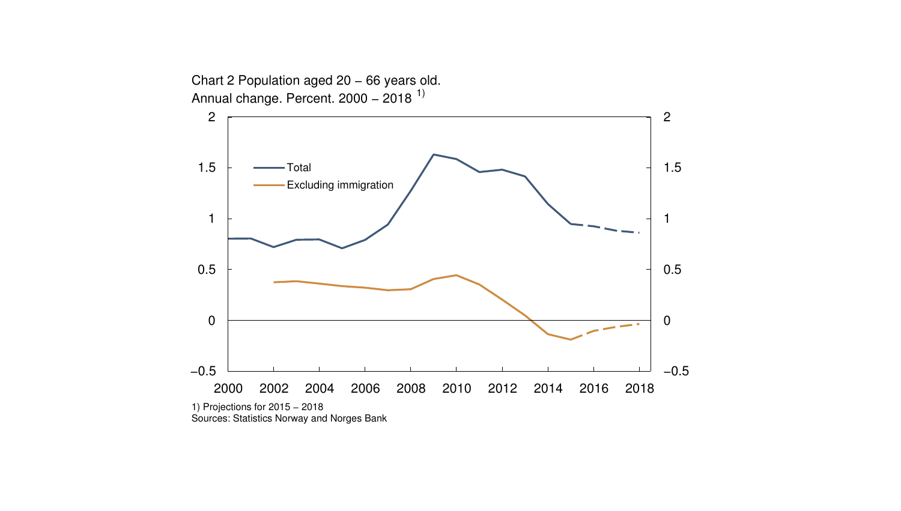Chart 2 Population aged 20 – 66 years old.
Annual change. Percent. 2000 – 2018 [1)]

1) Projections for 2015 – 2018
Sources: Statistics Norway and Norges Bank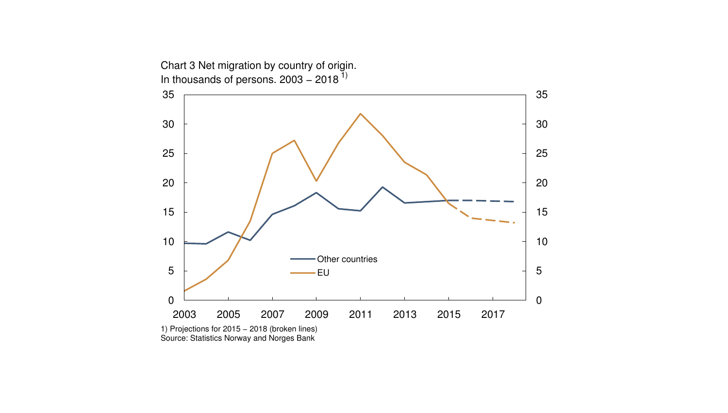Chart 3 Net migration by country of origin.
In thousands of persons. 2003 – 2018 [1)]

1) Projections for 2015 – 2018 (broken lines)
Source: Statistics Norway and Norges Bank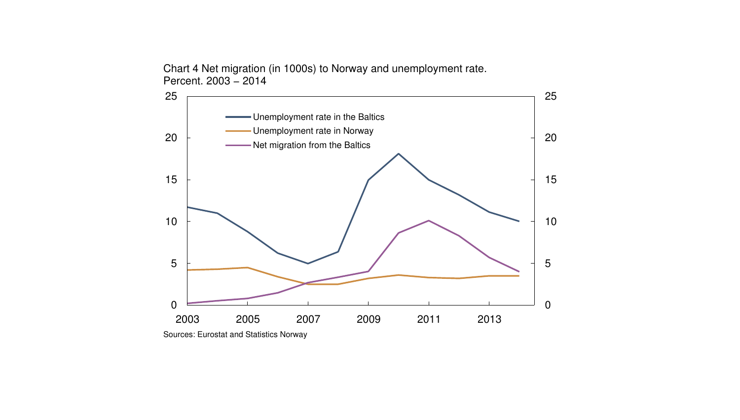Chart 4 Net migration (in 1000s) to Norway and unemployment rate. Percent. 2003 – 2014

Sources: Eurostat and Statistics Norway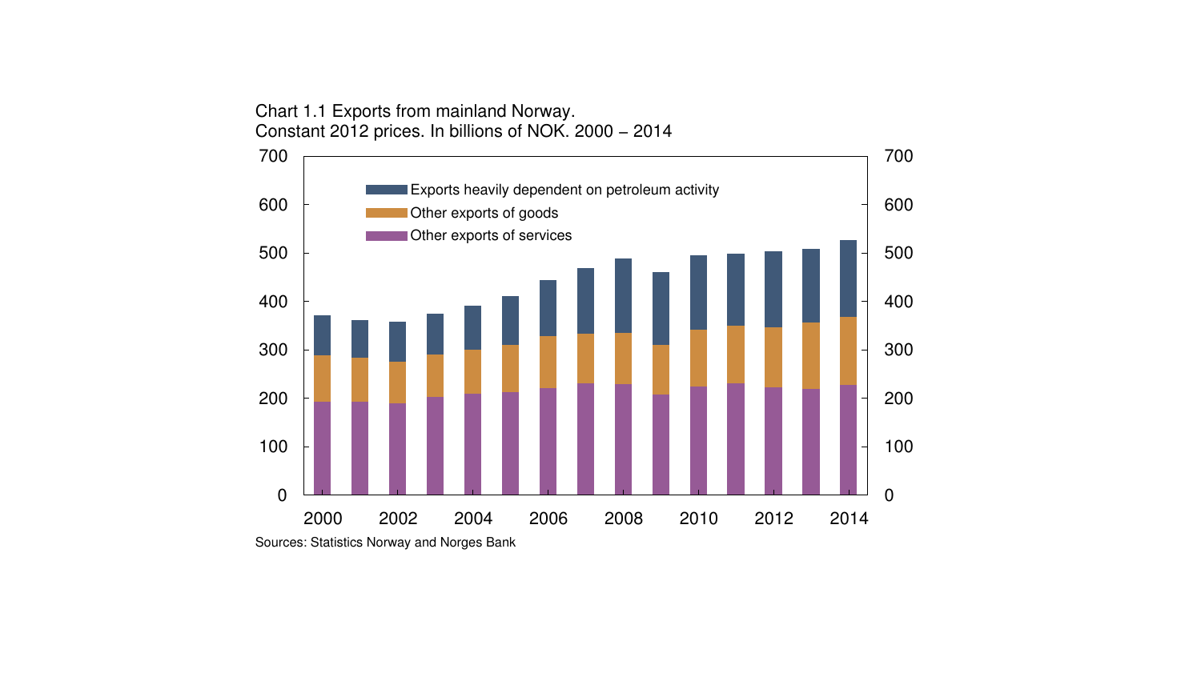Chart 1.1 Exports from mainland Norway.
Constant 2012 prices. In billions of NOK. 2000 – 2014

Sources: Statistics Norway and Norges Bank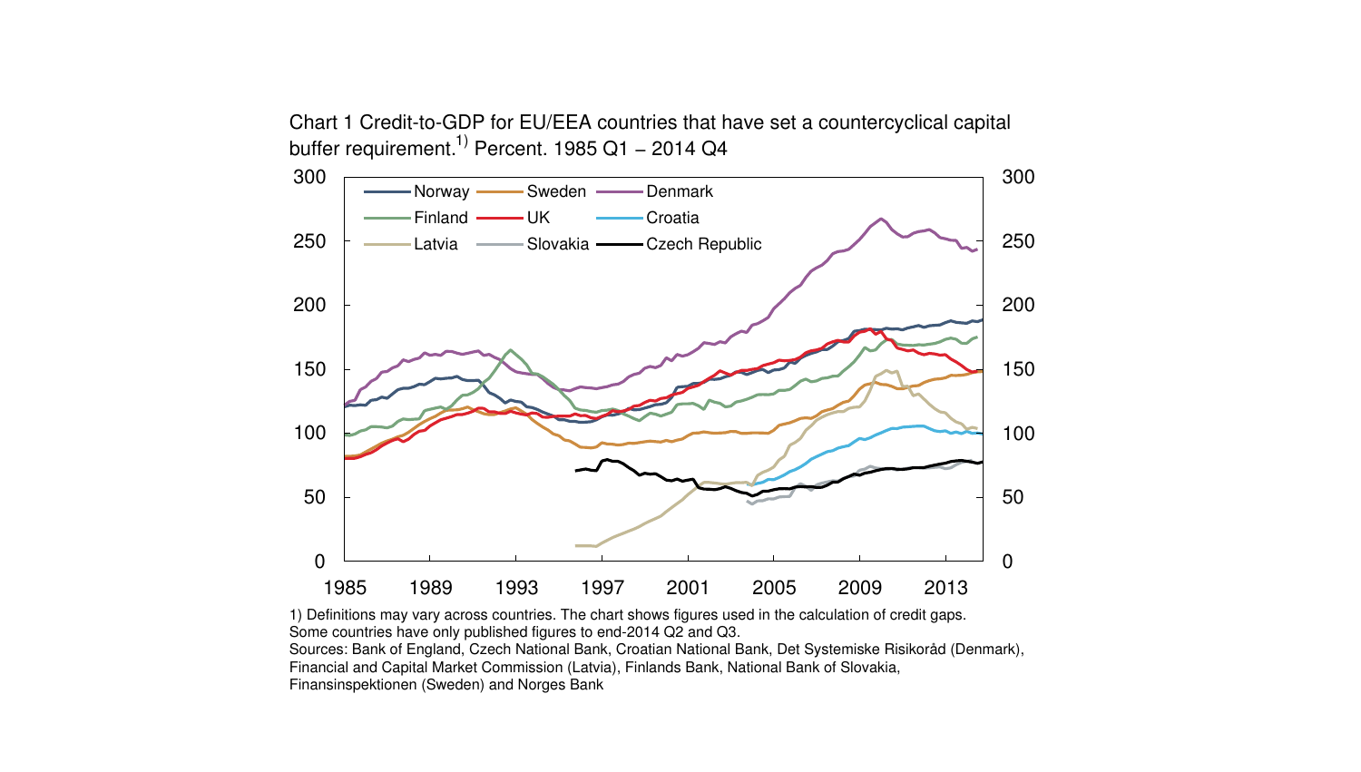Chart 1 Credit-to-GDP for EU/EEA countries that have set a countercyclical capital buffer requirement.[1)] Percent. 1985 Q1 – 2014 Q4

1) Definitions may vary across countries. The chart shows figures used in the calculation of credit gaps. Some countries have only published figures to end-2014 Q2 and Q3.

Sources: Bank of England, Czech National Bank, Croatian National Bank, Det Systemiske Risikoråd (Denmark), Financial and Capital Market Commission (Latvia), Finlands Bank, National Bank of Slovakia, Finansinspektionen (Sweden) and Norges Bank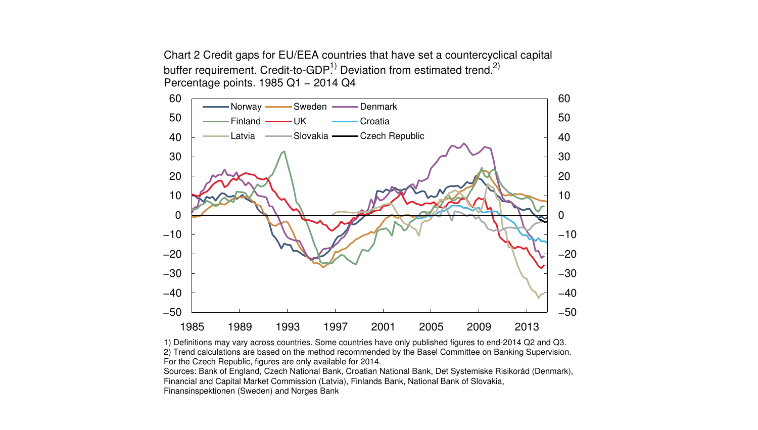Chart 2 Credit gaps for EU/EEA countries that have set a countercyclical capital buffer requirement. Credit-to-GDP.[1)] Deviation from estimated trend.[2)] Percentage points. 1985 Q1 – 2014 Q4

1) Definitions may vary across countries. Some countries have only published figures to end-2014 Q2 and Q3.
2) Trend calculations are based on the method recommended by the Basel Committee on Banking Supervision. For the Czech Republic, figures are only available for 2014.
Sources: Bank of England, Czech National Bank, Croatian National Bank, Det Systemiske Risikoråd (Denmark), Financial and Capital Market Commission (Latvia), Finlands Bank, National Bank of Slovakia, Finansinspektionen (Sweden) and Norges Bank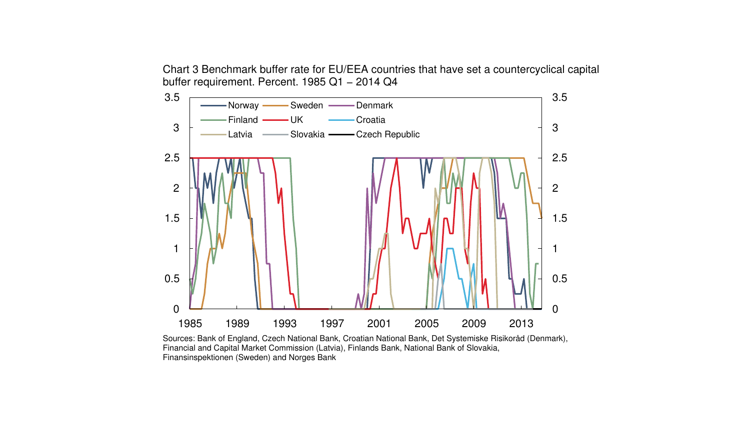Chart 3 Benchmark buffer rate for EU/EEA countries that have set a countercyclical capital buffer requirement. Percent. 1985 Q1 – 2014 Q4

Norway
Sweden
Denmark
Finland
UK
Croatia
Latvia
Slovakia
Czech Republic

3.5
3
2.5
2
1.5
1
0.5
0

1985
1989
1993
1997
2001
2005
2009
2013

Sources: Bank of England, Czech National Bank, Croatian National Bank, Det Systemiske Risikoråd (Denmark), Financial and Capital Market Commission (Latvia), Finlands Bank, National Bank of Slovakia, Finansinspektionen (Sweden) and Norges Bank